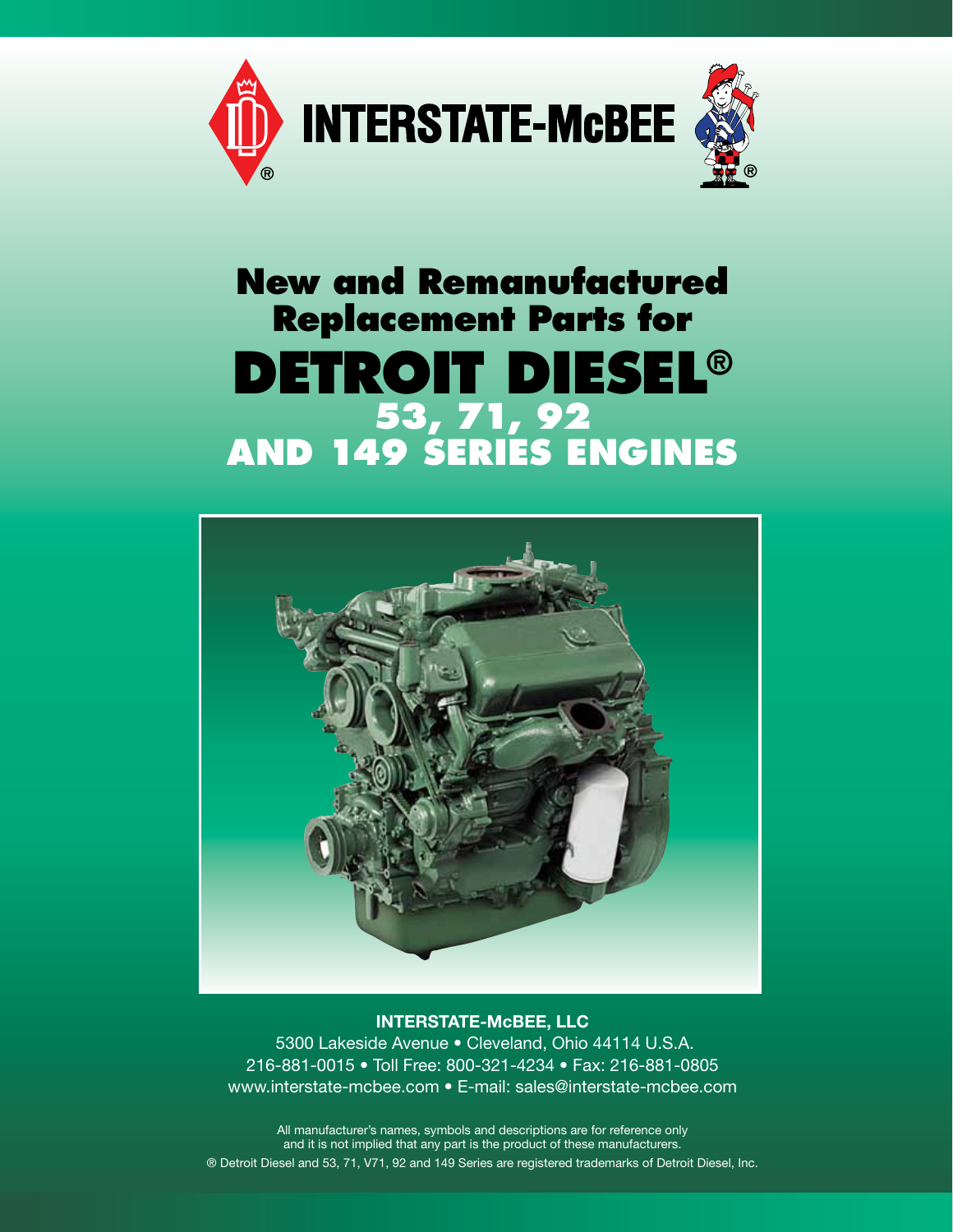# INTERSTATE-McBEE

# New and Remanufactured Replacement Parts for

# DETROIT DIESEL®

## 53, 71, 92 AND 149 SERIES ENGINES

**INTERSTATE-McBEE, LLC**

5300 Lakeside Avenue • Cleveland, Ohio 44114 U.S.A.

216-881-0015 • Toll Free: 800-321-4234 • Fax: 216-881-0805

www.interstate-mcbee.com • E-mail: sales@interstate-mcbee.com

All manufacturer's names, symbols and descriptions are for reference only and it is not implied that any part is the product of these manufacturers.

® Detroit Diesel and 53, 71, V71, 92 and 149 Series are registered trademarks of Detroit Diesel, Inc.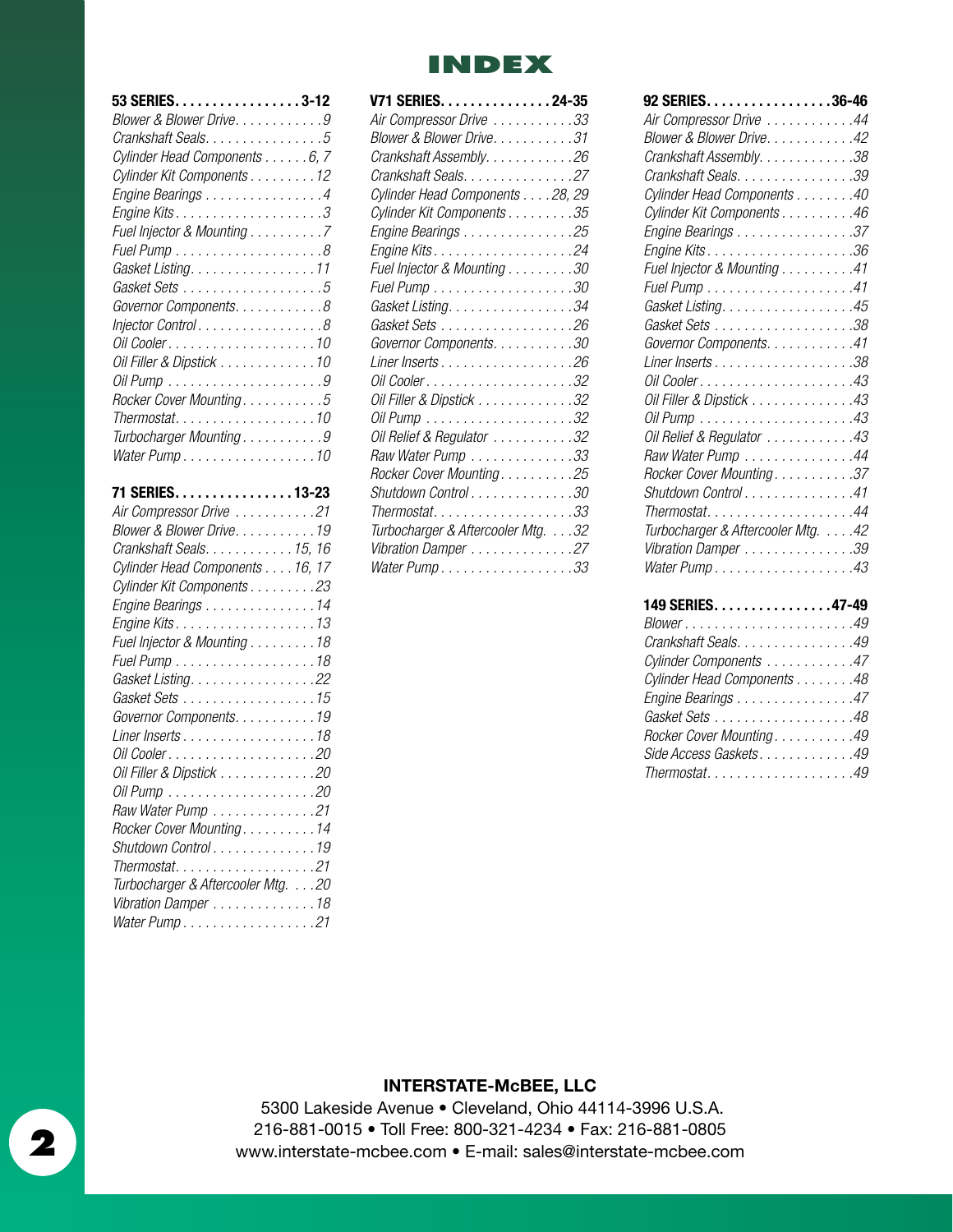# INDEX

**53 SERIES. . . . . . . . . . . . . . . . . 3-12**

*Blower & Blower Drive. . . . . . . . . . . . 9*
*Crankshaft Seals. . . . . . . . . . . . . . . . 5*
*Cylinder Head Components . . . . . . 6, 7*
*Cylinder Kit Components . . . . . . . . . 12*
*Engine Bearings . . . . . . . . . . . . . . . . 4*
*Engine Kits . . . . . . . . . . . . . . . . . . . . 3*
*Fuel Injector & Mounting . . . . . . . . . . 7*
*Fuel Pump . . . . . . . . . . . . . . . . . . . . 8*
*Gasket Listing. . . . . . . . . . . . . . . . . 11*
*Gasket Sets . . . . . . . . . . . . . . . . . . . 5*
*Governor Components. . . . . . . . . . . . 8*
*Injector Control . . . . . . . . . . . . . . . . . 8*
*Oil Cooler . . . . . . . . . . . . . . . . . . . . 10*
*Oil Filler & Dipstick . . . . . . . . . . . . . 10*
*Oil Pump . . . . . . . . . . . . . . . . . . . . . 9*
*Rocker Cover Mounting . . . . . . . . . . . 5*
*Thermostat. . . . . . . . . . . . . . . . . . . 10*
*Turbocharger Mounting . . . . . . . . . . . 9*
*Water Pump . . . . . . . . . . . . . . . . . . 10*

**71 SERIES. . . . . . . . . . . . . . . . 13-23**

*Air Compressor Drive . . . . . . . . . . . 21*
*Blower & Blower Drive. . . . . . . . . . . 19*
*Crankshaft Seals. . . . . . . . . . . . 15, 16*
*Cylinder Head Components . . . . 16, 17*
*Cylinder Kit Components . . . . . . . . . 23*
*Engine Bearings . . . . . . . . . . . . . . . 14*
*Engine Kits . . . . . . . . . . . . . . . . . . . 13*
*Fuel Injector & Mounting . . . . . . . . . 18*
*Fuel Pump . . . . . . . . . . . . . . . . . . . 18*
*Gasket Listing. . . . . . . . . . . . . . . . . 22*
*Gasket Sets . . . . . . . . . . . . . . . . . . 15*
*Governor Components. . . . . . . . . . . 19*
*Liner Inserts . . . . . . . . . . . . . . . . . . 18*
*Oil Cooler . . . . . . . . . . . . . . . . . . . . 20*
*Oil Filler & Dipstick . . . . . . . . . . . . . 20*
*Oil Pump . . . . . . . . . . . . . . . . . . . . 20*
*Raw Water Pump . . . . . . . . . . . . . . 21*
*Rocker Cover Mounting . . . . . . . . . . 14*
*Shutdown Control . . . . . . . . . . . . . . 19*
*Thermostat. . . . . . . . . . . . . . . . . . . 21*
*Turbocharger & Aftercooler Mtg. . . . 20*
*Vibration Damper . . . . . . . . . . . . . . 18*
*Water Pump . . . . . . . . . . . . . . . . . . 21*

**V71 SERIES. . . . . . . . . . . . . . . 24-35**

*Air Compressor Drive . . . . . . . . . . . 33*
*Blower & Blower Drive. . . . . . . . . . . 31*
*Crankshaft Assembly. . . . . . . . . . . . 26*
*Crankshaft Seals. . . . . . . . . . . . . . . 27*
*Cylinder Head Components . . . . 28, 29*
*Cylinder Kit Components . . . . . . . . . 35*
*Engine Bearings . . . . . . . . . . . . . . . 25*
*Engine Kits . . . . . . . . . . . . . . . . . . . 24*
*Fuel Injector & Mounting . . . . . . . . . 30*
*Fuel Pump . . . . . . . . . . . . . . . . . . . 30*
*Gasket Listing. . . . . . . . . . . . . . . . . 34*
*Gasket Sets . . . . . . . . . . . . . . . . . . 26*
*Governor Components. . . . . . . . . . . 30*
*Liner Inserts . . . . . . . . . . . . . . . . . . 26*
*Oil Cooler . . . . . . . . . . . . . . . . . . . . 32*
*Oil Filler & Dipstick . . . . . . . . . . . . . 32*
*Oil Pump . . . . . . . . . . . . . . . . . . . . 32*
*Oil Relief & Regulator . . . . . . . . . . . 32*
*Raw Water Pump . . . . . . . . . . . . . . 33*
*Rocker Cover Mounting . . . . . . . . . . 25*
*Shutdown Control . . . . . . . . . . . . . . 30*
*Thermostat. . . . . . . . . . . . . . . . . . . 33*
*Turbocharger & Aftercooler Mtg. . . . 32*
*Vibration Damper . . . . . . . . . . . . . . 27*
*Water Pump . . . . . . . . . . . . . . . . . . 33*

**92 SERIES. . . . . . . . . . . . . . . . . 36-46**

*Air Compressor Drive . . . . . . . . . . . 44*
*Blower & Blower Drive. . . . . . . . . . . 42*
*Crankshaft Assembly. . . . . . . . . . . . 38*
*Crankshaft Seals. . . . . . . . . . . . . . . 39*
*Cylinder Head Components . . . . . . . 40*
*Cylinder Kit Components . . . . . . . . . 46*
*Engine Bearings . . . . . . . . . . . . . . . 37*
*Engine Kits . . . . . . . . . . . . . . . . . . . 36*
*Fuel Injector & Mounting . . . . . . . . . 41*
*Fuel Pump . . . . . . . . . . . . . . . . . . . 41*
*Gasket Listing. . . . . . . . . . . . . . . . . 45*
*Gasket Sets . . . . . . . . . . . . . . . . . . 38*
*Governor Components. . . . . . . . . . . 41*
*Liner Inserts . . . . . . . . . . . . . . . . . . 38*
*Oil Cooler . . . . . . . . . . . . . . . . . . . . 43*
*Oil Filler & Dipstick . . . . . . . . . . . . . 43*
*Oil Pump . . . . . . . . . . . . . . . . . . . . 43*
*Oil Relief & Regulator . . . . . . . . . . . 43*
*Raw Water Pump . . . . . . . . . . . . . . 44*
*Rocker Cover Mounting . . . . . . . . . . 37*
*Shutdown Control . . . . . . . . . . . . . . 41*
*Thermostat. . . . . . . . . . . . . . . . . . . 44*
*Turbocharger & Aftercooler Mtg. . . . 42*
*Vibration Damper . . . . . . . . . . . . . . 39*
*Water Pump . . . . . . . . . . . . . . . . . . 43*

**149 SERIES. . . . . . . . . . . . . . . . 47-49**

*Blower . . . . . . . . . . . . . . . . . . . . . . 49*
*Crankshaft Seals. . . . . . . . . . . . . . . 49*
*Cylinder Components . . . . . . . . . . . 47*
*Cylinder Head Components . . . . . . . 48*
*Engine Bearings . . . . . . . . . . . . . . . 47*
*Gasket Sets . . . . . . . . . . . . . . . . . . 48*
*Rocker Cover Mounting . . . . . . . . . . 49*
*Side Access Gaskets . . . . . . . . . . . . 49*
*Thermostat. . . . . . . . . . . . . . . . . . . 49*

**INTERSTATE-McBEE, LLC**

5300 Lakeside Avenue • Cleveland, Ohio 44114-3996 U.S.A.
216-881-0015 • Toll Free: 800-321-4234 • Fax: 216-881-0805
www.interstate-mcbee.com • E-mail: sales@interstate-mcbee.com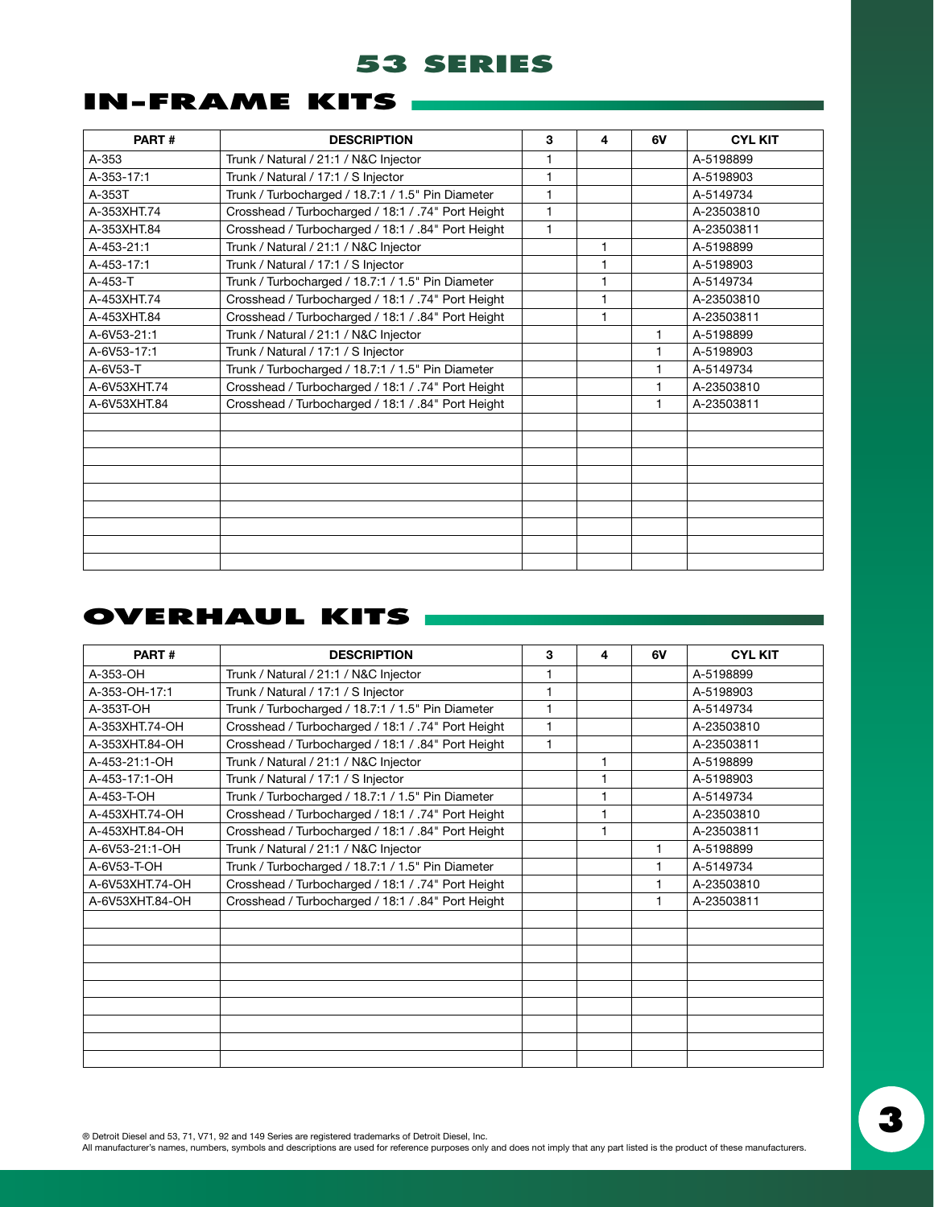# 53 SERIES

## IN-FRAME KITS

| PART # | DESCRIPTION | 3 | 4 | 6V | CYL KIT |
|---|---|---|---|---|---|
| A-353 | Trunk / Natural / 21:1 / N&C Injector | 1 | | | A-5198899 |
| A-353-17:1 | Trunk / Natural / 17:1 / S Injector | 1 | | | A-5198903 |
| A-353T | Trunk / Turbocharged / 18.7:1 / 1.5" Pin Diameter | 1 | | | A-5149734 |
| A-353XHT.74 | Crosshead / Turbocharged / 18:1 / .74" Port Height | 1 | | | A-23503810 |
| A-353XHT.84 | Crosshead / Turbocharged / 18:1 / .84" Port Height | 1 | | | A-23503811 |
| A-453-21:1 | Trunk / Natural / 21:1 / N&C Injector | | 1 | | A-5198899 |
| A-453-17:1 | Trunk / Natural / 17:1 / S Injector | | 1 | | A-5198903 |
| A-453-T | Trunk / Turbocharged / 18.7:1 / 1.5" Pin Diameter | | 1 | | A-5149734 |
| A-453XHT.74 | Crosshead / Turbocharged / 18:1 / .74" Port Height | | 1 | | A-23503810 |
| A-453XHT.84 | Crosshead / Turbocharged / 18:1 / .84" Port Height | | 1 | | A-23503811 |
| A-6V53-21:1 | Trunk / Natural / 21:1 / N&C Injector | | | 1 | A-5198899 |
| A-6V53-17:1 | Trunk / Natural / 17:1 / S Injector | | | 1 | A-5198903 |
| A-6V53-T | Trunk / Turbocharged / 18.7:1 / 1.5" Pin Diameter | | | 1 | A-5149734 |
| A-6V53XHT.74 | Crosshead / Turbocharged / 18:1 / .74" Port Height | | | 1 | A-23503810 |
| A-6V53XHT.84 | Crosshead / Turbocharged / 18:1 / .84" Port Height | | | 1 | A-23503811 |

## OVERHAUL KITS

| PART # | DESCRIPTION | 3 | 4 | 6V | CYL KIT |
|---|---|---|---|---|---|
| A-353-OH | Trunk / Natural / 21:1 / N&C Injector | 1 | | | A-5198899 |
| A-353-OH-17:1 | Trunk / Natural / 17:1 / S Injector | 1 | | | A-5198903 |
| A-353T-OH | Trunk / Turbocharged / 18.7:1 / 1.5" Pin Diameter | 1 | | | A-5149734 |
| A-353XHT.74-OH | Crosshead / Turbocharged / 18:1 / .74" Port Height | 1 | | | A-23503810 |
| A-353XHT.84-OH | Crosshead / Turbocharged / 18:1 / .84" Port Height | 1 | | | A-23503811 |
| A-453-21:1-OH | Trunk / Natural / 21:1 / N&C Injector | | 1 | | A-5198899 |
| A-453-17:1-OH | Trunk / Natural / 17:1 / S Injector | | 1 | | A-5198903 |
| A-453-T-OH | Trunk / Turbocharged / 18.7:1 / 1.5" Pin Diameter | | 1 | | A-5149734 |
| A-453XHT.74-OH | Crosshead / Turbocharged / 18:1 / .74" Port Height | | 1 | | A-23503810 |
| A-453XHT.84-OH | Crosshead / Turbocharged / 18:1 / .84" Port Height | | 1 | | A-23503811 |
| A-6V53-21:1-OH | Trunk / Natural / 21:1 / N&C Injector | | | 1 | A-5198899 |
| A-6V53-T-OH | Trunk / Turbocharged / 18.7:1 / 1.5" Pin Diameter | | | 1 | A-5149734 |
| A-6V53XHT.74-OH | Crosshead / Turbocharged / 18:1 / .74" Port Height | | | 1 | A-23503810 |
| A-6V53XHT.84-OH | Crosshead / Turbocharged / 18:1 / .84" Port Height | | | 1 | A-23503811 |

® Detroit Diesel and 53, 71, V71, 92 and 149 Series are registered trademarks of Detroit Diesel, Inc.
All manufacturer's names, numbers, symbols and descriptions are used for reference purposes only and does not imply that any part listed is the product of these manufacturers.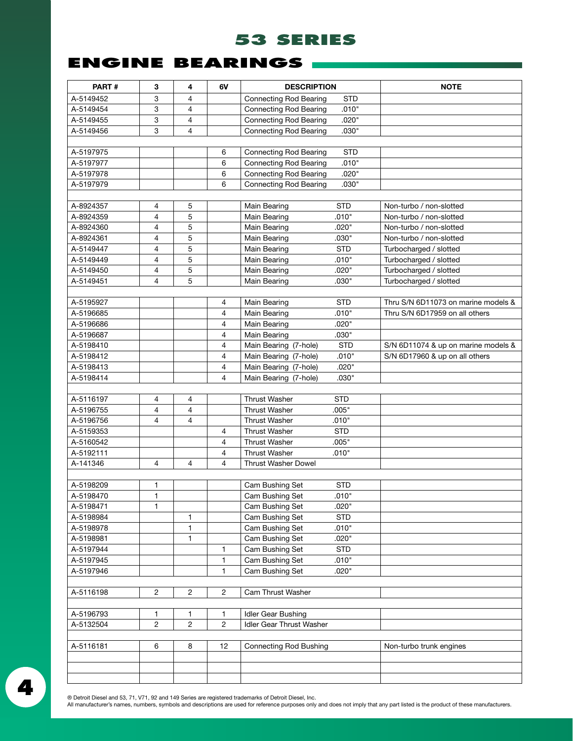# 53 SERIES

## ENGINE BEARINGS

| PART # | 3 | 4 | 6V | DESCRIPTION | NOTE |
|---|---|---|---|---|---|
| A-5149452 | 3 | 4 | | Connecting Rod Bearing STD | |
| A-5149454 | 3 | 4 | | Connecting Rod Bearing .010" | |
| A-5149455 | 3 | 4 | | Connecting Rod Bearing .020" | |
| A-5149456 | 3 | 4 | | Connecting Rod Bearing .030" | |
| | | | | | |
| A-5197975 | | | 6 | Connecting Rod Bearing STD | |
| A-5197977 | | | 6 | Connecting Rod Bearing .010" | |
| A-5197978 | | | 6 | Connecting Rod Bearing .020" | |
| A-5197979 | | | 6 | Connecting Rod Bearing .030" | |
| | | | | | |
| A-8924357 | 4 | 5 | | Main Bearing STD | Non-turbo / non-slotted |
| A-8924359 | 4 | 5 | | Main Bearing .010" | Non-turbo / non-slotted |
| A-8924360 | 4 | 5 | | Main Bearing .020" | Non-turbo / non-slotted |
| A-8924361 | 4 | 5 | | Main Bearing .030" | Non-turbo / non-slotted |
| A-5149447 | 4 | 5 | | Main Bearing STD | Turbocharged / slotted |
| A-5149449 | 4 | 5 | | Main Bearing .010" | Turbocharged / slotted |
| A-5149450 | 4 | 5 | | Main Bearing .020" | Turbocharged / slotted |
| A-5149451 | 4 | 5 | | Main Bearing .030" | Turbocharged / slotted |
| | | | | | |
| A-5195927 | | | 4 | Main Bearing STD | Thru S/N 6D11073 on marine models & |
| A-5196685 | | | 4 | Main Bearing .010" | Thru S/N 6D17959 on all others |
| A-5196686 | | | 4 | Main Bearing .020" | |
| A-5196687 | | | 4 | Main Bearing .030" | |
| A-5198410 | | | 4 | Main Bearing (7-hole) STD | S/N 6D11074 & up on marine models & |
| A-5198412 | | | 4 | Main Bearing (7-hole) .010" | S/N 6D17960 & up on all others |
| A-5198413 | | | 4 | Main Bearing (7-hole) .020" | |
| A-5198414 | | | 4 | Main Bearing (7-hole) .030" | |
| | | | | | |
| A-5116197 | 4 | 4 | | Thrust Washer STD | |
| A-5196755 | 4 | 4 | | Thrust Washer .005" | |
| A-5196756 | 4 | 4 | | Thrust Washer .010" | |
| A-5159353 | | | 4 | Thrust Washer STD | |
| A-5160542 | | | 4 | Thrust Washer .005" | |
| A-5192111 | | | 4 | Thrust Washer .010" | |
| A-141346 | 4 | 4 | 4 | Thrust Washer Dowel | |
| | | | | | |
| A-5198209 | 1 | | | Cam Bushing Set STD | |
| A-5198470 | 1 | | | Cam Bushing Set .010" | |
| A-5198471 | 1 | | | Cam Bushing Set .020" | |
| A-5198984 | | 1 | | Cam Bushing Set STD | |
| A-5198978 | | 1 | | Cam Bushing Set .010" | |
| A-5198981 | | 1 | | Cam Bushing Set .020" | |
| A-5197944 | | | 1 | Cam Bushing Set STD | |
| A-5197945 | | | 1 | Cam Bushing Set .010" | |
| A-5197946 | | | 1 | Cam Bushing Set .020" | |
| | | | | | |
| A-5116198 | 2 | 2 | 2 | Cam Thrust Washer | |
| | | | | | |
| A-5196793 | 1 | 1 | 1 | Idler Gear Bushing | |
| A-5132504 | 2 | 2 | 2 | Idler Gear Thrust Washer | |
| | | | | | |
| A-5116181 | 6 | 8 | 12 | Connecting Rod Bushing | Non-turbo trunk engines |
| | | | | | |
| | | | | | |
| | | | | | |

® Detroit Diesel and 53, 71, V71, 92 and 149 Series are registered trademarks of Detroit Diesel, Inc.
All manufacturer's names, numbers, symbols and descriptions are used for reference purposes only and does not imply that any part listed is the product of these manufacturers.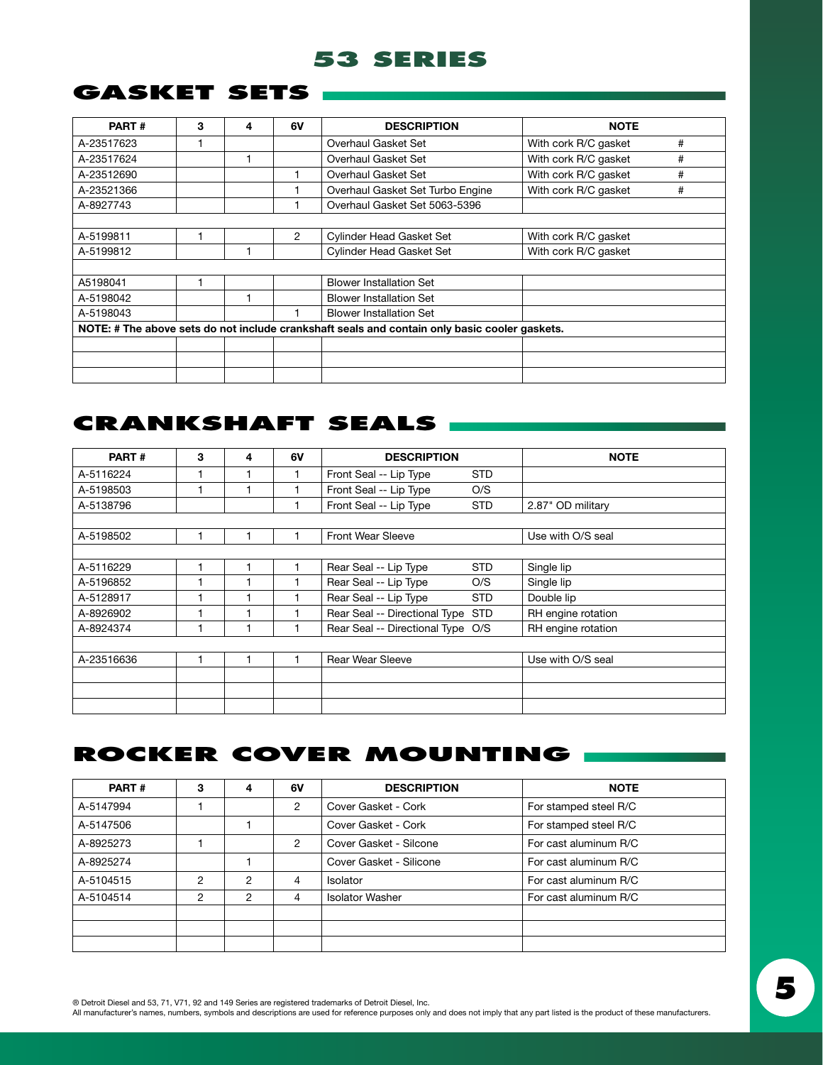# 53 SERIES

## GASKET SETS

| PART # | 3 | 4 | 6V | DESCRIPTION | NOTE |
|---|---|---|---|---|---|
| A-23517623 | 1 | | | Overhaul Gasket Set | With cork R/C gasket # |
| A-23517624 | | 1 | | Overhaul Gasket Set | With cork R/C gasket # |
| A-23512690 | | | 1 | Overhaul Gasket Set | With cork R/C gasket # |
| A-23521366 | | | 1 | Overhaul Gasket Set Turbo Engine | With cork R/C gasket # |
| A-8927743 | | | 1 | Overhaul Gasket Set 5063-5396 | |
| | | | | | |
| A-5199811 | 1 | | 2 | Cylinder Head Gasket Set | With cork R/C gasket |
| A-5199812 | | 1 | | Cylinder Head Gasket Set | With cork R/C gasket |
| | | | | | |
| A5198041 | 1 | | | Blower Installation Set | |
| A-5198042 | | 1 | | Blower Installation Set | |
| A-5198043 | | | 1 | Blower Installation Set | |
| **NOTE: # The above sets do not include crankshaft seals and contain only basic cooler gaskets.** | | | | | |

## CRANKSHAFT SEALS

| PART # | 3 | 4 | 6V | DESCRIPTION | NOTE |
|---|---|---|---|---|---|
| A-5116224 | 1 | 1 | 1 | Front Seal -- Lip Type STD | |
| A-5198503 | 1 | 1 | 1 | Front Seal -- Lip Type O/S | |
| A-5138796 | | | 1 | Front Seal -- Lip Type STD | 2.87" OD military |
| | | | | | |
| A-5198502 | 1 | 1 | 1 | Front Wear Sleeve | Use with O/S seal |
| | | | | | |
| A-5116229 | 1 | 1 | 1 | Rear Seal -- Lip Type STD | Single lip |
| A-5196852 | 1 | 1 | 1 | Rear Seal -- Lip Type O/S | Single lip |
| A-5128917 | 1 | 1 | 1 | Rear Seal -- Lip Type STD | Double lip |
| A-8926902 | 1 | 1 | 1 | Rear Seal -- Directional Type STD | RH engine rotation |
| A-8924374 | 1 | 1 | 1 | Rear Seal -- Directional Type O/S | RH engine rotation |
| | | | | | |
| A-23516636 | 1 | 1 | 1 | Rear Wear Sleeve | Use with O/S seal |

## ROCKER COVER MOUNTING

| PART # | 3 | 4 | 6V | DESCRIPTION | NOTE |
|---|---|---|---|---|---|
| A-5147994 | 1 | | 2 | Cover Gasket - Cork | For stamped steel R/C |
| A-5147506 | | 1 | | Cover Gasket - Cork | For stamped steel R/C |
| A-8925273 | 1 | | 2 | Cover Gasket - Silcone | For cast aluminum R/C |
| A-8925274 | | 1 | | Cover Gasket - Silicone | For cast aluminum R/C |
| A-5104515 | 2 | 2 | 4 | Isolator | For cast aluminum R/C |
| A-5104514 | 2 | 2 | 4 | Isolator Washer | For cast aluminum R/C |

® Detroit Diesel and 53, 71, V71, 92 and 149 Series are registered trademarks of Detroit Diesel, Inc.
All manufacturer's names, numbers, symbols and descriptions are used for reference purposes only and does not imply that any part listed is the product of these manufacturers.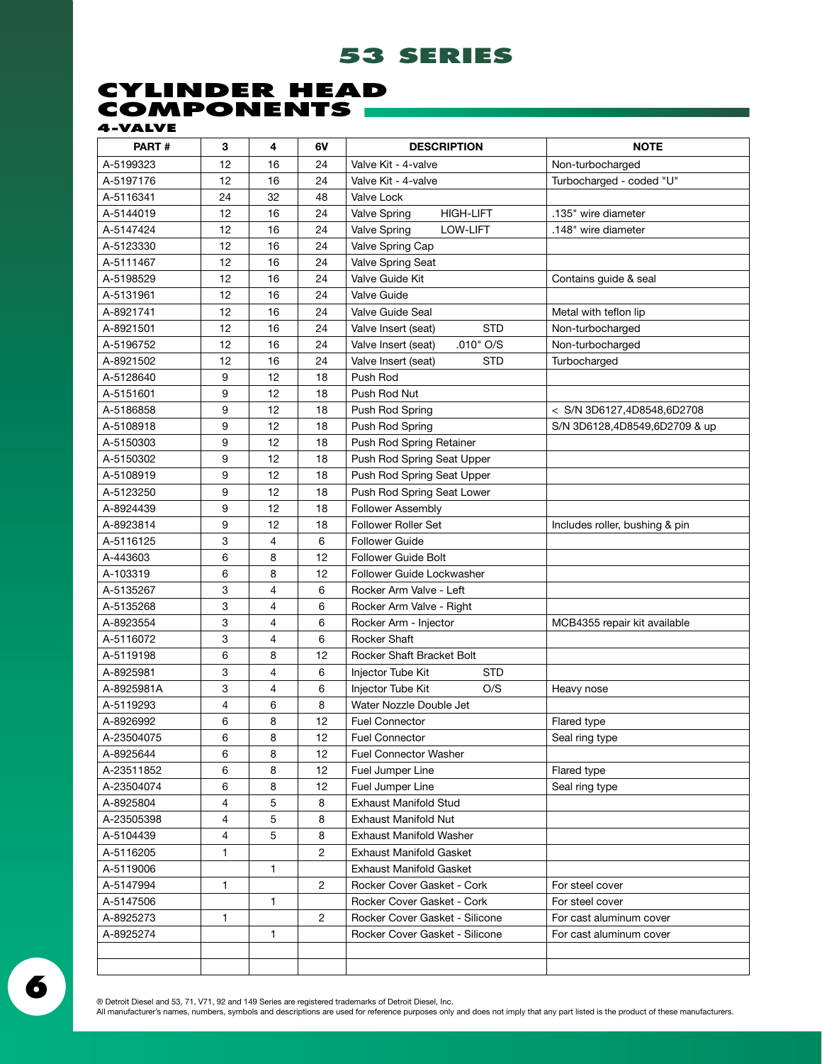# 53 SERIES

## CYLINDER HEAD COMPONENTS

### 4-VALVE

| PART # | 3 | 4 | 6V | DESCRIPTION | NOTE |
|---|---|---|---|---|---|
| A-5199323 | 12 | 16 | 24 | Valve Kit - 4-valve | Non-turbocharged |
| A-5197176 | 12 | 16 | 24 | Valve Kit - 4-valve | Turbocharged - coded "U" |
| A-5116341 | 24 | 32 | 48 | Valve Lock | |
| A-5144019 | 12 | 16 | 24 | Valve Spring HIGH-LIFT | .135" wire diameter |
| A-5147424 | 12 | 16 | 24 | Valve Spring LOW-LIFT | .148" wire diameter |
| A-5123330 | 12 | 16 | 24 | Valve Spring Cap | |
| A-5111467 | 12 | 16 | 24 | Valve Spring Seat | |
| A-5198529 | 12 | 16 | 24 | Valve Guide Kit | Contains guide & seal |
| A-5131961 | 12 | 16 | 24 | Valve Guide | |
| A-8921741 | 12 | 16 | 24 | Valve Guide Seal | Metal with teflon lip |
| A-8921501 | 12 | 16 | 24 | Valve Insert (seat) STD | Non-turbocharged |
| A-5196752 | 12 | 16 | 24 | Valve Insert (seat) .010" O/S | Non-turbocharged |
| A-8921502 | 12 | 16 | 24 | Valve Insert (seat) STD | Turbocharged |
| A-5128640 | 9 | 12 | 18 | Push Rod | |
| A-5151601 | 9 | 12 | 18 | Push Rod Nut | |
| A-5186858 | 9 | 12 | 18 | Push Rod Spring | < S/N 3D6127,4D8548,6D2708 |
| A-5108918 | 9 | 12 | 18 | Push Rod Spring | S/N 3D6128,4D8549,6D2709 & up |
| A-5150303 | 9 | 12 | 18 | Push Rod Spring Retainer | |
| A-5150302 | 9 | 12 | 18 | Push Rod Spring Seat Upper | |
| A-5108919 | 9 | 12 | 18 | Push Rod Spring Seat Upper | |
| A-5123250 | 9 | 12 | 18 | Push Rod Spring Seat Lower | |
| A-8924439 | 9 | 12 | 18 | Follower Assembly | |
| A-8923814 | 9 | 12 | 18 | Follower Roller Set | Includes roller, bushing & pin |
| A-5116125 | 3 | 4 | 6 | Follower Guide | |
| A-443603 | 6 | 8 | 12 | Follower Guide Bolt | |
| A-103319 | 6 | 8 | 12 | Follower Guide Lockwasher | |
| A-5135267 | 3 | 4 | 6 | Rocker Arm Valve - Left | |
| A-5135268 | 3 | 4 | 6 | Rocker Arm Valve - Right | |
| A-8923554 | 3 | 4 | 6 | Rocker Arm - Injector | MCB4355 repair kit available |
| A-5116072 | 3 | 4 | 6 | Rocker Shaft | |
| A-5119198 | 6 | 8 | 12 | Rocker Shaft Bracket Bolt | |
| A-8925981 | 3 | 4 | 6 | Injector Tube Kit STD | |
| A-8925981A | 3 | 4 | 6 | Injector Tube Kit O/S | Heavy nose |
| A-5119293 | 4 | 6 | 8 | Water Nozzle Double Jet | |
| A-8926992 | 6 | 8 | 12 | Fuel Connector | Flared type |
| A-23504075 | 6 | 8 | 12 | Fuel Connector | Seal ring type |
| A-8925644 | 6 | 8 | 12 | Fuel Connector Washer | |
| A-23511852 | 6 | 8 | 12 | Fuel Jumper Line | Flared type |
| A-23504074 | 6 | 8 | 12 | Fuel Jumper Line | Seal ring type |
| A-8925804 | 4 | 5 | 8 | Exhaust Manifold Stud | |
| A-23505398 | 4 | 5 | 8 | Exhaust Manifold Nut | |
| A-5104439 | 4 | 5 | 8 | Exhaust Manifold Washer | |
| A-5116205 | 1 | | 2 | Exhaust Manifold Gasket | |
| A-5119006 | | 1 | | Exhaust Manifold Gasket | |
| A-5147994 | 1 | | 2 | Rocker Cover Gasket - Cork | For steel cover |
| A-5147506 | | 1 | | Rocker Cover Gasket - Cork | For steel cover |
| A-8925273 | 1 | | 2 | Rocker Cover Gasket - Silicone | For cast aluminum cover |
| A-8925274 | | 1 | | Rocker Cover Gasket - Silicone | For cast aluminum cover |
| | | | | | |
| | | | | | |

® Detroit Diesel and 53, 71, V71, 92 and 149 Series are registered trademarks of Detroit Diesel, Inc.
All manufacturer's names, numbers, symbols and descriptions are used for reference purposes only and does not imply that any part listed is the product of these manufacturers.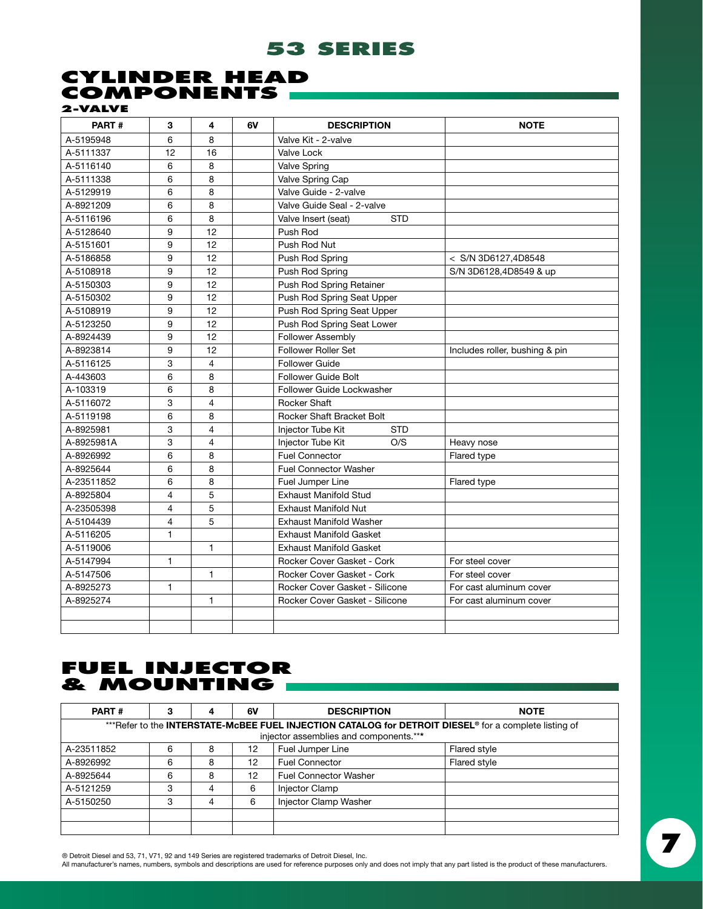# 53 SERIES

## CYLINDER HEAD COMPONENTS

### 2-VALVE

| PART # | 3 | 4 | 6V | DESCRIPTION | NOTE |
|---|---|---|---|---|---|
| A-5195948 | 6 | 8 | | Valve Kit - 2-valve | |
| A-5111337 | 12 | 16 | | Valve Lock | |
| A-5116140 | 6 | 8 | | Valve Spring | |
| A-5111338 | 6 | 8 | | Valve Spring Cap | |
| A-5129919 | 6 | 8 | | Valve Guide - 2-valve | |
| A-8921209 | 6 | 8 | | Valve Guide Seal - 2-valve | |
| A-5116196 | 6 | 8 | | Valve Insert (seat) STD | |
| A-5128640 | 9 | 12 | | Push Rod | |
| A-5151601 | 9 | 12 | | Push Rod Nut | |
| A-5186858 | 9 | 12 | | Push Rod Spring | < S/N 3D6127,4D8548 |
| A-5108918 | 9 | 12 | | Push Rod Spring | S/N 3D6128,4D8549 & up |
| A-5150303 | 9 | 12 | | Push Rod Spring Retainer | |
| A-5150302 | 9 | 12 | | Push Rod Spring Seat Upper | |
| A-5108919 | 9 | 12 | | Push Rod Spring Seat Upper | |
| A-5123250 | 9 | 12 | | Push Rod Spring Seat Lower | |
| A-8924439 | 9 | 12 | | Follower Assembly | |
| A-8923814 | 9 | 12 | | Follower Roller Set | Includes roller, bushing & pin |
| A-5116125 | 3 | 4 | | Follower Guide | |
| A-443603 | 6 | 8 | | Follower Guide Bolt | |
| A-103319 | 6 | 8 | | Follower Guide Lockwasher | |
| A-5116072 | 3 | 4 | | Rocker Shaft | |
| A-5119198 | 6 | 8 | | Rocker Shaft Bracket Bolt | |
| A-8925981 | 3 | 4 | | Injector Tube Kit STD | |
| A-8925981A | 3 | 4 | | Injector Tube Kit O/S | Heavy nose |
| A-8926992 | 6 | 8 | | Fuel Connector | Flared type |
| A-8925644 | 6 | 8 | | Fuel Connector Washer | |
| A-23511852 | 6 | 8 | | Fuel Jumper Line | Flared type |
| A-8925804 | 4 | 5 | | Exhaust Manifold Stud | |
| A-23505398 | 4 | 5 | | Exhaust Manifold Nut | |
| A-5104439 | 4 | 5 | | Exhaust Manifold Washer | |
| A-5116205 | 1 | | | Exhaust Manifold Gasket | |
| A-5119006 | | 1 | | Exhaust Manifold Gasket | |
| A-5147994 | 1 | | | Rocker Cover Gasket - Cork | For steel cover |
| A-5147506 | | 1 | | Rocker Cover Gasket - Cork | For steel cover |
| A-8925273 | 1 | | | Rocker Cover Gasket - Silicone | For cast aluminum cover |
| A-8925274 | | 1 | | Rocker Cover Gasket - Silicone | For cast aluminum cover |
| | | | | | |
| | | | | | |

## FUEL INJECTOR & MOUNTING

| PART # | 3 | 4 | 6V | DESCRIPTION | NOTE |
|---|---|---|---|---|---|
| ***Refer to the **INTERSTATE-McBEE FUEL INJECTION CATALOG for DETROIT DIESEL®** for a complete listing of injector assemblies and components.*** | | | | | |
| A-23511852 | 6 | 8 | 12 | Fuel Jumper Line | Flared style |
| A-8926992 | 6 | 8 | 12 | Fuel Connector | Flared style |
| A-8925644 | 6 | 8 | 12 | Fuel Connector Washer | |
| A-5121259 | 3 | 4 | 6 | Injector Clamp | |
| A-5150250 | 3 | 4 | 6 | Injector Clamp Washer | |
| | | | | | |
| | | | | | |

® Detroit Diesel and 53, 71, V71, 92 and 149 Series are registered trademarks of Detroit Diesel, Inc.
All manufacturer's names, numbers, symbols and descriptions are used for reference purposes only and does not imply that any part listed is the product of these manufacturers.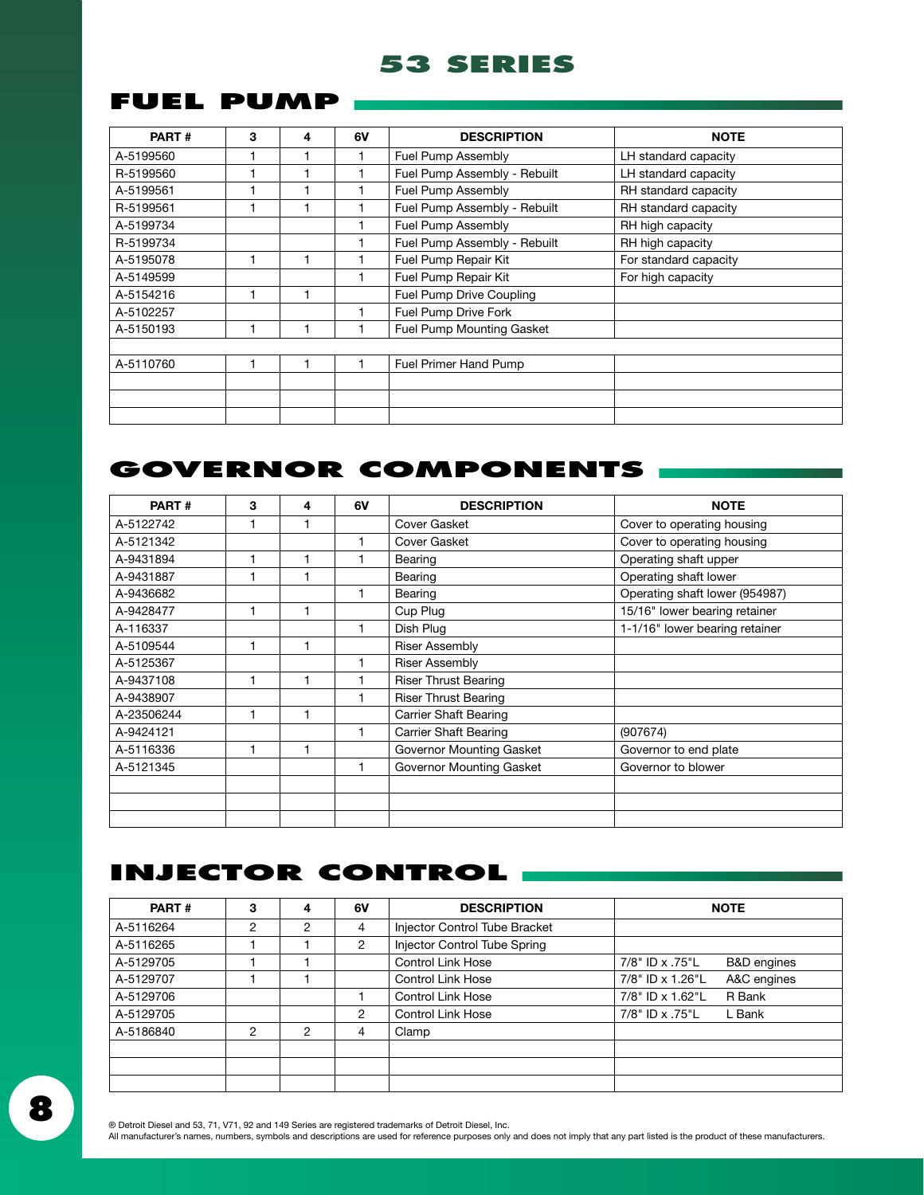# 53 SERIES

## FUEL PUMP

| PART # | 3 | 4 | 6V | DESCRIPTION | NOTE |
|---|---|---|---|---|---|
| A-5199560 | 1 | 1 | 1 | Fuel Pump Assembly | LH standard capacity |
| R-5199560 | 1 | 1 | 1 | Fuel Pump Assembly - Rebuilt | LH standard capacity |
| A-5199561 | 1 | 1 | 1 | Fuel Pump Assembly | RH standard capacity |
| R-5199561 | 1 | 1 | 1 | Fuel Pump Assembly - Rebuilt | RH standard capacity |
| A-5199734 | | | 1 | Fuel Pump Assembly | RH high capacity |
| R-5199734 | | | 1 | Fuel Pump Assembly - Rebuilt | RH high capacity |
| A-5195078 | 1 | 1 | 1 | Fuel Pump Repair Kit | For standard capacity |
| A-5149599 | | | 1 | Fuel Pump Repair Kit | For high capacity |
| A-5154216 | 1 | 1 | | Fuel Pump Drive Coupling | |
| A-5102257 | | | 1 | Fuel Pump Drive Fork | |
| A-5150193 | 1 | 1 | 1 | Fuel Pump Mounting Gasket | |
| | | | | | |
| A-5110760 | 1 | 1 | 1 | Fuel Primer Hand Pump | |
| | | | | | |
| | | | | | |
| | | | | | |

## GOVERNOR COMPONENTS

| PART # | 3 | 4 | 6V | DESCRIPTION | NOTE |
|---|---|---|---|---|---|
| A-5122742 | 1 | 1 | | Cover Gasket | Cover to operating housing |
| A-5121342 | | | 1 | Cover Gasket | Cover to operating housing |
| A-9431894 | 1 | 1 | 1 | Bearing | Operating shaft upper |
| A-9431887 | 1 | 1 | | Bearing | Operating shaft lower |
| A-9436682 | | | 1 | Bearing | Operating shaft lower (954987) |
| A-9428477 | 1 | 1 | | Cup Plug | 15/16" lower bearing retainer |
| A-116337 | | | 1 | Dish Plug | 1-1/16" lower bearing retainer |
| A-5109544 | 1 | 1 | | Riser Assembly | |
| A-5125367 | | | 1 | Riser Assembly | |
| A-9437108 | 1 | 1 | 1 | Riser Thrust Bearing | |
| A-9438907 | | | 1 | Riser Thrust Bearing | |
| A-23506244 | 1 | 1 | | Carrier Shaft Bearing | |
| A-9424121 | | | 1 | Carrier Shaft Bearing | (907674) |
| A-5116336 | 1 | 1 | | Governor Mounting Gasket | Governor to end plate |
| A-5121345 | | | 1 | Governor Mounting Gasket | Governor to blower |
| | | | | | |
| | | | | | |
| | | | | | |

## INJECTOR CONTROL

| PART # | 3 | 4 | 6V | DESCRIPTION | NOTE |
|---|---|---|---|---|---|
| A-5116264 | 2 | 2 | 4 | Injector Control Tube Bracket | |
| A-5116265 | 1 | 1 | 2 | Injector Control Tube Spring | |
| A-5129705 | 1 | 1 | | Control Link Hose | 7/8" ID x .75"L B&D engines |
| A-5129707 | 1 | 1 | | Control Link Hose | 7/8" ID x 1.26"L A&C engines |
| A-5129706 | | | 1 | Control Link Hose | 7/8" ID x 1.62"L R Bank |
| A-5129705 | | | 2 | Control Link Hose | 7/8" ID x .75"L L Bank |
| A-5186840 | 2 | 2 | 4 | Clamp | |
| | | | | | |
| | | | | | |
| | | | | | |

® Detroit Diesel and 53, 71, V71, 92 and 149 Series are registered trademarks of Detroit Diesel, Inc.
All manufacturer's names, numbers, symbols and descriptions are used for reference purposes only and does not imply that any part listed is the product of these manufacturers.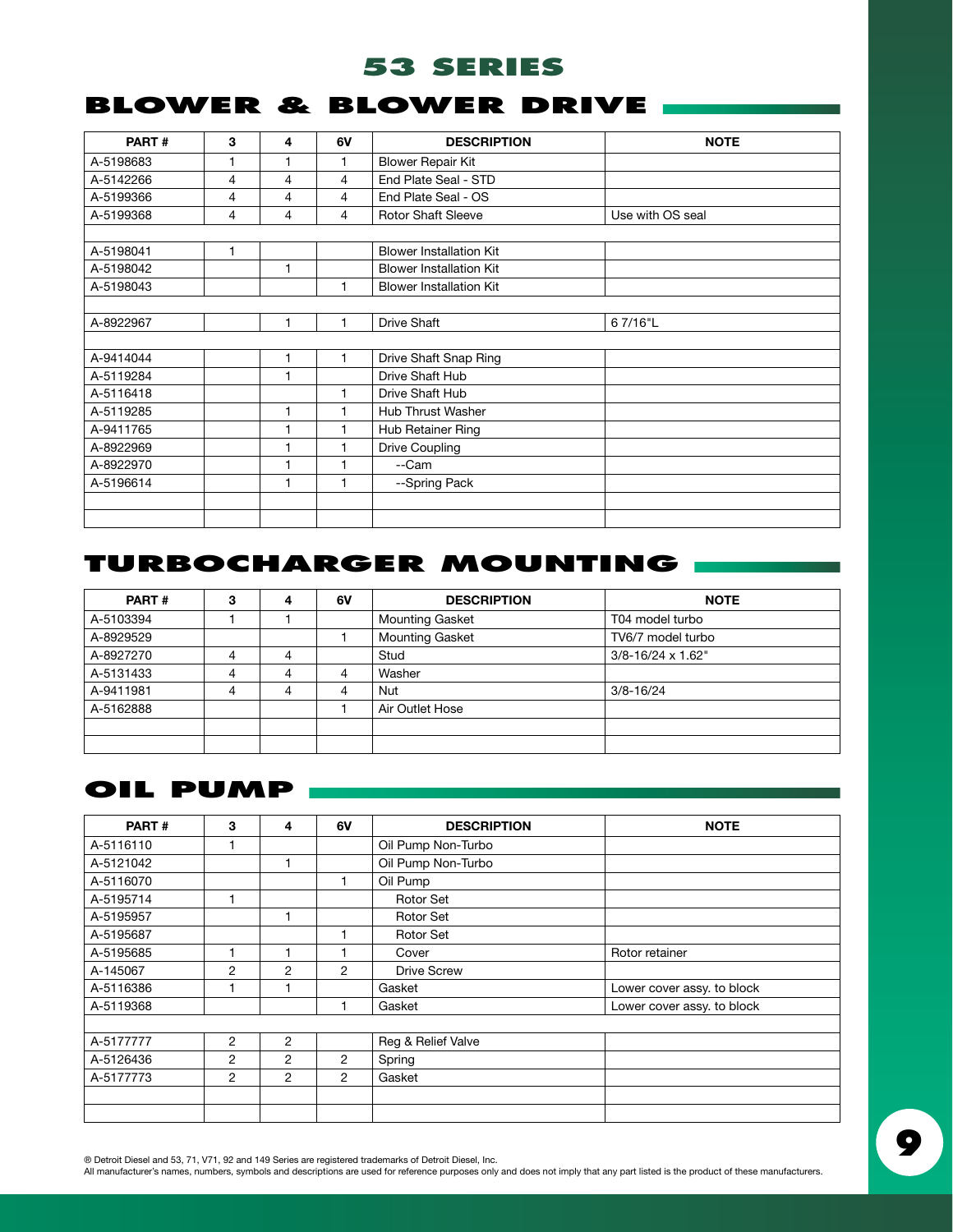# 53 SERIES

## BLOWER & BLOWER DRIVE

| PART # | 3 | 4 | 6V | DESCRIPTION | NOTE |
|---|---|---|---|---|---|
| A-5198683 | 1 | 1 | 1 | Blower Repair Kit | |
| A-5142266 | 4 | 4 | 4 | End Plate Seal - STD | |
| A-5199366 | 4 | 4 | 4 | End Plate Seal - OS | |
| A-5199368 | 4 | 4 | 4 | Rotor Shaft Sleeve | Use with OS seal |
| | | | | | |
| A-5198041 | 1 | | | Blower Installation Kit | |
| A-5198042 | | 1 | | Blower Installation Kit | |
| A-5198043 | | | 1 | Blower Installation Kit | |
| | | | | | |
| A-8922967 | | 1 | 1 | Drive Shaft | 6 7/16"L |
| | | | | | |
| A-9414044 | | 1 | 1 | Drive Shaft Snap Ring | |
| A-5119284 | | 1 | | Drive Shaft Hub | |
| A-5116418 | | | 1 | Drive Shaft Hub | |
| A-5119285 | | 1 | 1 | Hub Thrust Washer | |
| A-9411765 | | 1 | 1 | Hub Retainer Ring | |
| A-8922969 | | 1 | 1 | Drive Coupling | |
| A-8922970 | | 1 | 1 | --Cam | |
| A-5196614 | | 1 | 1 | --Spring Pack | |
| | | | | | |
| | | | | | |

## TURBOCHARGER MOUNTING

| PART # | 3 | 4 | 6V | DESCRIPTION | NOTE |
|---|---|---|---|---|---|
| A-5103394 | 1 | 1 | | Mounting Gasket | T04 model turbo |
| A-8929529 | | | 1 | Mounting Gasket | TV6/7 model turbo |
| A-8927270 | 4 | 4 | | Stud | 3/8-16/24 x 1.62" |
| A-5131433 | 4 | 4 | 4 | Washer | |
| A-9411981 | 4 | 4 | 4 | Nut | 3/8-16/24 |
| A-5162888 | | | 1 | Air Outlet Hose | |
| | | | | | |
| | | | | | |

## OIL PUMP

| PART # | 3 | 4 | 6V | DESCRIPTION | NOTE |
|---|---|---|---|---|---|
| A-5116110 | 1 | | | Oil Pump Non-Turbo | |
| A-5121042 | | 1 | | Oil Pump Non-Turbo | |
| A-5116070 | | | 1 | Oil Pump | |
| A-5195714 | 1 | | | Rotor Set | |
| A-5195957 | | 1 | | Rotor Set | |
| A-5195687 | | | 1 | Rotor Set | |
| A-5195685 | 1 | 1 | 1 | Cover | Rotor retainer |
| A-145067 | 2 | 2 | 2 | Drive Screw | |
| A-5116386 | 1 | 1 | | Gasket | Lower cover assy. to block |
| A-5119368 | | | 1 | Gasket | Lower cover assy. to block |
| | | | | | |
| A-5177777 | 2 | 2 | | Reg & Relief Valve | |
| A-5126436 | 2 | 2 | 2 | Spring | |
| A-5177773 | 2 | 2 | 2 | Gasket | |
| | | | | | |
| | | | | | |

® Detroit Diesel and 53, 71, V71, 92 and 149 Series are registered trademarks of Detroit Diesel, Inc.
All manufacturer's names, numbers, symbols and descriptions are used for reference purposes only and does not imply that any part listed is the product of these manufacturers.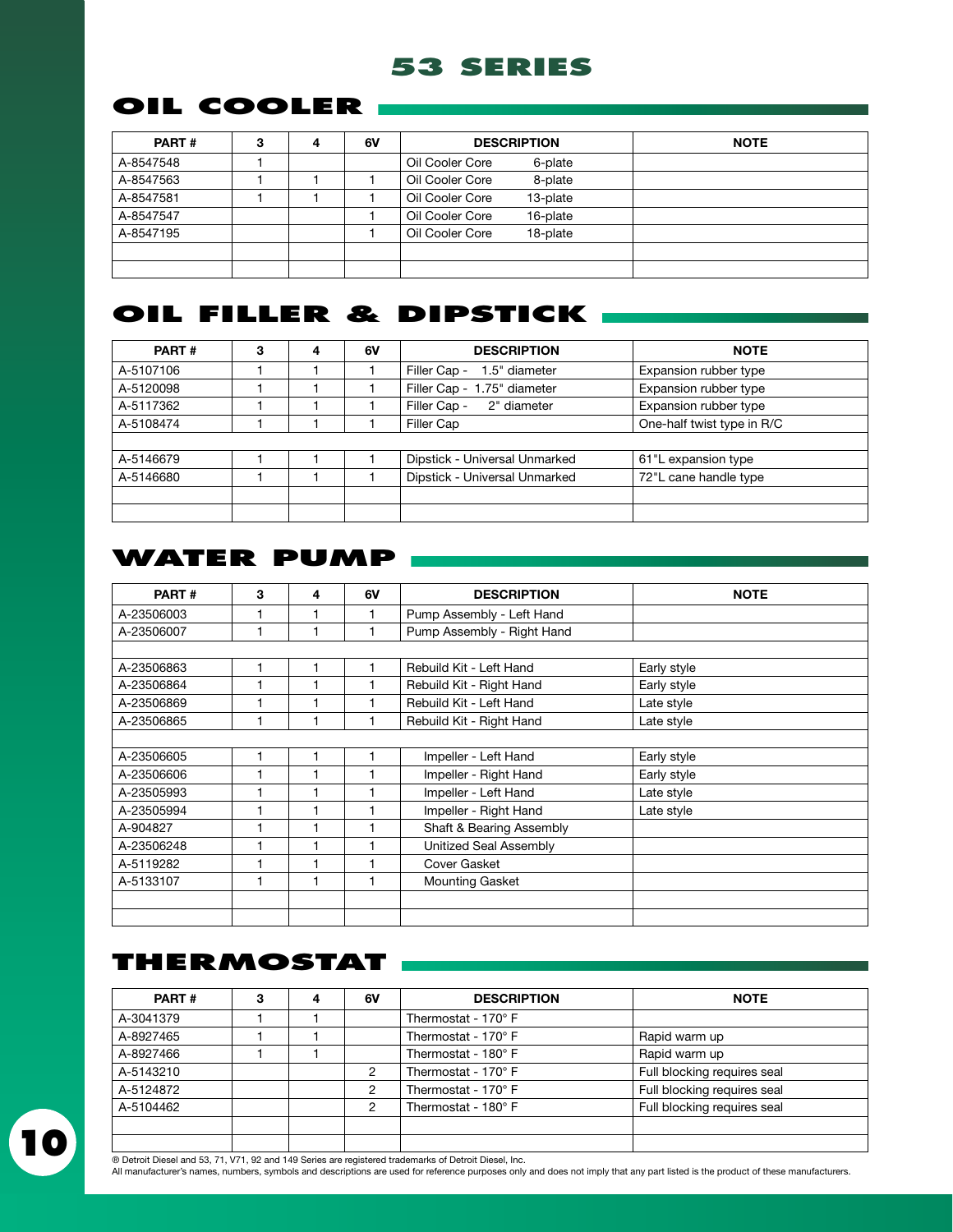# 53 SERIES

## OIL COOLER

| PART # | 3 | 4 | 6V | DESCRIPTION | NOTE |
|---|---|---|---|---|---|
| A-8547548 | 1 | | | Oil Cooler Core 6-plate | |
| A-8547563 | 1 | 1 | 1 | Oil Cooler Core 8-plate | |
| A-8547581 | 1 | 1 | 1 | Oil Cooler Core 13-plate | |
| A-8547547 | | | 1 | Oil Cooler Core 16-plate | |
| A-8547195 | | | 1 | Oil Cooler Core 18-plate | |
| | | | | | |
| | | | | | |

## OIL FILLER & DIPSTICK

| PART # | 3 | 4 | 6V | DESCRIPTION | NOTE |
|---|---|---|---|---|---|
| A-5107106 | 1 | 1 | 1 | Filler Cap - 1.5" diameter | Expansion rubber type |
| A-5120098 | 1 | 1 | 1 | Filler Cap - 1.75" diameter | Expansion rubber type |
| A-5117362 | 1 | 1 | 1 | Filler Cap - 2" diameter | Expansion rubber type |
| A-5108474 | 1 | 1 | 1 | Filler Cap | One-half twist type in R/C |
| | | | | | |
| A-5146679 | 1 | 1 | 1 | Dipstick - Universal Unmarked | 61"L expansion type |
| A-5146680 | 1 | 1 | 1 | Dipstick - Universal Unmarked | 72"L cane handle type |
| | | | | | |
| | | | | | |

## WATER PUMP

| PART # | 3 | 4 | 6V | DESCRIPTION | NOTE |
|---|---|---|---|---|---|
| A-23506003 | 1 | 1 | 1 | Pump Assembly - Left Hand | |
| A-23506007 | 1 | 1 | 1 | Pump Assembly - Right Hand | |
| | | | | | |
| A-23506863 | 1 | 1 | 1 | Rebuild Kit - Left Hand | Early style |
| A-23506864 | 1 | 1 | 1 | Rebuild Kit - Right Hand | Early style |
| A-23506869 | 1 | 1 | 1 | Rebuild Kit - Left Hand | Late style |
| A-23506865 | 1 | 1 | 1 | Rebuild Kit - Right Hand | Late style |
| | | | | | |
| A-23506605 | 1 | 1 | 1 | Impeller - Left Hand | Early style |
| A-23506606 | 1 | 1 | 1 | Impeller - Right Hand | Early style |
| A-23505993 | 1 | 1 | 1 | Impeller - Left Hand | Late style |
| A-23505994 | 1 | 1 | 1 | Impeller - Right Hand | Late style |
| A-904827 | 1 | 1 | 1 | Shaft & Bearing Assembly | |
| A-23506248 | 1 | 1 | 1 | Unitized Seal Assembly | |
| A-5119282 | 1 | 1 | 1 | Cover Gasket | |
| A-5133107 | 1 | 1 | 1 | Mounting Gasket | |
| | | | | | |
| | | | | | |

## THERMOSTAT

| PART # | 3 | 4 | 6V | DESCRIPTION | NOTE |
|---|---|---|---|---|---|
| A-3041379 | 1 | 1 | | Thermostat - 170° F | |
| A-8927465 | 1 | 1 | | Thermostat - 170° F | Rapid warm up |
| A-8927466 | 1 | 1 | | Thermostat - 180° F | Rapid warm up |
| A-5143210 | | | 2 | Thermostat - 170° F | Full blocking requires seal |
| A-5124872 | | | 2 | Thermostat - 170° F | Full blocking requires seal |
| A-5104462 | | | 2 | Thermostat - 180° F | Full blocking requires seal |
| | | | | | |
| | | | | | |

® Detroit Diesel and 53, 71, V71, 92 and 149 Series are registered trademarks of Detroit Diesel, Inc.
All manufacturer's names, numbers, symbols and descriptions are used for reference purposes only and does not imply that any part listed is the product of these manufacturers.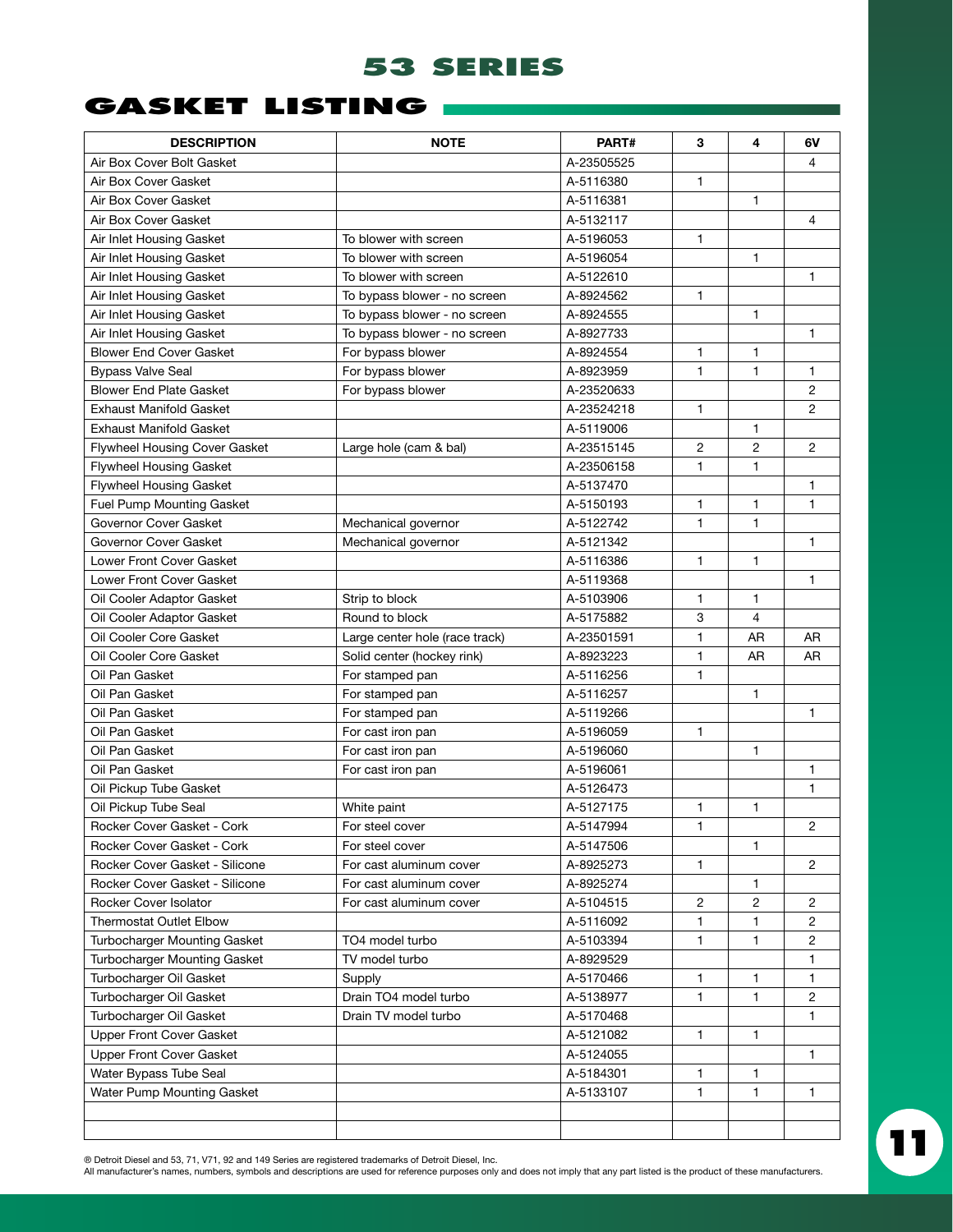# 53 SERIES

## GASKET LISTING

| DESCRIPTION | NOTE | PART# | 3 | 4 | 6V |
|---|---|---|---|---|---|
| Air Box Cover Bolt Gasket | | A-23505525 | | | 4 |
| Air Box Cover Gasket | | A-5116380 | 1 | | |
| Air Box Cover Gasket | | A-5116381 | | 1 | |
| Air Box Cover Gasket | | A-5132117 | | | 4 |
| Air Inlet Housing Gasket | To blower with screen | A-5196053 | 1 | | |
| Air Inlet Housing Gasket | To blower with screen | A-5196054 | | 1 | |
| Air Inlet Housing Gasket | To blower with screen | A-5122610 | | | 1 |
| Air Inlet Housing Gasket | To bypass blower - no screen | A-8924562 | 1 | | |
| Air Inlet Housing Gasket | To bypass blower - no screen | A-8924555 | | 1 | |
| Air Inlet Housing Gasket | To bypass blower - no screen | A-8927733 | | | 1 |
| Blower End Cover Gasket | For bypass blower | A-8924554 | 1 | 1 | |
| Bypass Valve Seal | For bypass blower | A-8923959 | 1 | 1 | 1 |
| Blower End Plate Gasket | For bypass blower | A-23520633 | | | 2 |
| Exhaust Manifold Gasket | | A-23524218 | 1 | | 2 |
| Exhaust Manifold Gasket | | A-5119006 | | 1 | |
| Flywheel Housing Cover Gasket | Large hole (cam & bal) | A-23515145 | 2 | 2 | 2 |
| Flywheel Housing Gasket | | A-23506158 | 1 | 1 | |
| Flywheel Housing Gasket | | A-5137470 | | | 1 |
| Fuel Pump Mounting Gasket | | A-5150193 | 1 | 1 | 1 |
| Governor Cover Gasket | Mechanical governor | A-5122742 | 1 | 1 | |
| Governor Cover Gasket | Mechanical governor | A-5121342 | | | 1 |
| Lower Front Cover Gasket | | A-5116386 | 1 | 1 | |
| Lower Front Cover Gasket | | A-5119368 | | | 1 |
| Oil Cooler Adaptor Gasket | Strip to block | A-5103906 | 1 | 1 | |
| Oil Cooler Adaptor Gasket | Round to block | A-5175882 | 3 | 4 | |
| Oil Cooler Core Gasket | Large center hole (race track) | A-23501591 | 1 | AR | AR |
| Oil Cooler Core Gasket | Solid center (hockey rink) | A-8923223 | 1 | AR | AR |
| Oil Pan Gasket | For stamped pan | A-5116256 | 1 | | |
| Oil Pan Gasket | For stamped pan | A-5116257 | | 1 | |
| Oil Pan Gasket | For stamped pan | A-5119266 | | | 1 |
| Oil Pan Gasket | For cast iron pan | A-5196059 | 1 | | |
| Oil Pan Gasket | For cast iron pan | A-5196060 | | 1 | |
| Oil Pan Gasket | For cast iron pan | A-5196061 | | | 1 |
| Oil Pickup Tube Gasket | | A-5126473 | | | 1 |
| Oil Pickup Tube Seal | White paint | A-5127175 | 1 | 1 | |
| Rocker Cover Gasket - Cork | For steel cover | A-5147994 | 1 | | 2 |
| Rocker Cover Gasket - Cork | For steel cover | A-5147506 | | 1 | |
| Rocker Cover Gasket - Silicone | For cast aluminum cover | A-8925273 | 1 | | 2 |
| Rocker Cover Gasket - Silicone | For cast aluminum cover | A-8925274 | | 1 | |
| Rocker Cover Isolator | For cast aluminum cover | A-5104515 | 2 | 2 | 2 |
| Thermostat Outlet Elbow | | A-5116092 | 1 | 1 | 2 |
| Turbocharger Mounting Gasket | TO4 model turbo | A-5103394 | 1 | 1 | 2 |
| Turbocharger Mounting Gasket | TV model turbo | A-8929529 | | | 1 |
| Turbocharger Oil Gasket | Supply | A-5170466 | 1 | 1 | 1 |
| Turbocharger Oil Gasket | Drain TO4 model turbo | A-5138977 | 1 | 1 | 2 |
| Turbocharger Oil Gasket | Drain TV model turbo | A-5170468 | | | 1 |
| Upper Front Cover Gasket | | A-5121082 | 1 | 1 | |
| Upper Front Cover Gasket | | A-5124055 | | | 1 |
| Water Bypass Tube Seal | | A-5184301 | 1 | 1 | |
| Water Pump Mounting Gasket | | A-5133107 | 1 | 1 | 1 |
| | | | | | |
| | | | | | |

® Detroit Diesel and 53, 71, V71, 92 and 149 Series are registered trademarks of Detroit Diesel, Inc.
All manufacturer's names, numbers, symbols and descriptions are used for reference purposes only and does not imply that any part listed is the product of these manufacturers.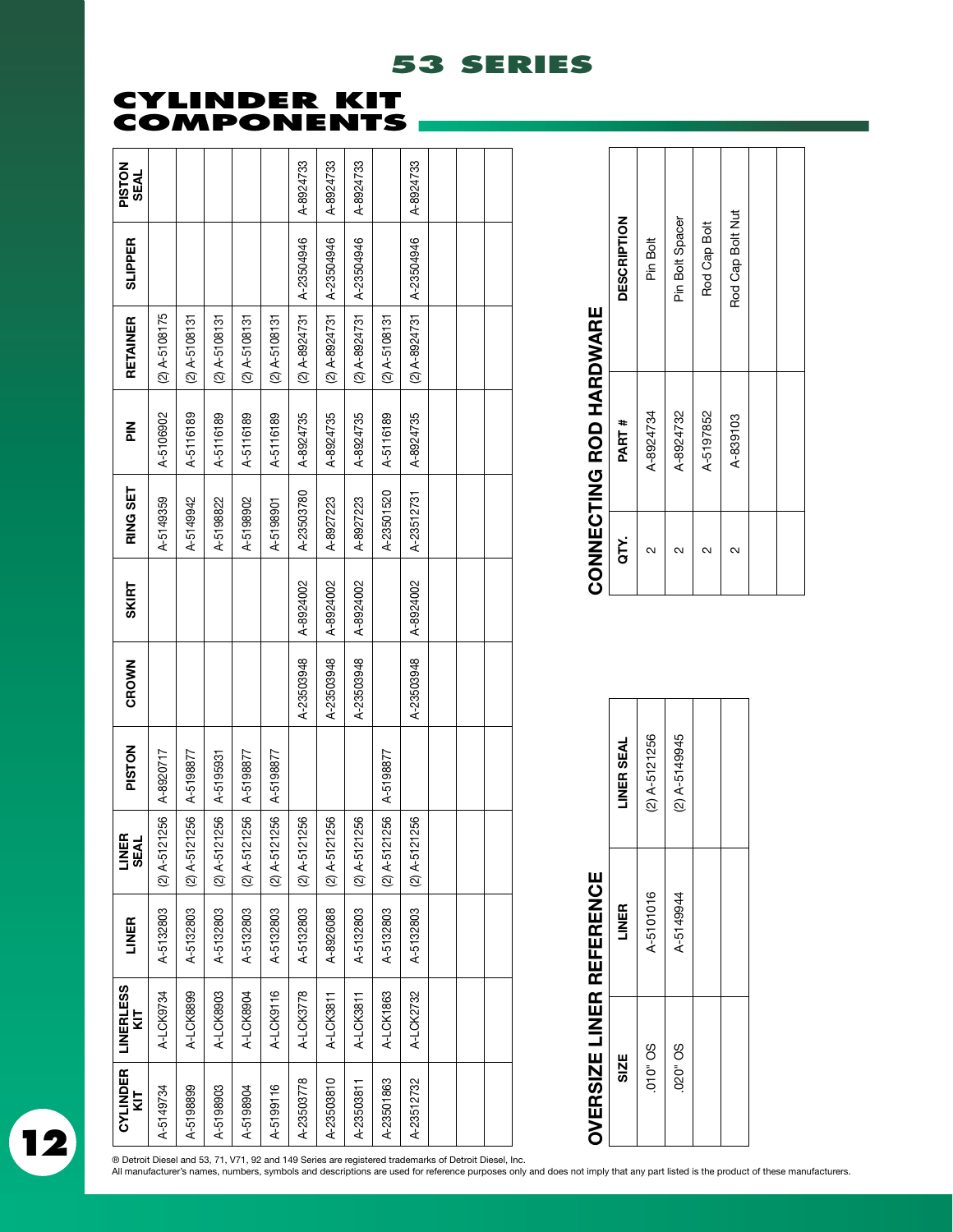# 53 SERIES

## CYLINDER KIT COMPONENTS

| CYLINDER KIT | LINERLESS KIT | LINER | LINER SEAL | PISTON | CROWN | SKIRT | RING SET | PIN | RETAINER | SLIPPER | PISTON SEAL |
|---|---|---|---|---|---|---|---|---|---|---|---|
| A-5149734 | A-LCK9734 | A-5132803 | (2) A-5121256 | A-8920717 | | | A-5149359 | A-5106902 | (2) A-5108175 | | |
| A-5198899 | A-LCK8899 | A-5132803 | (2) A-5121256 | A-5198877 | | | A-5149942 | A-5116189 | (2) A-5108131 | | |
| A-5198903 | A-LCK8903 | A-5132803 | (2) A-5121256 | A-5195931 | | | A-5198822 | A-5116189 | (2) A-5108131 | | |
| A-5198904 | A-LCK8904 | A-5132803 | (2) A-5121256 | A-5198877 | | | A-5198902 | A-5116189 | (2) A-5108131 | | |
| A-5199116 | A-LCK9116 | A-5132803 | (2) A-5121256 | A-5198877 | | | A-5198901 | A-5116189 | (2) A-5108131 | | |
| A-23503778 | A-LCK3778 | A-5132803 | (2) A-5121256 | | A-23503948 | A-8924002 | A-23503780 | A-8924735 | (2) A-8924731 | A-23504946 | A-8924733 |
| A-23503810 | A-LCK3811 | A-8926088 | (2) A-5121256 | | A-23503948 | A-8924002 | A-8927223 | A-8924735 | (2) A-8924731 | A-23504946 | A-8924733 |
| A-23503811 | A-LCK3811 | A-5132803 | (2) A-5121256 | | A-23503948 | A-8924002 | A-8927223 | A-8924735 | (2) A-8924731 | A-23504946 | A-8924733 |
| A-23501863 | A-LCK1863 | A-5132803 | (2) A-5121256 | A-5198877 | | | A-23501520 | A-5116189 | (2) A-5108131 | | |
| A-23512732 | A-LCK2732 | A-5132803 | (2) A-5121256 | | A-23503948 | A-8924002 | A-23512731 | A-8924735 | (2) A-8924731 | A-23504946 | A-8924733 |

### OVERSIZE LINER REFERENCE

| SIZE | LINER | LINER SEAL |
|---|---|---|
| .010" OS | A-5101016 | (2) A-5121256 |
| .020" OS | A-5149944 | (2) A-5149945 |

### CONNECTING ROD HARDWARE

| QTY. | PART # | DESCRIPTION |
|---|---|---|
| 2 | A-8924734 | Pin Bolt |
| 2 | A-8924732 | Pin Bolt Spacer |
| 2 | A-5197852 | Rod Cap Bolt |
| 2 | A-839103 | Rod Cap Bolt Nut |

® Detroit Diesel and 53, 71, V71, 92 and 149 Series are registered trademarks of Detroit Diesel, Inc.
All manufacturer's names, numbers, symbols and descriptions are used for reference purposes only and does not imply that any part listed is the product of these manufacturers.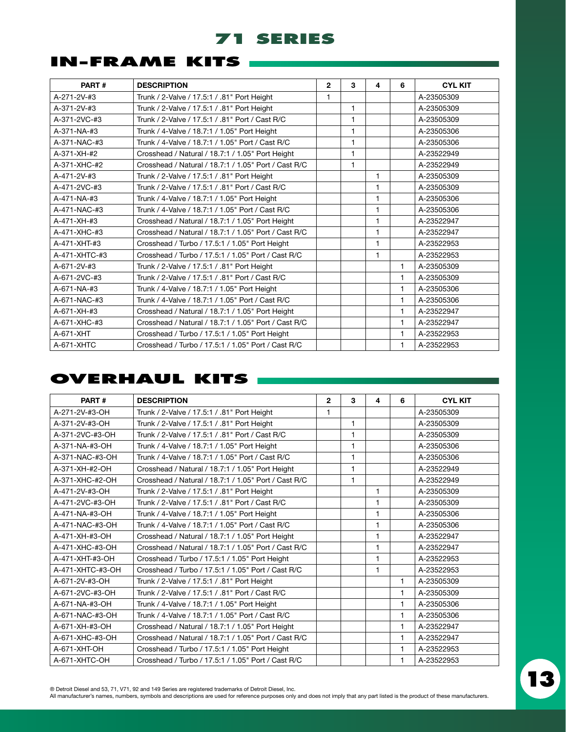# 71 SERIES

## IN-FRAME KITS

| PART # | DESCRIPTION | 2 | 3 | 4 | 6 | CYL KIT |
|---|---|---|---|---|---|---|
| A-271-2V-#3 | Trunk / 2-Valve / 17.5:1 / .81" Port Height | 1 | | | | A-23505309 |
| A-371-2V-#3 | Trunk / 2-Valve / 17.5:1 / .81" Port Height | | 1 | | | A-23505309 |
| A-371-2VC-#3 | Trunk / 2-Valve / 17.5:1 / .81" Port / Cast R/C | | 1 | | | A-23505309 |
| A-371-NA-#3 | Trunk / 4-Valve / 18.7:1 / 1.05" Port Height | | 1 | | | A-23505306 |
| A-371-NAC-#3 | Trunk / 4-Valve / 18.7:1 / 1.05" Port / Cast R/C | | 1 | | | A-23505306 |
| A-371-XH-#2 | Crosshead / Natural / 18.7:1 / 1.05" Port Height | | 1 | | | A-23522949 |
| A-371-XHC-#2 | Crosshead / Natural / 18.7:1 / 1.05" Port / Cast R/C | | 1 | | | A-23522949 |
| A-471-2V-#3 | Trunk / 2-Valve / 17.5:1 / .81" Port Height | | | 1 | | A-23505309 |
| A-471-2VC-#3 | Trunk / 2-Valve / 17.5:1 / .81" Port / Cast R/C | | | 1 | | A-23505309 |
| A-471-NA-#3 | Trunk / 4-Valve / 18.7:1 / 1.05" Port Height | | | 1 | | A-23505306 |
| A-471-NAC-#3 | Trunk / 4-Valve / 18.7:1 / 1.05" Port / Cast R/C | | | 1 | | A-23505306 |
| A-471-XH-#3 | Crosshead / Natural / 18.7:1 / 1.05" Port Height | | | 1 | | A-23522947 |
| A-471-XHC-#3 | Crosshead / Natural / 18.7:1 / 1.05" Port / Cast R/C | | | 1 | | A-23522947 |
| A-471-XHT-#3 | Crosshead / Turbo / 17.5:1 / 1.05" Port Height | | | 1 | | A-23522953 |
| A-471-XHTC-#3 | Crosshead / Turbo / 17.5:1 / 1.05" Port / Cast R/C | | | 1 | | A-23522953 |
| A-671-2V-#3 | Trunk / 2-Valve / 17.5:1 / .81" Port Height | | | | 1 | A-23505309 |
| A-671-2VC-#3 | Trunk / 2-Valve / 17.5:1 / .81" Port / Cast R/C | | | | 1 | A-23505309 |
| A-671-NA-#3 | Trunk / 4-Valve / 18.7:1 / 1.05" Port Height | | | | 1 | A-23505306 |
| A-671-NAC-#3 | Trunk / 4-Valve / 18.7:1 / 1.05" Port / Cast R/C | | | | 1 | A-23505306 |
| A-671-XH-#3 | Crosshead / Natural / 18.7:1 / 1.05" Port Height | | | | 1 | A-23522947 |
| A-671-XHC-#3 | Crosshead / Natural / 18.7:1 / 1.05" Port / Cast R/C | | | | 1 | A-23522947 |
| A-671-XHT | Crosshead / Turbo / 17.5:1 / 1.05" Port Height | | | | 1 | A-23522953 |
| A-671-XHTC | Crosshead / Turbo / 17.5:1 / 1.05" Port / Cast R/C | | | | 1 | A-23522953 |

## OVERHAUL KITS

| PART # | DESCRIPTION | 2 | 3 | 4 | 6 | CYL KIT |
|---|---|---|---|---|---|---|
| A-271-2V-#3-OH | Trunk / 2-Valve / 17.5:1 / .81" Port Height | 1 | | | | A-23505309 |
| A-371-2V-#3-OH | Trunk / 2-Valve / 17.5:1 / .81" Port Height | | 1 | | | A-23505309 |
| A-371-2VC-#3-OH | Trunk / 2-Valve / 17.5:1 / .81" Port / Cast R/C | | 1 | | | A-23505309 |
| A-371-NA-#3-OH | Trunk / 4-Valve / 18.7:1 / 1.05" Port Height | | 1 | | | A-23505306 |
| A-371-NAC-#3-OH | Trunk / 4-Valve / 18.7:1 / 1.05" Port / Cast R/C | | 1 | | | A-23505306 |
| A-371-XH-#2-OH | Crosshead / Natural / 18.7:1 / 1.05" Port Height | | 1 | | | A-23522949 |
| A-371-XHC-#2-OH | Crosshead / Natural / 18.7:1 / 1.05" Port / Cast R/C | | 1 | | | A-23522949 |
| A-471-2V-#3-OH | Trunk / 2-Valve / 17.5:1 / .81" Port Height | | | 1 | | A-23505309 |
| A-471-2VC-#3-OH | Trunk / 2-Valve / 17.5:1 / .81" Port / Cast R/C | | | 1 | | A-23505309 |
| A-471-NA-#3-OH | Trunk / 4-Valve / 18.7:1 / 1.05" Port Height | | | 1 | | A-23505306 |
| A-471-NAC-#3-OH | Trunk / 4-Valve / 18.7:1 / 1.05" Port / Cast R/C | | | 1 | | A-23505306 |
| A-471-XH-#3-OH | Crosshead / Natural / 18.7:1 / 1.05" Port Height | | | 1 | | A-23522947 |
| A-471-XHC-#3-OH | Crosshead / Natural / 18.7:1 / 1.05" Port / Cast R/C | | | 1 | | A-23522947 |
| A-471-XHT-#3-OH | Crosshead / Turbo / 17.5:1 / 1.05" Port Height | | | 1 | | A-23522953 |
| A-471-XHTC-#3-OH | Crosshead / Turbo / 17.5:1 / 1.05" Port / Cast R/C | | | 1 | | A-23522953 |
| A-671-2V-#3-OH | Trunk / 2-Valve / 17.5:1 / .81" Port Height | | | | 1 | A-23505309 |
| A-671-2VC-#3-OH | Trunk / 2-Valve / 17.5:1 / .81" Port / Cast R/C | | | | 1 | A-23505309 |
| A-671-NA-#3-OH | Trunk / 4-Valve / 18.7:1 / 1.05" Port Height | | | | 1 | A-23505306 |
| A-671-NAC-#3-OH | Trunk / 4-Valve / 18.7:1 / 1.05" Port / Cast R/C | | | | 1 | A-23505306 |
| A-671-XH-#3-OH | Crosshead / Natural / 18.7:1 / 1.05" Port Height | | | | 1 | A-23522947 |
| A-671-XHC-#3-OH | Crosshead / Natural / 18.7:1 / 1.05" Port / Cast R/C | | | | 1 | A-23522947 |
| A-671-XHT-OH | Crosshead / Turbo / 17.5:1 / 1.05" Port Height | | | | 1 | A-23522953 |
| A-671-XHTC-OH | Crosshead / Turbo / 17.5:1 / 1.05" Port / Cast R/C | | | | 1 | A-23522953 |

® Detroit Diesel and 53, 71, V71, 92 and 149 Series are registered trademarks of Detroit Diesel, Inc.
All manufacturer's names, numbers, symbols and descriptions are used for reference purposes only and does not imply that any part listed is the product of these manufacturers.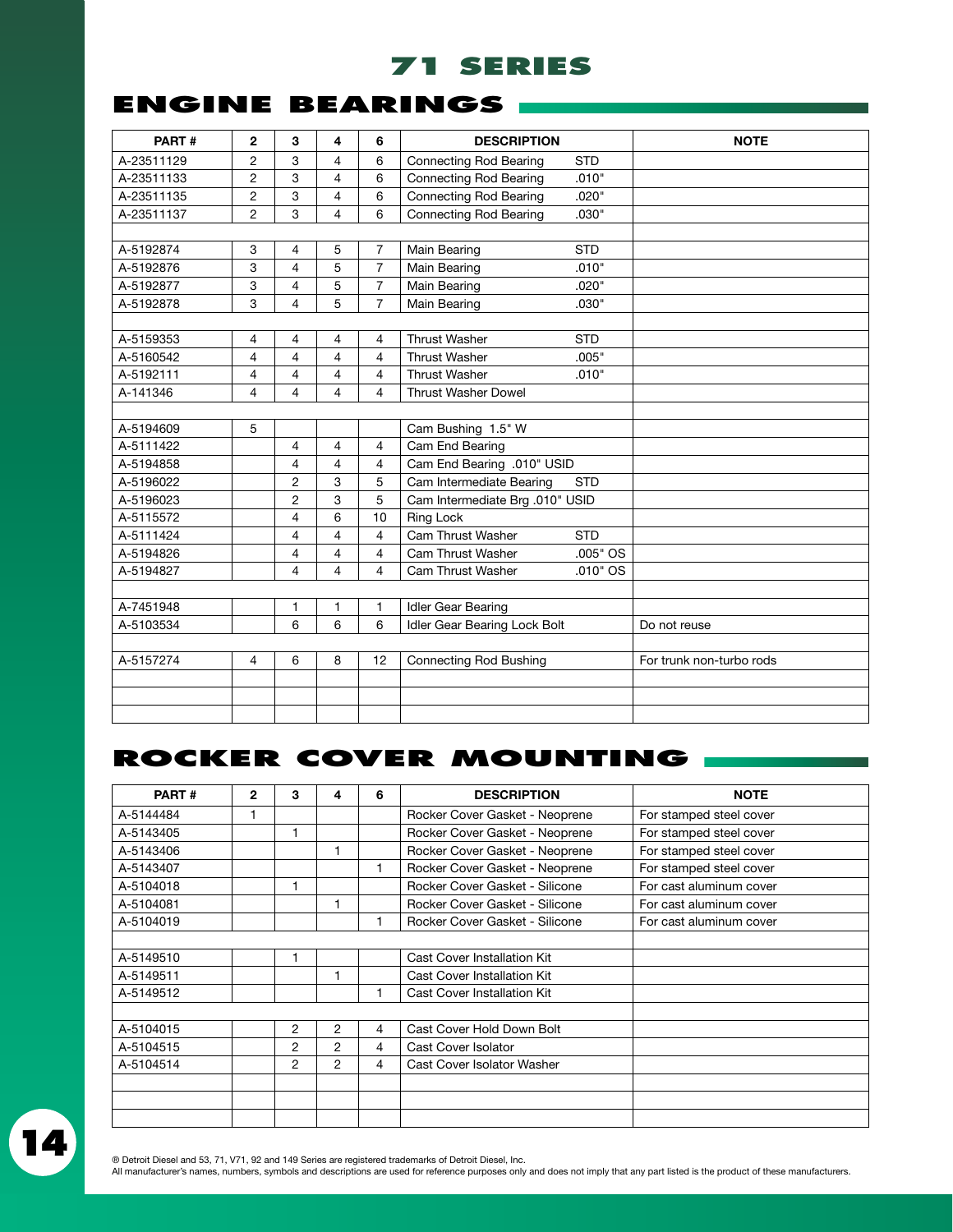# 71 SERIES

## ENGINE BEARINGS

| PART # | 2 | 3 | 4 | 6 | DESCRIPTION | NOTE |
|---|---|---|---|---|---|---|
| A-23511129 | 2 | 3 | 4 | 6 | Connecting Rod Bearing STD | |
| A-23511133 | 2 | 3 | 4 | 6 | Connecting Rod Bearing .010" | |
| A-23511135 | 2 | 3 | 4 | 6 | Connecting Rod Bearing .020" | |
| A-23511137 | 2 | 3 | 4 | 6 | Connecting Rod Bearing .030" | |
| | | | | | | |
| A-5192874 | 3 | 4 | 5 | 7 | Main Bearing STD | |
| A-5192876 | 3 | 4 | 5 | 7 | Main Bearing .010" | |
| A-5192877 | 3 | 4 | 5 | 7 | Main Bearing .020" | |
| A-5192878 | 3 | 4 | 5 | 7 | Main Bearing .030" | |
| | | | | | | |
| A-5159353 | 4 | 4 | 4 | 4 | Thrust Washer STD | |
| A-5160542 | 4 | 4 | 4 | 4 | Thrust Washer .005" | |
| A-5192111 | 4 | 4 | 4 | 4 | Thrust Washer .010" | |
| A-141346 | 4 | 4 | 4 | 4 | Thrust Washer Dowel | |
| | | | | | | |
| A-5194609 | 5 | | | | Cam Bushing 1.5" W | |
| A-5111422 | | 4 | 4 | 4 | Cam End Bearing | |
| A-5194858 | | 4 | 4 | 4 | Cam End Bearing .010" USID | |
| A-5196022 | | 2 | 3 | 5 | Cam Intermediate Bearing STD | |
| A-5196023 | | 2 | 3 | 5 | Cam Intermediate Brg .010" USID | |
| A-5115572 | | 4 | 6 | 10 | Ring Lock | |
| A-5111424 | | 4 | 4 | 4 | Cam Thrust Washer STD | |
| A-5194826 | | 4 | 4 | 4 | Cam Thrust Washer .005" OS | |
| A-5194827 | | 4 | 4 | 4 | Cam Thrust Washer .010" OS | |
| | | | | | | |
| A-7451948 | | 1 | 1 | 1 | Idler Gear Bearing | |
| A-5103534 | | 6 | 6 | 6 | Idler Gear Bearing Lock Bolt | Do not reuse |
| | | | | | | |
| A-5157274 | 4 | 6 | 8 | 12 | Connecting Rod Bushing | For trunk non-turbo rods |
| | | | | | | |
| | | | | | | |
| | | | | | | |

## ROCKER COVER MOUNTING

| PART # | 2 | 3 | 4 | 6 | DESCRIPTION | NOTE |
|---|---|---|---|---|---|---|
| A-5144484 | 1 | | | | Rocker Cover Gasket - Neoprene | For stamped steel cover |
| A-5143405 | | 1 | | | Rocker Cover Gasket - Neoprene | For stamped steel cover |
| A-5143406 | | | 1 | | Rocker Cover Gasket - Neoprene | For stamped steel cover |
| A-5143407 | | | | 1 | Rocker Cover Gasket - Neoprene | For stamped steel cover |
| A-5104018 | | 1 | | | Rocker Cover Gasket - Silicone | For cast aluminum cover |
| A-5104081 | | | 1 | | Rocker Cover Gasket - Silicone | For cast aluminum cover |
| A-5104019 | | | | 1 | Rocker Cover Gasket - Silicone | For cast aluminum cover |
| | | | | | | |
| A-5149510 | | 1 | | | Cast Cover Installation Kit | |
| A-5149511 | | | 1 | | Cast Cover Installation Kit | |
| A-5149512 | | | | 1 | Cast Cover Installation Kit | |
| | | | | | | |
| A-5104015 | | 2 | 2 | 4 | Cast Cover Hold Down Bolt | |
| A-5104515 | | 2 | 2 | 4 | Cast Cover Isolator | |
| A-5104514 | | 2 | 2 | 4 | Cast Cover Isolator Washer | |
| | | | | | | |
| | | | | | | |
| | | | | | | |

® Detroit Diesel and 53, 71, V71, 92 and 149 Series are registered trademarks of Detroit Diesel, Inc.
All manufacturer's names, numbers, symbols and descriptions are used for reference purposes only and does not imply that any part listed is the product of these manufacturers.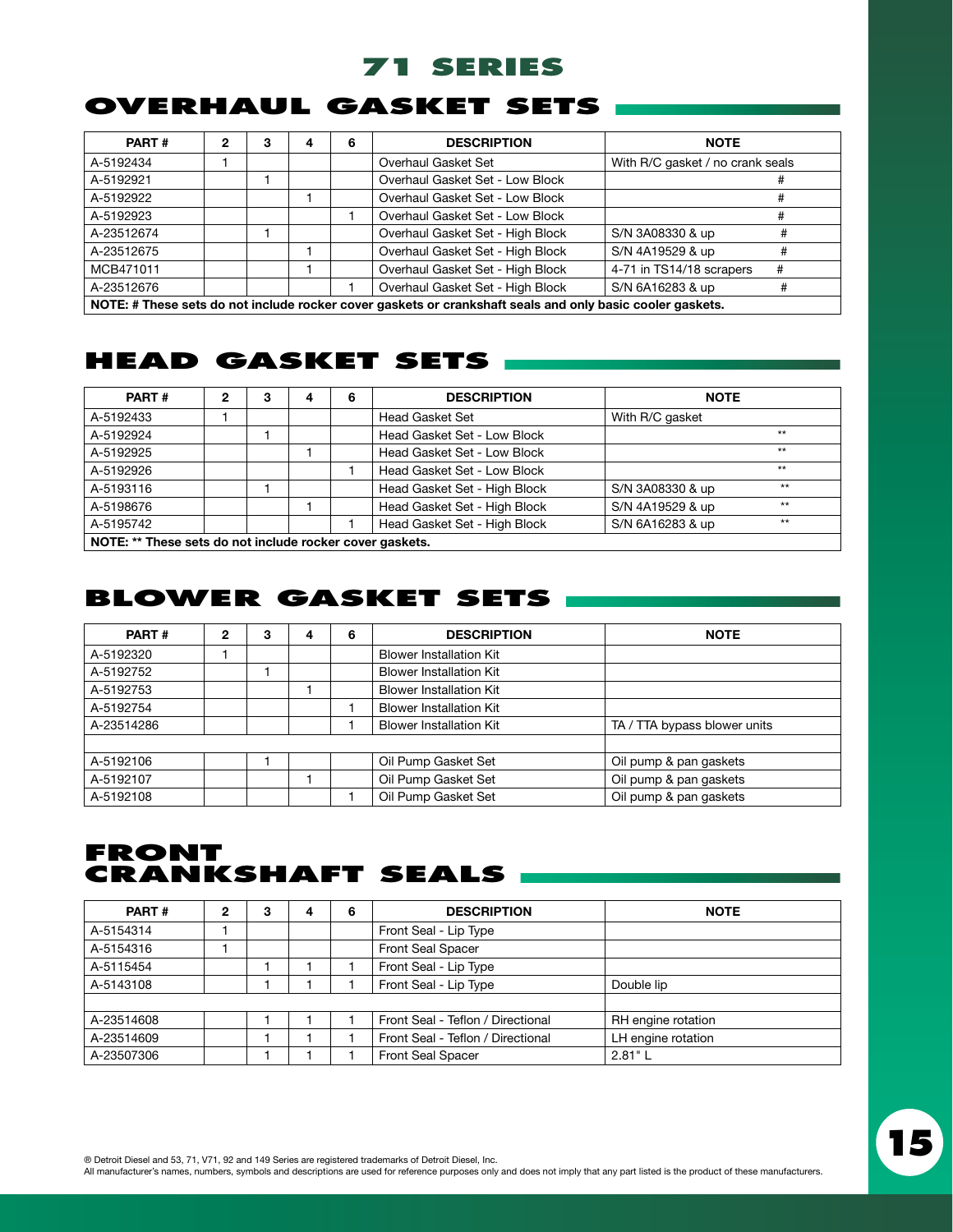# 71 SERIES

## OVERHAUL GASKET SETS

| PART # | 2 | 3 | 4 | 6 | DESCRIPTION | NOTE |
|---|---|---|---|---|---|---|
| A-5192434 | 1 | | | | Overhaul Gasket Set | With R/C gasket / no crank seals |
| A-5192921 | | 1 | | | Overhaul Gasket Set - Low Block | # |
| A-5192922 | | | 1 | | Overhaul Gasket Set - Low Block | # |
| A-5192923 | | | | 1 | Overhaul Gasket Set - Low Block | # |
| A-23512674 | | 1 | | | Overhaul Gasket Set - High Block | S/N 3A08330 & up # |
| A-23512675 | | | 1 | | Overhaul Gasket Set - High Block | S/N 4A19529 & up # |
| MCB471011 | | | 1 | | Overhaul Gasket Set - High Block | 4-71 in TS14/18 scrapers # |
| A-23512676 | | | | 1 | Overhaul Gasket Set - High Block | S/N 6A16283 & up # |

**NOTE: # These sets do not include rocker cover gaskets or crankshaft seals and only basic cooler gaskets.**

## HEAD GASKET SETS

| PART # | 2 | 3 | 4 | 6 | DESCRIPTION | NOTE |
|---|---|---|---|---|---|---|
| A-5192433 | 1 | | | | Head Gasket Set | With R/C gasket |
| A-5192924 | | 1 | | | Head Gasket Set - Low Block | ** |
| A-5192925 | | | 1 | | Head Gasket Set - Low Block | ** |
| A-5192926 | | | | 1 | Head Gasket Set - Low Block | ** |
| A-5193116 | | 1 | | | Head Gasket Set - High Block | S/N 3A08330 & up ** |
| A-5198676 | | | 1 | | Head Gasket Set - High Block | S/N 4A19529 & up ** |
| A-5195742 | | | | 1 | Head Gasket Set - High Block | S/N 6A16283 & up ** |

**NOTE: ** These sets do not include rocker cover gaskets.**

## BLOWER GASKET SETS

| PART # | 2 | 3 | 4 | 6 | DESCRIPTION | NOTE |
|---|---|---|---|---|---|---|
| A-5192320 | 1 | | | | Blower Installation Kit | |
| A-5192752 | | 1 | | | Blower Installation Kit | |
| A-5192753 | | | 1 | | Blower Installation Kit | |
| A-5192754 | | | | 1 | Blower Installation Kit | |
| A-23514286 | | | | 1 | Blower Installation Kit | TA / TTA bypass blower units |
| | | | | | | |
| A-5192106 | | 1 | | | Oil Pump Gasket Set | Oil pump & pan gaskets |
| A-5192107 | | | 1 | | Oil Pump Gasket Set | Oil pump & pan gaskets |
| A-5192108 | | | | 1 | Oil Pump Gasket Set | Oil pump & pan gaskets |

## FRONT CRANKSHAFT SEALS

| PART # | 2 | 3 | 4 | 6 | DESCRIPTION | NOTE |
|---|---|---|---|---|---|---|
| A-5154314 | 1 | | | | Front Seal - Lip Type | |
| A-5154316 | 1 | | | | Front Seal Spacer | |
| A-5115454 | | 1 | 1 | 1 | Front Seal - Lip Type | |
| A-5143108 | | 1 | 1 | 1 | Front Seal - Lip Type | Double lip |
| | | | | | | |
| A-23514608 | | 1 | 1 | 1 | Front Seal - Teflon / Directional | RH engine rotation |
| A-23514609 | | 1 | 1 | 1 | Front Seal - Teflon / Directional | LH engine rotation |
| A-23507306 | | 1 | 1 | 1 | Front Seal Spacer | 2.81" L |

® Detroit Diesel and 53, 71, V71, 92 and 149 Series are registered trademarks of Detroit Diesel, Inc.
All manufacturer's names, numbers, symbols and descriptions are used for reference purposes only and does not imply that any part listed is the product of these manufacturers.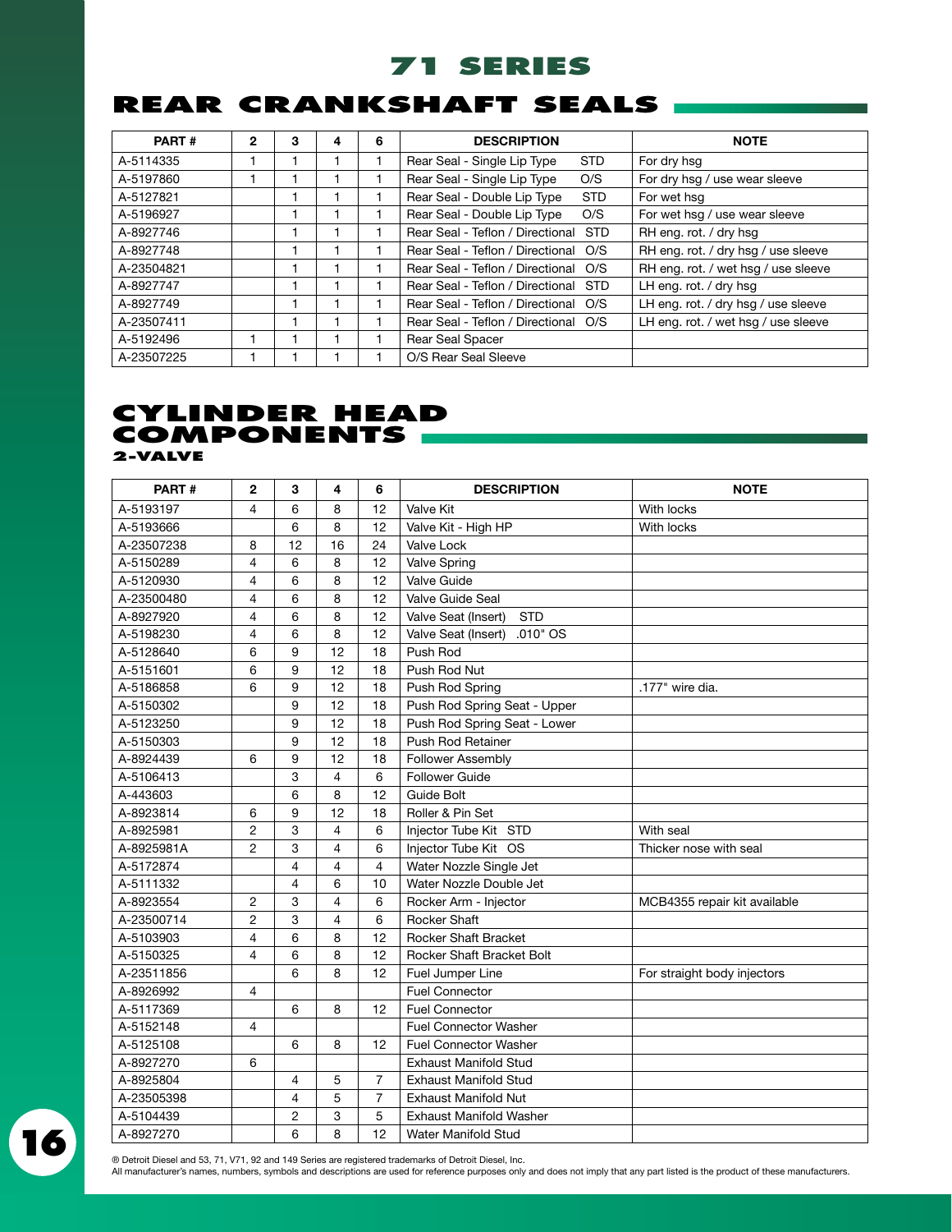# 71 SERIES

## REAR CRANKSHAFT SEALS

| PART # | 2 | 3 | 4 | 6 | DESCRIPTION | NOTE |
|---|---|---|---|---|---|---|
| A-5114335 | 1 | 1 | 1 | 1 | Rear Seal - Single Lip Type STD | For dry hsg |
| A-5197860 | 1 | 1 | 1 | 1 | Rear Seal - Single Lip Type O/S | For dry hsg / use wear sleeve |
| A-5127821 | | 1 | 1 | 1 | Rear Seal - Double Lip Type STD | For wet hsg |
| A-5196927 | | 1 | 1 | 1 | Rear Seal - Double Lip Type O/S | For wet hsg / use wear sleeve |
| A-8927746 | | 1 | 1 | 1 | Rear Seal - Teflon / Directional STD | RH eng. rot. / dry hsg |
| A-8927748 | | 1 | 1 | 1 | Rear Seal - Teflon / Directional O/S | RH eng. rot. / dry hsg / use sleeve |
| A-23504821 | | 1 | 1 | 1 | Rear Seal - Teflon / Directional O/S | RH eng. rot. / wet hsg / use sleeve |
| A-8927747 | | 1 | 1 | 1 | Rear Seal - Teflon / Directional STD | LH eng. rot. / dry hsg |
| A-8927749 | | 1 | 1 | 1 | Rear Seal - Teflon / Directional O/S | LH eng. rot. / dry hsg / use sleeve |
| A-23507411 | | 1 | 1 | 1 | Rear Seal - Teflon / Directional O/S | LH eng. rot. / wet hsg / use sleeve |
| A-5192496 | 1 | 1 | 1 | 1 | Rear Seal Spacer | |
| A-23507225 | 1 | 1 | 1 | 1 | O/S Rear Seal Sleeve | |

## CYLINDER HEAD COMPONENTS

### 2-VALVE

| PART # | 2 | 3 | 4 | 6 | DESCRIPTION | NOTE |
|---|---|---|---|---|---|---|
| A-5193197 | 4 | 6 | 8 | 12 | Valve Kit | With locks |
| A-5193666 | | 6 | 8 | 12 | Valve Kit - High HP | With locks |
| A-23507238 | 8 | 12 | 16 | 24 | Valve Lock | |
| A-5150289 | 4 | 6 | 8 | 12 | Valve Spring | |
| A-5120930 | 4 | 6 | 8 | 12 | Valve Guide | |
| A-23500480 | 4 | 6 | 8 | 12 | Valve Guide Seal | |
| A-8927920 | 4 | 6 | 8 | 12 | Valve Seat (Insert) STD | |
| A-5198230 | 4 | 6 | 8 | 12 | Valve Seat (Insert) .010" OS | |
| A-5128640 | 6 | 9 | 12 | 18 | Push Rod | |
| A-5151601 | 6 | 9 | 12 | 18 | Push Rod Nut | |
| A-5186858 | 6 | 9 | 12 | 18 | Push Rod Spring | .177" wire dia. |
| A-5150302 | | 9 | 12 | 18 | Push Rod Spring Seat - Upper | |
| A-5123250 | | 9 | 12 | 18 | Push Rod Spring Seat - Lower | |
| A-5150303 | | 9 | 12 | 18 | Push Rod Retainer | |
| A-8924439 | 6 | 9 | 12 | 18 | Follower Assembly | |
| A-5106413 | | 3 | 4 | 6 | Follower Guide | |
| A-443603 | | 6 | 8 | 12 | Guide Bolt | |
| A-8923814 | 6 | 9 | 12 | 18 | Roller & Pin Set | |
| A-8925981 | 2 | 3 | 4 | 6 | Injector Tube Kit STD | With seal |
| A-8925981A | 2 | 3 | 4 | 6 | Injector Tube Kit OS | Thicker nose with seal |
| A-5172874 | | 4 | 4 | 4 | Water Nozzle Single Jet | |
| A-5111332 | | 4 | 6 | 10 | Water Nozzle Double Jet | |
| A-8923554 | 2 | 3 | 4 | 6 | Rocker Arm - Injector | MCB4355 repair kit available |
| A-23500714 | 2 | 3 | 4 | 6 | Rocker Shaft | |
| A-5103903 | 4 | 6 | 8 | 12 | Rocker Shaft Bracket | |
| A-5150325 | 4 | 6 | 8 | 12 | Rocker Shaft Bracket Bolt | |
| A-23511856 | | 6 | 8 | 12 | Fuel Jumper Line | For straight body injectors |
| A-8926992 | 4 | | | | Fuel Connector | |
| A-5117369 | | 6 | 8 | 12 | Fuel Connector | |
| A-5152148 | 4 | | | | Fuel Connector Washer | |
| A-5125108 | | 6 | 8 | 12 | Fuel Connector Washer | |
| A-8927270 | 6 | | | | Exhaust Manifold Stud | |
| A-8925804 | | 4 | 5 | 7 | Exhaust Manifold Stud | |
| A-23505398 | | 4 | 5 | 7 | Exhaust Manifold Nut | |
| A-5104439 | | 2 | 3 | 5 | Exhaust Manifold Washer | |
| A-8927270 | | 6 | 8 | 12 | Water Manifold Stud | |

® Detroit Diesel and 53, 71, V71, 92 and 149 Series are registered trademarks of Detroit Diesel, Inc.
All manufacturer's names, numbers, symbols and descriptions are used for reference purposes only and does not imply that any part listed is the product of these manufacturers.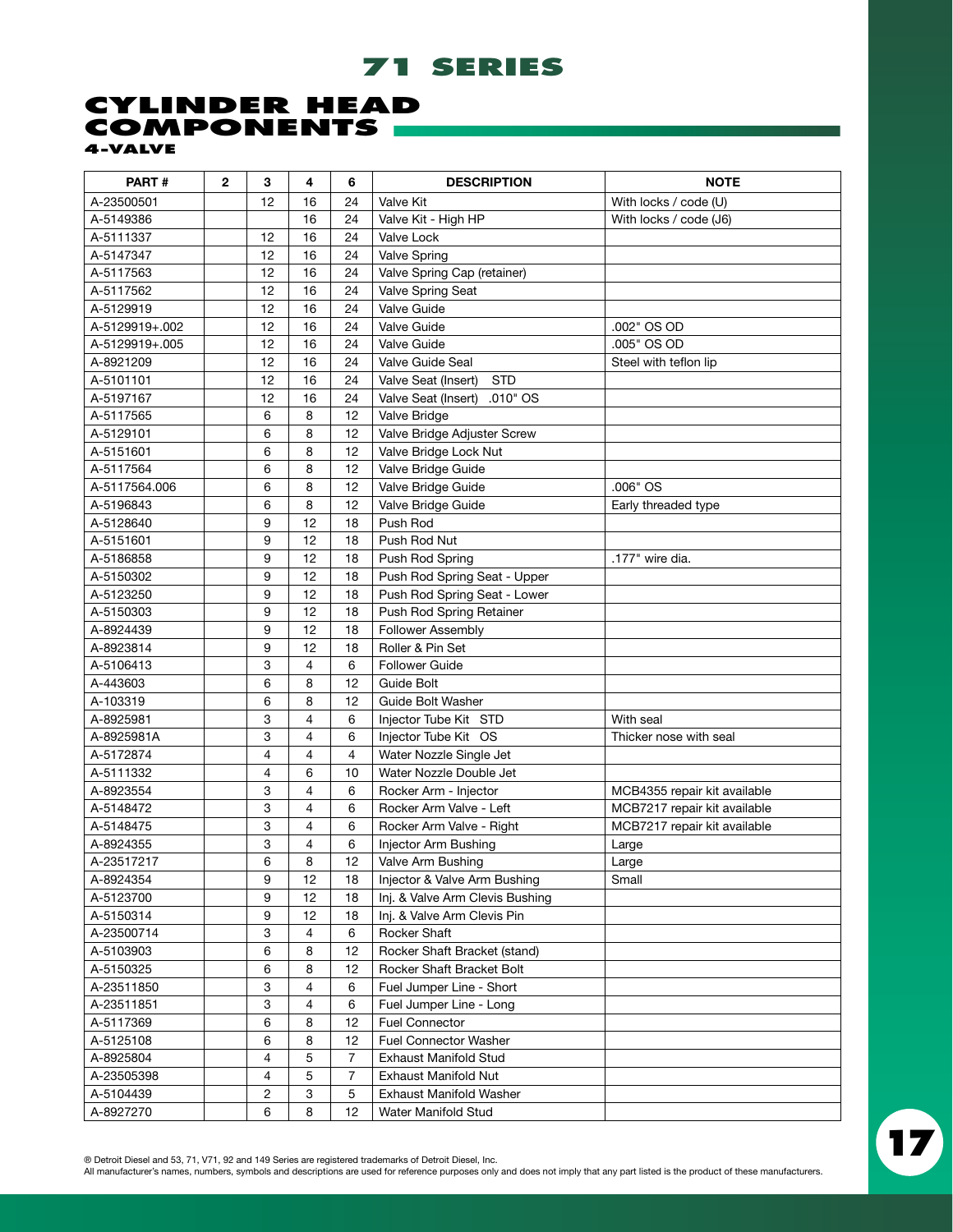# 71 SERIES

## CYLINDER HEAD COMPONENTS

### 4-VALVE

| PART # | 2 | 3 | 4 | 6 | DESCRIPTION | NOTE |
|---|---|---|---|---|---|---|
| A-23500501 | | 12 | 16 | 24 | Valve Kit | With locks / code (U) |
| A-5149386 | | | 16 | 24 | Valve Kit - High HP | With locks / code (J6) |
| A-5111337 | | 12 | 16 | 24 | Valve Lock | |
| A-5147347 | | 12 | 16 | 24 | Valve Spring | |
| A-5117563 | | 12 | 16 | 24 | Valve Spring Cap (retainer) | |
| A-5117562 | | 12 | 16 | 24 | Valve Spring Seat | |
| A-5129919 | | 12 | 16 | 24 | Valve Guide | |
| A-5129919+.002 | | 12 | 16 | 24 | Valve Guide | .002" OS OD |
| A-5129919+.005 | | 12 | 16 | 24 | Valve Guide | .005" OS OD |
| A-8921209 | | 12 | 16 | 24 | Valve Guide Seal | Steel with teflon lip |
| A-5101101 | | 12 | 16 | 24 | Valve Seat (Insert) STD | |
| A-5197167 | | 12 | 16 | 24 | Valve Seat (Insert) .010" OS | |
| A-5117565 | | 6 | 8 | 12 | Valve Bridge | |
| A-5129101 | | 6 | 8 | 12 | Valve Bridge Adjuster Screw | |
| A-5151601 | | 6 | 8 | 12 | Valve Bridge Lock Nut | |
| A-5117564 | | 6 | 8 | 12 | Valve Bridge Guide | |
| A-5117564.006 | | 6 | 8 | 12 | Valve Bridge Guide | .006" OS |
| A-5196843 | | 6 | 8 | 12 | Valve Bridge Guide | Early threaded type |
| A-5128640 | | 9 | 12 | 18 | Push Rod | |
| A-5151601 | | 9 | 12 | 18 | Push Rod Nut | |
| A-5186858 | | 9 | 12 | 18 | Push Rod Spring | .177" wire dia. |
| A-5150302 | | 9 | 12 | 18 | Push Rod Spring Seat - Upper | |
| A-5123250 | | 9 | 12 | 18 | Push Rod Spring Seat - Lower | |
| A-5150303 | | 9 | 12 | 18 | Push Rod Spring Retainer | |
| A-8924439 | | 9 | 12 | 18 | Follower Assembly | |
| A-8923814 | | 9 | 12 | 18 | Roller & Pin Set | |
| A-5106413 | | 3 | 4 | 6 | Follower Guide | |
| A-443603 | | 6 | 8 | 12 | Guide Bolt | |
| A-103319 | | 6 | 8 | 12 | Guide Bolt Washer | |
| A-8925981 | | 3 | 4 | 6 | Injector Tube Kit STD | With seal |
| A-8925981A | | 3 | 4 | 6 | Injector Tube Kit OS | Thicker nose with seal |
| A-5172874 | | 4 | 4 | 4 | Water Nozzle Single Jet | |
| A-5111332 | | 4 | 6 | 10 | Water Nozzle Double Jet | |
| A-8923554 | | 3 | 4 | 6 | Rocker Arm - Injector | MCB4355 repair kit available |
| A-5148472 | | 3 | 4 | 6 | Rocker Arm Valve - Left | MCB7217 repair kit available |
| A-5148475 | | 3 | 4 | 6 | Rocker Arm Valve - Right | MCB7217 repair kit available |
| A-8924355 | | 3 | 4 | 6 | Injector Arm Bushing | Large |
| A-23517217 | | 6 | 8 | 12 | Valve Arm Bushing | Large |
| A-8924354 | | 9 | 12 | 18 | Injector & Valve Arm Bushing | Small |
| A-5123700 | | 9 | 12 | 18 | Inj. & Valve Arm Clevis Bushing | |
| A-5150314 | | 9 | 12 | 18 | Inj. & Valve Arm Clevis Pin | |
| A-23500714 | | 3 | 4 | 6 | Rocker Shaft | |
| A-5103903 | | 6 | 8 | 12 | Rocker Shaft Bracket (stand) | |
| A-5150325 | | 6 | 8 | 12 | Rocker Shaft Bracket Bolt | |
| A-23511850 | | 3 | 4 | 6 | Fuel Jumper Line - Short | |
| A-23511851 | | 3 | 4 | 6 | Fuel Jumper Line - Long | |
| A-5117369 | | 6 | 8 | 12 | Fuel Connector | |
| A-5125108 | | 6 | 8 | 12 | Fuel Connector Washer | |
| A-8925804 | | 4 | 5 | 7 | Exhaust Manifold Stud | |
| A-23505398 | | 4 | 5 | 7 | Exhaust Manifold Nut | |
| A-5104439 | | 2 | 3 | 5 | Exhaust Manifold Washer | |
| A-8927270 | | 6 | 8 | 12 | Water Manifold Stud | |

® Detroit Diesel and 53, 71, V71, 92 and 149 Series are registered trademarks of Detroit Diesel, Inc.
All manufacturer's names, numbers, symbols and descriptions are used for reference purposes only and does not imply that any part listed is the product of these manufacturers.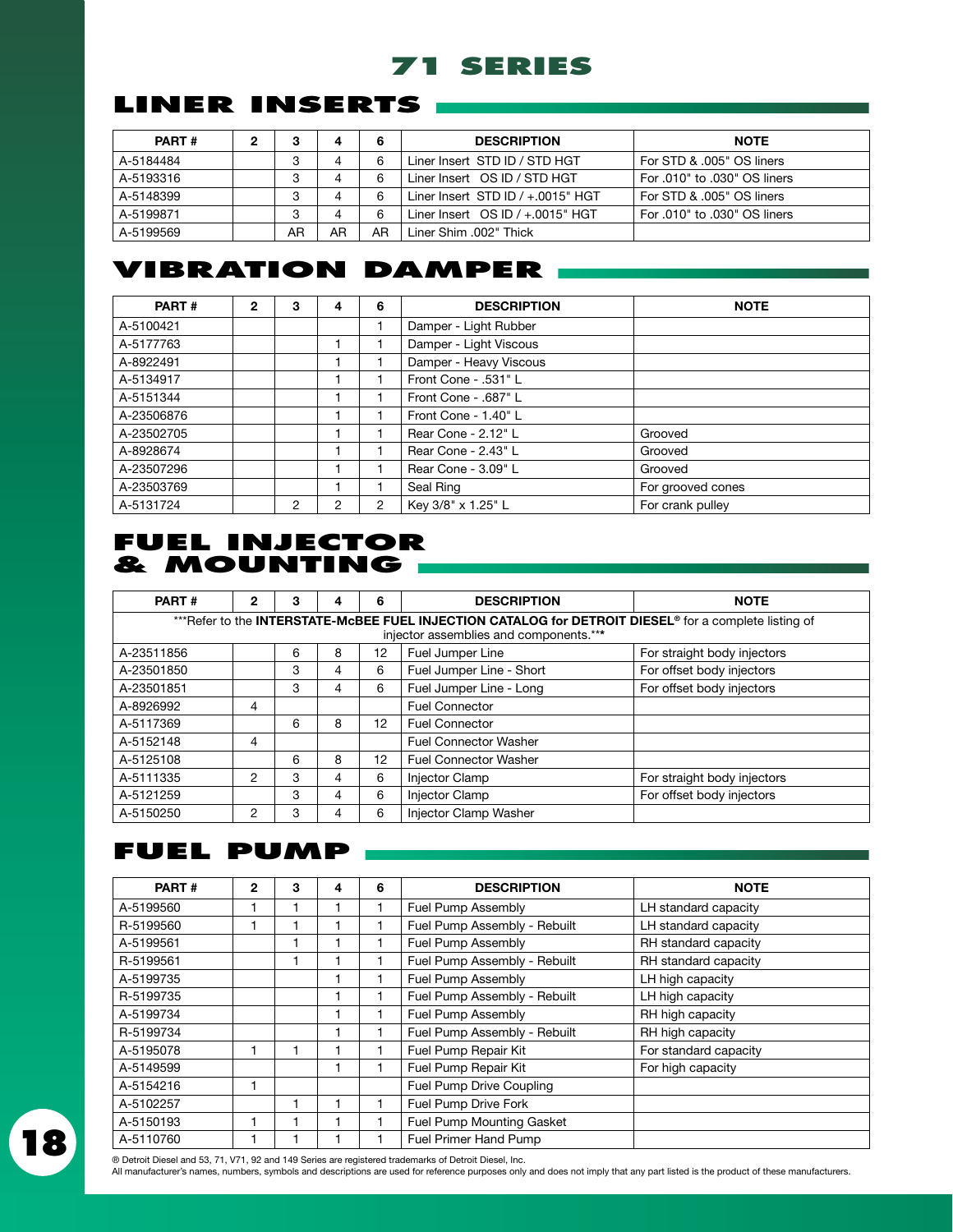# 71 SERIES

## LINER INSERTS

| PART # | 2 | 3 | 4 | 6 | DESCRIPTION | NOTE |
|---|---|---|---|---|---|---|
| A-5184484 | | 3 | 4 | 6 | Liner Insert STD ID / STD HGT | For STD & .005" OS liners |
| A-5193316 | | 3 | 4 | 6 | Liner Insert OS ID / STD HGT | For .010" to .030" OS liners |
| A-5148399 | | 3 | 4 | 6 | Liner Insert STD ID / +.0015" HGT | For STD & .005" OS liners |
| A-5199871 | | 3 | 4 | 6 | Liner Insert OS ID / +.0015" HGT | For .010" to .030" OS liners |
| A-5199569 | | AR | AR | AR | Liner Shim .002" Thick | |

## VIBRATION DAMPER

| PART # | 2 | 3 | 4 | 6 | DESCRIPTION | NOTE |
|---|---|---|---|---|---|---|
| A-5100421 | | | | 1 | Damper - Light Rubber | |
| A-5177763 | | | 1 | 1 | Damper - Light Viscous | |
| A-8922491 | | | 1 | 1 | Damper - Heavy Viscous | |
| A-5134917 | | | 1 | 1 | Front Cone - .531" L | |
| A-5151344 | | | 1 | 1 | Front Cone - .687" L | |
| A-23506876 | | | 1 | 1 | Front Cone - 1.40" L | |
| A-23502705 | | | 1 | 1 | Rear Cone - 2.12" L | Grooved |
| A-8928674 | | | 1 | 1 | Rear Cone - 2.43" L | Grooved |
| A-23507296 | | | 1 | 1 | Rear Cone - 3.09" L | Grooved |
| A-23503769 | | | 1 | 1 | Seal Ring | For grooved cones |
| A-5131724 | | 2 | 2 | 2 | Key 3/8" x 1.25" L | For crank pulley |

## FUEL INJECTOR & MOUNTING

| PART # | 2 | 3 | 4 | 6 | DESCRIPTION | NOTE |
|---|---|---|---|---|---|---|
| ***Refer to the **INTERSTATE-McBEE FUEL INJECTION CATALOG for DETROIT DIESEL®** for a complete listing of injector assemblies and components.*** | | | | | | |
| A-23511856 | | 6 | 8 | 12 | Fuel Jumper Line | For straight body injectors |
| A-23501850 | | 3 | 4 | 6 | Fuel Jumper Line - Short | For offset body injectors |
| A-23501851 | | 3 | 4 | 6 | Fuel Jumper Line - Long | For offset body injectors |
| A-8926992 | 4 | | | | Fuel Connector | |
| A-5117369 | | 6 | 8 | 12 | Fuel Connector | |
| A-5152148 | 4 | | | | Fuel Connector Washer | |
| A-5125108 | | 6 | 8 | 12 | Fuel Connector Washer | |
| A-5111335 | 2 | 3 | 4 | 6 | Injector Clamp | For straight body injectors |
| A-5121259 | | 3 | 4 | 6 | Injector Clamp | For offset body injectors |
| A-5150250 | 2 | 3 | 4 | 6 | Injector Clamp Washer | |

## FUEL PUMP

| PART # | 2 | 3 | 4 | 6 | DESCRIPTION | NOTE |
|---|---|---|---|---|---|---|
| A-5199560 | 1 | 1 | 1 | 1 | Fuel Pump Assembly | LH standard capacity |
| R-5199560 | 1 | 1 | 1 | 1 | Fuel Pump Assembly - Rebuilt | LH standard capacity |
| A-5199561 | | 1 | 1 | 1 | Fuel Pump Assembly | RH standard capacity |
| R-5199561 | | 1 | 1 | 1 | Fuel Pump Assembly - Rebuilt | RH standard capacity |
| A-5199735 | | | 1 | 1 | Fuel Pump Assembly | LH high capacity |
| R-5199735 | | | 1 | 1 | Fuel Pump Assembly - Rebuilt | LH high capacity |
| A-5199734 | | | 1 | 1 | Fuel Pump Assembly | RH high capacity |
| R-5199734 | | | 1 | 1 | Fuel Pump Assembly - Rebuilt | RH high capacity |
| A-5195078 | 1 | 1 | 1 | 1 | Fuel Pump Repair Kit | For standard capacity |
| A-5149599 | | | 1 | 1 | Fuel Pump Repair Kit | For high capacity |
| A-5154216 | 1 | | | | Fuel Pump Drive Coupling | |
| A-5102257 | | 1 | 1 | 1 | Fuel Pump Drive Fork | |
| A-5150193 | 1 | 1 | 1 | 1 | Fuel Pump Mounting Gasket | |
| A-5110760 | 1 | 1 | 1 | 1 | Fuel Primer Hand Pump | |

® Detroit Diesel and 53, 71, V71, 92 and 149 Series are registered trademarks of Detroit Diesel, Inc.
All manufacturer's names, numbers, symbols and descriptions are used for reference purposes only and does not imply that any part listed is the product of these manufacturers.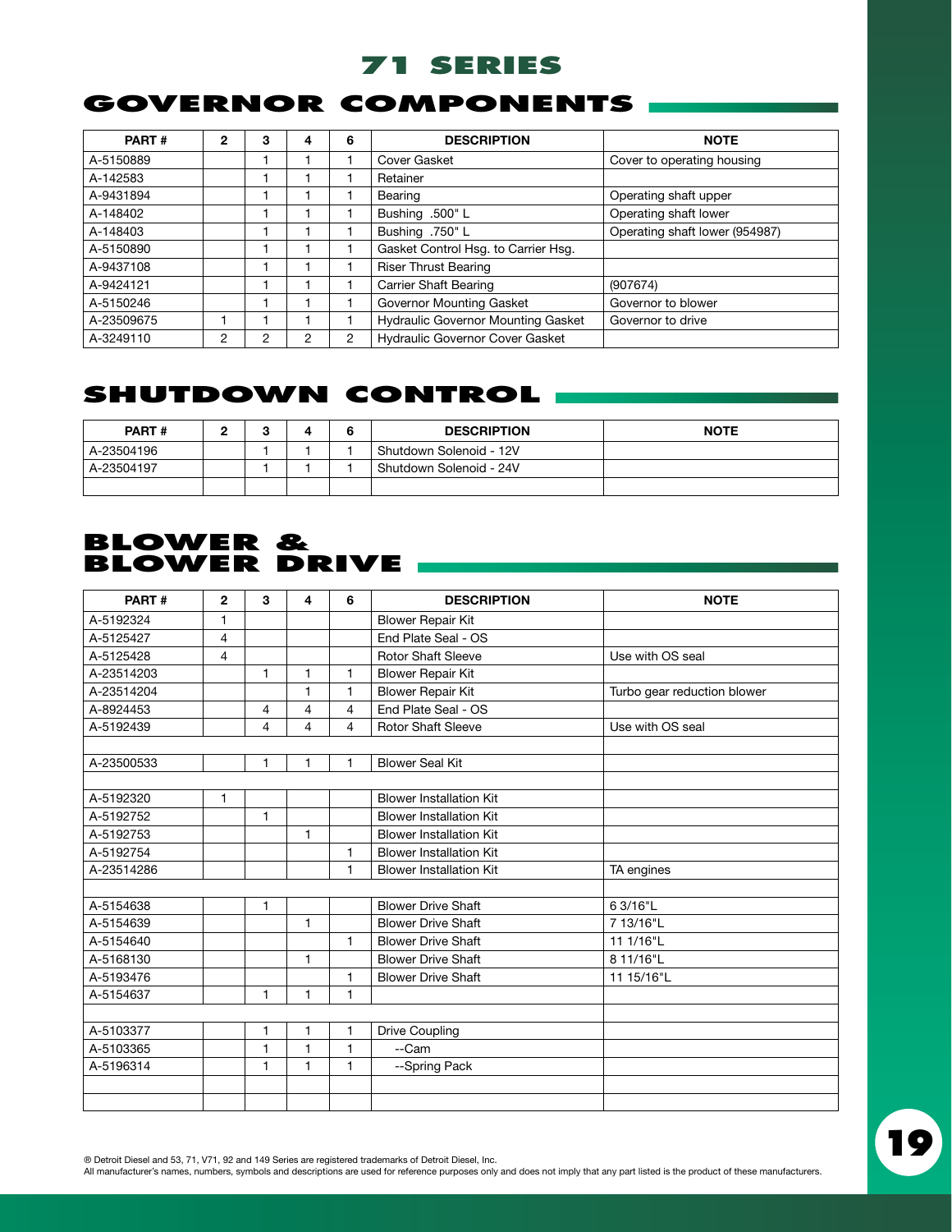# 71 SERIES

## GOVERNOR COMPONENTS

| PART # | 2 | 3 | 4 | 6 | DESCRIPTION | NOTE |
|---|---|---|---|---|---|---|
| A-5150889 | | 1 | 1 | 1 | Cover Gasket | Cover to operating housing |
| A-142583 | | 1 | 1 | 1 | Retainer | |
| A-9431894 | | 1 | 1 | 1 | Bearing | Operating shaft upper |
| A-148402 | | 1 | 1 | 1 | Bushing .500" L | Operating shaft lower |
| A-148403 | | 1 | 1 | 1 | Bushing .750" L | Operating shaft lower (954987) |
| A-5150890 | | 1 | 1 | 1 | Gasket Control Hsg. to Carrier Hsg. | |
| A-9437108 | | 1 | 1 | 1 | Riser Thrust Bearing | |
| A-9424121 | | 1 | 1 | 1 | Carrier Shaft Bearing | (907674) |
| A-5150246 | | 1 | 1 | 1 | Governor Mounting Gasket | Governor to blower |
| A-23509675 | 1 | 1 | 1 | 1 | Hydraulic Governor Mounting Gasket | Governor to drive |
| A-3249110 | 2 | 2 | 2 | 2 | Hydraulic Governor Cover Gasket | |

## SHUTDOWN CONTROL

| PART # | 2 | 3 | 4 | 6 | DESCRIPTION | NOTE |
|---|---|---|---|---|---|---|
| A-23504196 | | 1 | 1 | 1 | Shutdown Solenoid - 12V | |
| A-23504197 | | 1 | 1 | 1 | Shutdown Solenoid - 24V | |
| | | | | | | |

## BLOWER & BLOWER DRIVE

| PART # | 2 | 3 | 4 | 6 | DESCRIPTION | NOTE |
|---|---|---|---|---|---|---|
| A-5192324 | 1 | | | | Blower Repair Kit | |
| A-5125427 | 4 | | | | End Plate Seal - OS | |
| A-5125428 | 4 | | | | Rotor Shaft Sleeve | Use with OS seal |
| A-23514203 | | 1 | 1 | 1 | Blower Repair Kit | |
| A-23514204 | | | 1 | 1 | Blower Repair Kit | Turbo gear reduction blower |
| A-8924453 | | 4 | 4 | 4 | End Plate Seal - OS | |
| A-5192439 | | 4 | 4 | 4 | Rotor Shaft Sleeve | Use with OS seal |
| | | | | | | |
| A-23500533 | | 1 | 1 | 1 | Blower Seal Kit | |
| | | | | | | |
| A-5192320 | 1 | | | | Blower Installation Kit | |
| A-5192752 | | 1 | | | Blower Installation Kit | |
| A-5192753 | | | 1 | | Blower Installation Kit | |
| A-5192754 | | | | 1 | Blower Installation Kit | |
| A-23514286 | | | | 1 | Blower Installation Kit | TA engines |
| | | | | | | |
| A-5154638 | | 1 | | | Blower Drive Shaft | 6 3/16"L |
| A-5154639 | | | 1 | | Blower Drive Shaft | 7 13/16"L |
| A-5154640 | | | | 1 | Blower Drive Shaft | 11 1/16"L |
| A-5168130 | | | 1 | | Blower Drive Shaft | 8 11/16"L |
| A-5193476 | | | | 1 | Blower Drive Shaft | 11 15/16"L |
| A-5154637 | | 1 | 1 | 1 | | |
| | | | | | | |
| A-5103377 | | 1 | 1 | 1 | Drive Coupling | |
| A-5103365 | | 1 | 1 | 1 | --Cam | |
| A-5196314 | | 1 | 1 | 1 | --Spring Pack | |
| | | | | | | |
| | | | | | | |

® Detroit Diesel and 53, 71, V71, 92 and 149 Series are registered trademarks of Detroit Diesel, Inc.
All manufacturer's names, numbers, symbols and descriptions are used for reference purposes only and does not imply that any part listed is the product of these manufacturers.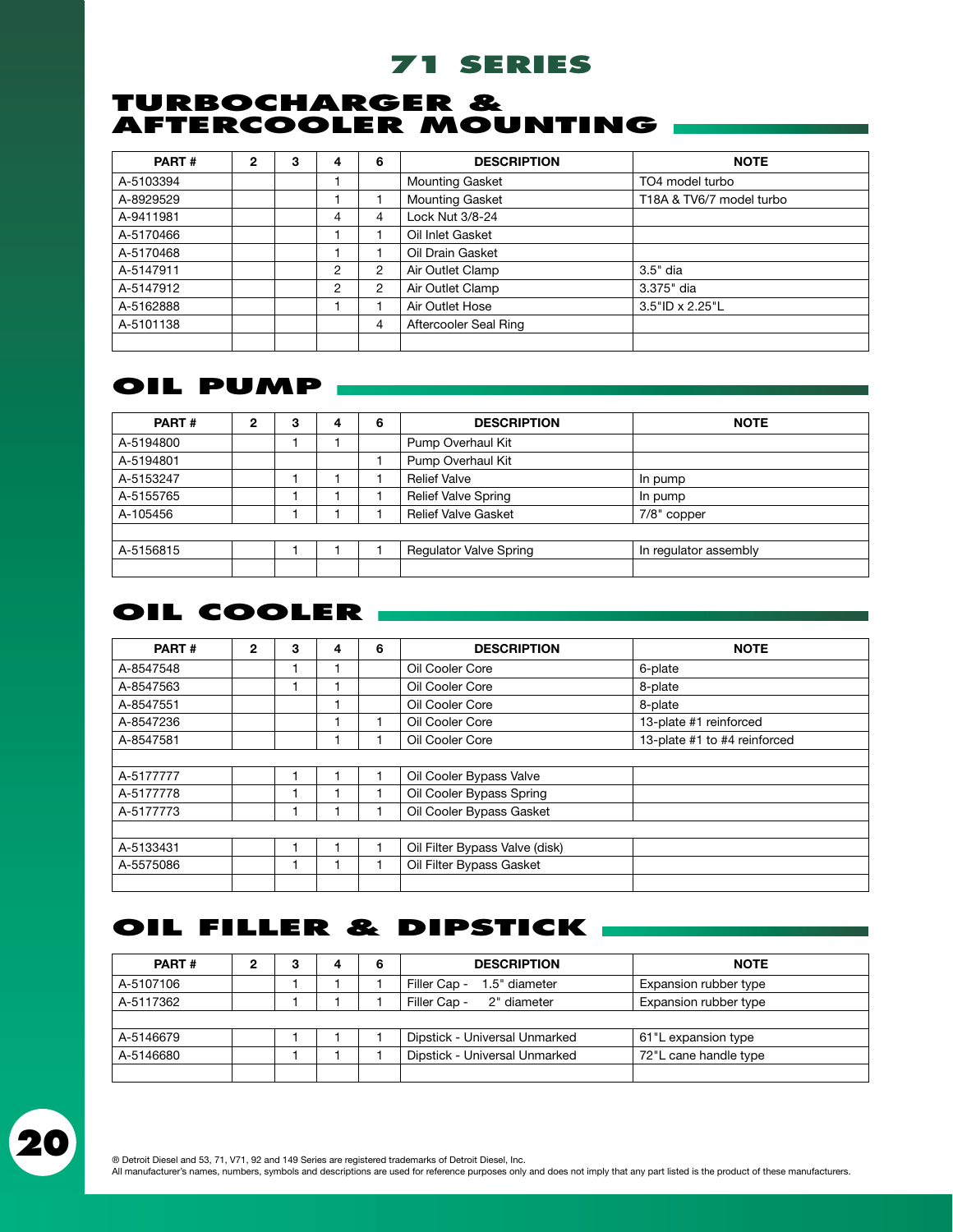# 71 SERIES

## TURBOCHARGER & AFTERCOOLER MOUNTING

| PART # | 2 | 3 | 4 | 6 | DESCRIPTION | NOTE |
|---|---|---|---|---|---|---|
| A-5103394 | | | 1 | | Mounting Gasket | TO4 model turbo |
| A-8929529 | | | 1 | 1 | Mounting Gasket | T18A & TV6/7 model turbo |
| A-9411981 | | | 4 | 4 | Lock Nut 3/8-24 | |
| A-5170466 | | | 1 | 1 | Oil Inlet Gasket | |
| A-5170468 | | | 1 | 1 | Oil Drain Gasket | |
| A-5147911 | | | 2 | 2 | Air Outlet Clamp | 3.5" dia |
| A-5147912 | | | 2 | 2 | Air Outlet Clamp | 3.375" dia |
| A-5162888 | | | 1 | 1 | Air Outlet Hose | 3.5"ID x 2.25"L |
| A-5101138 | | | | 4 | Aftercooler Seal Ring | |
| | | | | | | |

## OIL PUMP

| PART # | 2 | 3 | 4 | 6 | DESCRIPTION | NOTE |
|---|---|---|---|---|---|---|
| A-5194800 | | 1 | 1 | | Pump Overhaul Kit | |
| A-5194801 | | | | 1 | Pump Overhaul Kit | |
| A-5153247 | | 1 | 1 | 1 | Relief Valve | In pump |
| A-5155765 | | 1 | 1 | 1 | Relief Valve Spring | In pump |
| A-105456 | | 1 | 1 | 1 | Relief Valve Gasket | 7/8" copper |
| | | | | | | |
| A-5156815 | | 1 | 1 | 1 | Regulator Valve Spring | In regulator assembly |
| | | | | | | |

## OIL COOLER

| PART # | 2 | 3 | 4 | 6 | DESCRIPTION | NOTE |
|---|---|---|---|---|---|---|
| A-8547548 | | 1 | 1 | | Oil Cooler Core | 6-plate |
| A-8547563 | | 1 | 1 | | Oil Cooler Core | 8-plate |
| A-8547551 | | | 1 | | Oil Cooler Core | 8-plate |
| A-8547236 | | | 1 | 1 | Oil Cooler Core | 13-plate #1 reinforced |
| A-8547581 | | | 1 | 1 | Oil Cooler Core | 13-plate #1 to #4 reinforced |
| | | | | | | |
| A-5177777 | | 1 | 1 | 1 | Oil Cooler Bypass Valve | |
| A-5177778 | | 1 | 1 | 1 | Oil Cooler Bypass Spring | |
| A-5177773 | | 1 | 1 | 1 | Oil Cooler Bypass Gasket | |
| | | | | | | |
| A-5133431 | | 1 | 1 | 1 | Oil Filter Bypass Valve (disk) | |
| A-5575086 | | 1 | 1 | 1 | Oil Filter Bypass Gasket | |
| | | | | | | |

## OIL FILLER & DIPSTICK

| PART # | 2 | 3 | 4 | 6 | DESCRIPTION | NOTE |
|---|---|---|---|---|---|---|
| A-5107106 | | 1 | 1 | 1 | Filler Cap - 1.5" diameter | Expansion rubber type |
| A-5117362 | | 1 | 1 | 1 | Filler Cap - 2" diameter | Expansion rubber type |
| | | | | | | |
| A-5146679 | | 1 | 1 | 1 | Dipstick - Universal Unmarked | 61"L expansion type |
| A-5146680 | | 1 | 1 | 1 | Dipstick - Universal Unmarked | 72"L cane handle type |
| | | | | | | |

® Detroit Diesel and 53, 71, V71, 92 and 149 Series are registered trademarks of Detroit Diesel, Inc.
All manufacturer's names, numbers, symbols and descriptions are used for reference purposes only and does not imply that any part listed is the product of these manufacturers.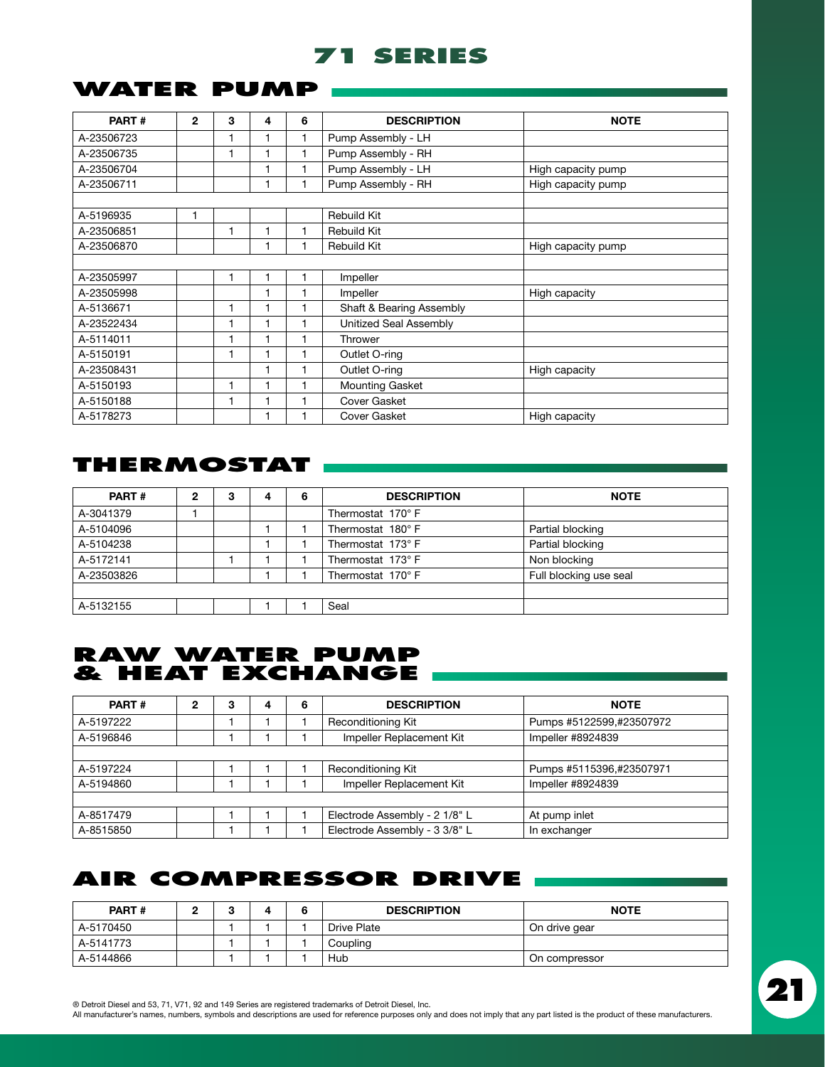# 71 SERIES

## WATER PUMP

| PART # | 2 | 3 | 4 | 6 | DESCRIPTION | NOTE |
|---|---|---|---|---|---|---|
| A-23506723 | | 1 | 1 | 1 | Pump Assembly - LH | |
| A-23506735 | | 1 | 1 | 1 | Pump Assembly - RH | |
| A-23506704 | | | 1 | 1 | Pump Assembly - LH | High capacity pump |
| A-23506711 | | | 1 | 1 | Pump Assembly - RH | High capacity pump |
| | | | | | | |
| A-5196935 | 1 | | | | Rebuild Kit | |
| A-23506851 | | 1 | 1 | 1 | Rebuild Kit | |
| A-23506870 | | | 1 | 1 | Rebuild Kit | High capacity pump |
| | | | | | | |
| A-23505997 | | 1 | 1 | 1 | Impeller | |
| A-23505998 | | | 1 | 1 | Impeller | High capacity |
| A-5136671 | | 1 | 1 | 1 | Shaft & Bearing Assembly | |
| A-23522434 | | 1 | 1 | 1 | Unitized Seal Assembly | |
| A-5114011 | | 1 | 1 | 1 | Thrower | |
| A-5150191 | | 1 | 1 | 1 | Outlet O-ring | |
| A-23508431 | | | 1 | 1 | Outlet O-ring | High capacity |
| A-5150193 | | 1 | 1 | 1 | Mounting Gasket | |
| A-5150188 | | 1 | 1 | 1 | Cover Gasket | |
| A-5178273 | | | 1 | 1 | Cover Gasket | High capacity |

## THERMOSTAT

| PART # | 2 | 3 | 4 | 6 | DESCRIPTION | NOTE |
|---|---|---|---|---|---|---|
| A-3041379 | 1 | | | | Thermostat 170° F | |
| A-5104096 | | | 1 | 1 | Thermostat 180° F | Partial blocking |
| A-5104238 | | | 1 | 1 | Thermostat 173° F | Partial blocking |
| A-5172141 | | 1 | 1 | 1 | Thermostat 173° F | Non blocking |
| A-23503826 | | | 1 | 1 | Thermostat 170° F | Full blocking use seal |
| | | | | | | |
| A-5132155 | | | 1 | 1 | Seal | |

## RAW WATER PUMP & HEAT EXCHANGE

| PART # | 2 | 3 | 4 | 6 | DESCRIPTION | NOTE |
|---|---|---|---|---|---|---|
| A-5197222 | | 1 | 1 | 1 | Reconditioning Kit | Pumps #5122599,#23507972 |
| A-5196846 | | 1 | 1 | 1 | Impeller Replacement Kit | Impeller #8924839 |
| | | | | | | |
| A-5197224 | | 1 | 1 | 1 | Reconditioning Kit | Pumps #5115396,#23507971 |
| A-5194860 | | 1 | 1 | 1 | Impeller Replacement Kit | Impeller #8924839 |
| | | | | | | |
| A-8517479 | | 1 | 1 | 1 | Electrode Assembly - 2 1/8" L | At pump inlet |
| A-8515850 | | 1 | 1 | 1 | Electrode Assembly - 3 3/8" L | In exchanger |

## AIR COMPRESSOR DRIVE

| PART # | 2 | 3 | 4 | 6 | DESCRIPTION | NOTE |
|---|---|---|---|---|---|---|
| A-5170450 | | 1 | 1 | 1 | Drive Plate | On drive gear |
| A-5141773 | | 1 | 1 | 1 | Coupling | |
| A-5144866 | | 1 | 1 | 1 | Hub | On compressor |

® Detroit Diesel and 53, 71, V71, 92 and 149 Series are registered trademarks of Detroit Diesel, Inc.
All manufacturer's names, numbers, symbols and descriptions are used for reference purposes only and does not imply that any part listed is the product of these manufacturers.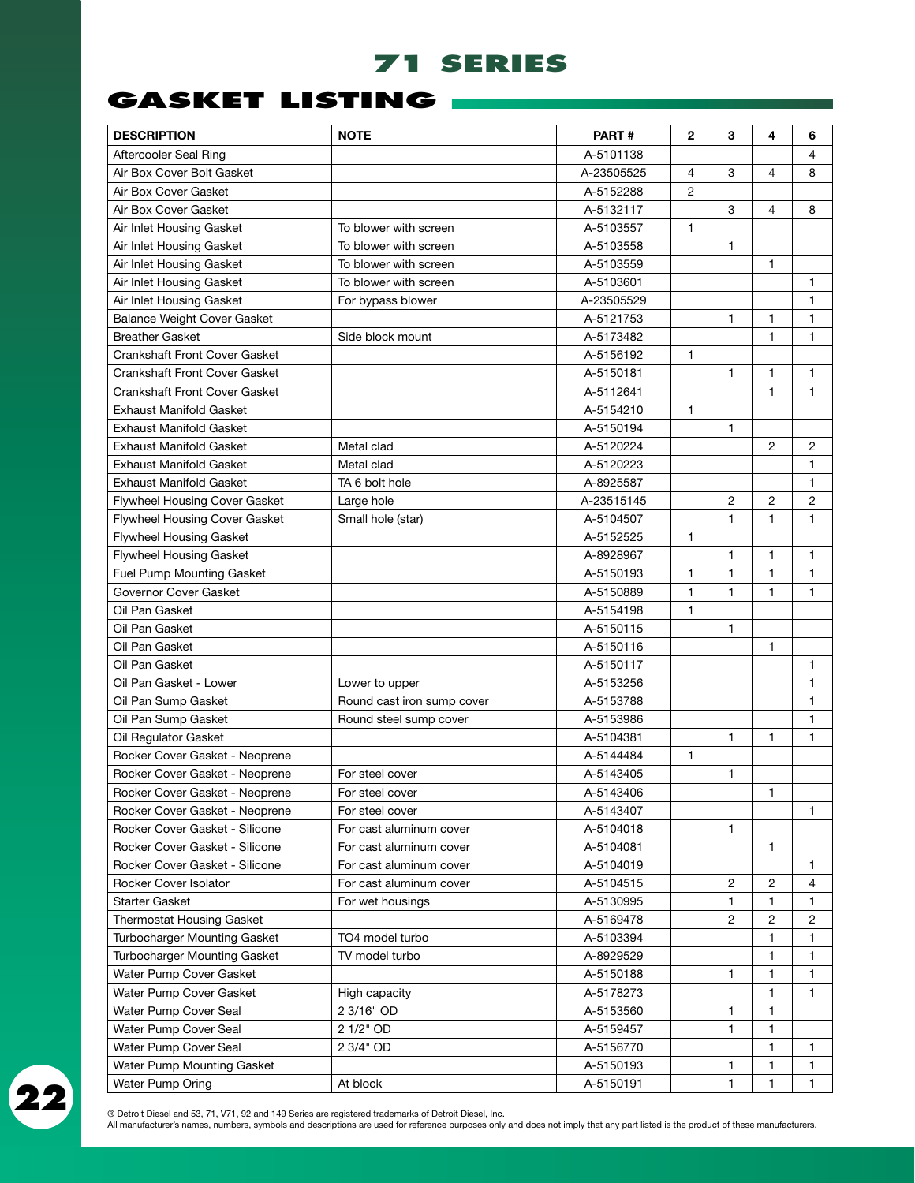# 71 SERIES

## GASKET LISTING

| DESCRIPTION | NOTE | PART # | 2 | 3 | 4 | 6 |
|---|---|---|---|---|---|---|
| Aftercooler Seal Ring | | A-5101138 | | | | 4 |
| Air Box Cover Bolt Gasket | | A-23505525 | 4 | 3 | 4 | 8 |
| Air Box Cover Gasket | | A-5152288 | 2 | | | |
| Air Box Cover Gasket | | A-5132117 | | 3 | 4 | 8 |
| Air Inlet Housing Gasket | To blower with screen | A-5103557 | 1 | | | |
| Air Inlet Housing Gasket | To blower with screen | A-5103558 | | 1 | | |
| Air Inlet Housing Gasket | To blower with screen | A-5103559 | | | 1 | |
| Air Inlet Housing Gasket | To blower with screen | A-5103601 | | | | 1 |
| Air Inlet Housing Gasket | For bypass blower | A-23505529 | | | | 1 |
| Balance Weight Cover Gasket | | A-5121753 | | 1 | 1 | 1 |
| Breather Gasket | Side block mount | A-5173482 | | | 1 | 1 |
| Crankshaft Front Cover Gasket | | A-5156192 | 1 | | | |
| Crankshaft Front Cover Gasket | | A-5150181 | | 1 | 1 | 1 |
| Crankshaft Front Cover Gasket | | A-5112641 | | | 1 | 1 |
| Exhaust Manifold Gasket | | A-5154210 | 1 | | | |
| Exhaust Manifold Gasket | | A-5150194 | | 1 | | |
| Exhaust Manifold Gasket | Metal clad | A-5120224 | | | 2 | 2 |
| Exhaust Manifold Gasket | Metal clad | A-5120223 | | | | 1 |
| Exhaust Manifold Gasket | TA 6 bolt hole | A-8925587 | | | | 1 |
| Flywheel Housing Cover Gasket | Large hole | A-23515145 | | 2 | 2 | 2 |
| Flywheel Housing Cover Gasket | Small hole (star) | A-5104507 | | 1 | 1 | 1 |
| Flywheel Housing Gasket | | A-5152525 | 1 | | | |
| Flywheel Housing Gasket | | A-8928967 | | 1 | 1 | 1 |
| Fuel Pump Mounting Gasket | | A-5150193 | 1 | 1 | 1 | 1 |
| Governor Cover Gasket | | A-5150889 | 1 | 1 | 1 | 1 |
| Oil Pan Gasket | | A-5154198 | 1 | | | |
| Oil Pan Gasket | | A-5150115 | | 1 | | |
| Oil Pan Gasket | | A-5150116 | | | 1 | |
| Oil Pan Gasket | | A-5150117 | | | | 1 |
| Oil Pan Gasket - Lower | Lower to upper | A-5153256 | | | | 1 |
| Oil Pan Sump Gasket | Round cast iron sump cover | A-5153788 | | | | 1 |
| Oil Pan Sump Gasket | Round steel sump cover | A-5153986 | | | | 1 |
| Oil Regulator Gasket | | A-5104381 | | 1 | 1 | 1 |
| Rocker Cover Gasket - Neoprene | | A-5144484 | 1 | | | |
| Rocker Cover Gasket - Neoprene | For steel cover | A-5143405 | | 1 | | |
| Rocker Cover Gasket - Neoprene | For steel cover | A-5143406 | | | 1 | |
| Rocker Cover Gasket - Neoprene | For steel cover | A-5143407 | | | | 1 |
| Rocker Cover Gasket - Silicone | For cast aluminum cover | A-5104018 | | 1 | | |
| Rocker Cover Gasket - Silicone | For cast aluminum cover | A-5104081 | | | 1 | |
| Rocker Cover Gasket - Silicone | For cast aluminum cover | A-5104019 | | | | 1 |
| Rocker Cover Isolator | For cast aluminum cover | A-5104515 | | 2 | 2 | 4 |
| Starter Gasket | For wet housings | A-5130995 | | 1 | 1 | 1 |
| Thermostat Housing Gasket | | A-5169478 | | 2 | 2 | 2 |
| Turbocharger Mounting Gasket | TO4 model turbo | A-5103394 | | | 1 | 1 |
| Turbocharger Mounting Gasket | TV model turbo | A-8929529 | | | 1 | 1 |
| Water Pump Cover Gasket | | A-5150188 | | 1 | 1 | 1 |
| Water Pump Cover Gasket | High capacity | A-5178273 | | | 1 | 1 |
| Water Pump Cover Seal | 2 3/16" OD | A-5153560 | | 1 | 1 | |
| Water Pump Cover Seal | 2 1/2" OD | A-5159457 | | 1 | 1 | |
| Water Pump Cover Seal | 2 3/4" OD | A-5156770 | | | 1 | 1 |
| Water Pump Mounting Gasket | | A-5150193 | | 1 | 1 | 1 |
| Water Pump Oring | At block | A-5150191 | | 1 | 1 | 1 |

® Detroit Diesel and 53, 71, V71, 92 and 149 Series are registered trademarks of Detroit Diesel, Inc.
All manufacturer's names, numbers, symbols and descriptions are used for reference purposes only and does not imply that any part listed is the product of these manufacturers.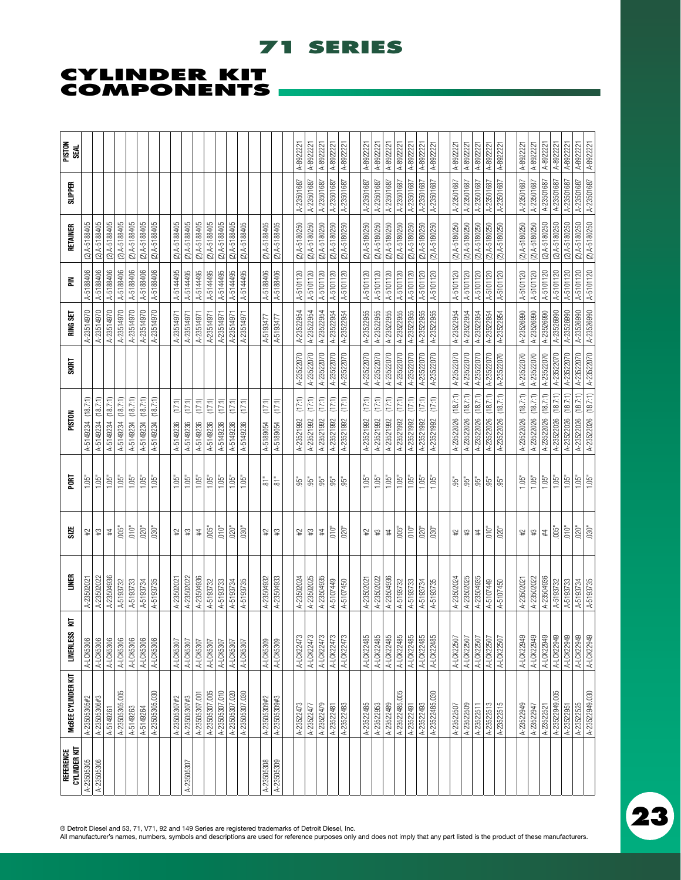# 71 SERIES

## CYLINDER KIT COMPONENTS

| REFERENCE CYLINDER KIT | McBEE CYLINDER KIT | LINERLESS KIT | LINER | SIZE | PORT | PISTON | SKIRT | RING SET | PIN | RETAINER | SLIPPER | PISTON SEAL |
|---|---|---|---|---|---|---|---|---|---|---|---|---|
| A-23505305 | A-23505305#2 | A-LCK5306 | A-23502021 | #2 | 1.05" | A-5149234 (18.7:1) | | A-23514970 | A-5188406 | (2) A-5188405 | | |
| A-23505306 | A-23505306#3 | A-LCK5306 | A-23502022 | #3 | 1.05" | A-5149234 (18.7:1) | | A-23514970 | A-5188406 | (2) A-5188405 | | |
| | A-5149261 | A-LCK5306 | A-23504936 | #4 | 1.05" | A-5149234 (18.7:1) | | A-23514970 | A-5188406 | (2) A-5188405 | | |
| | A-23505305.005 | A-LCK5306 | A-5193732 | .005" | 1.05" | A-5149234 (18.7:1) | | A-23514970 | A-5188406 | (2) A-5188405 | | |
| | A-5149263 | A-LCK5306 | A-5193733 | .010" | 1.05" | A-5149234 (18.7:1) | | A-23514970 | A-5188406 | (2) A-5188405 | | |
| | A-5149264 | A-LCK5306 | A-5193734 | .020" | 1.05" | A-5149234 (18.7:1) | | A-23514970 | A-5188406 | (2) A-5188405 | | |
| | A-23505305.030 | A-LCK5306 | A-5193735 | .030" | 1.05" | A-5149234 (18.7:1) | | A-23514970 | A-5188406 | (2) A-5188405 | | |
| | | | | | | | | | | | | |
| | A-23505307#2 | A-LCK5307 | A-23502021 | #2 | 1.05" | A-5149236 (17:1) | | A-23514971 | A-5144495 | (2) A-5188405 | | |
| A-23505307 | A-23505307#3 | A-LCK5307 | A-23502022 | #3 | 1.05" | A-5149236 (17:1) | | A-23514971 | A-5144495 | (2) A-5188405 | | |
| | A-23505307.001 | A-LCK5307 | A-23504936 | #4 | 1.05" | A-5149236 (17:1) | | A-23514971 | A-5144495 | (2) A-5188405 | | |
| | A-23505307.005 | A-LCK5307 | A-5193732 | .005" | 1.05" | A-5149236 (17:1) | | A-23514971 | A-5144495 | (2) A-5188405 | | |
| | A-23505307.010 | A-LCK5307 | A-5193733 | .010" | 1.05" | A-5149236 (17:1) | | A-23514971 | A-5144495 | (2) A-5188405 | | |
| | A-23505307.020 | A-LCK5307 | A-5193734 | .020" | 1.05" | A-5149236 (17:1) | | A-23514971 | A-5144495 | (2) A-5188405 | | |
| | A-23505307.030 | A-LCK5307 | A-5193735 | .030" | 1.05" | A-5149236 (17:1) | | A-23514971 | A-5144495 | (2) A-5188405 | | |
| | | | | | | | | | | | | |
| A-23505308 | A-23505309#2 | A-LCK5309 | A-23504932 | #2 | .81" | A-5189054 (17:1) | | A-5193477 | A-5188406 | (2) A-5188405 | | |
| A-23505309 | A-23505309#3 | A-LCK5309 | A-23504933 | #3 | .81" | A-5189054 (17:1) | | A-5193477 | A-5188406 | (2) A-5188405 | | |
| | | | | | | | | | | | | |
| | A-23522473 | A-LCK22473 | A-23502024 | #2 | .95" | A-23521992 (17:1) | A-23522070 | A-23522954 | A-5101120 | (2) A-5180250 | A-23501687 | A-8922221 |
| | A-23522477 | A-LCK22473 | A-23502025 | #3 | .95" | A-23521992 (17:1) | A-23522070 | A-23522954 | A-5101120 | (2) A-5180250 | A-23501687 | A-8922221 |
| | A-23522479 | A-LCK22473 | A-23504935 | #4 | .95" | A-23521992 (17:1) | A-23522070 | A-23522954 | A-5101120 | (2) A-5180250 | A-23501687 | A-8922221 |
| | A-23522481 | A-LCK22473 | A-5107449 | .010" | .95" | A-23521992 (17:1) | A-23522070 | A-23522954 | A-5101120 | (2) A-5180250 | A-23501687 | A-8922221 |
| | A-23522483 | A-LCK22473 | A-5107450 | .020" | .95" | A-23521992 (17:1) | A-23522070 | A-23522954 | A-5101120 | (2) A-5180250 | A-23501687 | A-8922221 |
| | | | | | | | | | | | | |
| | A-23522485 | A-LCK22485 | A-23502021 | #2 | 1.05" | A-23521992 (17:1) | A-23522070 | A-23522955 | A-5101120 | (2) A-5180250 | A-23501687 | A-8922221 |
| | A-23522953 | A-LCK22485 | A-23502022 | #3 | 1.05" | A-23521992 (17:1) | A-23522070 | A-23522955 | A-5101120 | (2) A-5180250 | A-23501687 | A-8922221 |
| | A-23522489 | A-LCK22485 | A-23504936 | #4 | 1.05" | A-23521992 (17:1) | A-23522070 | A-23522955 | A-5101120 | (2) A-5180250 | A-23501687 | A-8922221 |
| | A-23522485.005 | A-LCK22485 | A-5193732 | .005" | 1.05" | A-23521992 (17:1) | A-23522070 | A-23522955 | A-5101120 | (2) A-5180250 | A-23501687 | A-8922221 |
| | A-23522491 | A-LCK22485 | A-5193733 | .010" | 1.05" | A-23521992 (17:1) | A-23522070 | A-23522955 | A-5101120 | (2) A-5180250 | A-23501687 | A-8922221 |
| | A-23522493 | A-LCK22485 | A-5193734 | .020" | 1.05" | A-23521992 (17:1) | A-23522070 | A-23522955 | A-5101120 | (2) A-5180250 | A-23501687 | A-8922221 |
| | A-23522485.030 | A-LCK22485 | A-5193735 | .030" | 1.05" | A-23521992 (17:1) | A-23522070 | A-23522955 | A-5101120 | (2) A-5180250 | A-23501687 | A-8922221 |
| | | | | | | | | | | | | |
| | A-23522507 | A-LCK22507 | A-23502024 | #2 | .95" | A-23522026 (18.7:1) | A-23522070 | A-23522954 | A-5101120 | (2) A-5180250 | A-23501687 | A-8922221 |
| | A-23522509 | A-LCK22507 | A-23502025 | #3 | .95" | A-23522026 (18.7:1) | A-23522070 | A-23522954 | A-5101120 | (2) A-5180250 | A-23501687 | A-8922221 |
| | A-23522511 | A-LCK22507 | A-23504935 | #4 | .95" | A-23522026 (18.7:1) | A-23522070 | A-23522954 | A-5101120 | (2) A-5180250 | A-23501687 | A-8922221 |
| | A-23522513 | A-LCK22507 | A-5107449 | .010" | .95" | A-23522026 (18.7:1) | A-23522070 | A-23522954 | A-5101120 | (2) A-5180250 | A-23501687 | A-8922221 |
| | A-23522515 | A-LCK22507 | A-5107450 | .020" | .95" | A-23522026 (18.7:1) | A-23522070 | A-23522954 | A-5101120 | (2) A-5180250 | A-23501687 | A-8922221 |
| | | | | | | | | | | | | |
| | A-23522949 | A-LCK22949 | A-23502021 | #2 | 1.05" | A-23522026 (18.7:1) | A-23522070 | A-23526990 | A-5101120 | (2) A-5180250 | A-23501687 | A-8922221 |
| | A-23522947 | A-LCK22949 | A-23502022 | #3 | 1.05" | A-23522026 (18.7:1) | A-23522070 | A-23526990 | A-5101120 | (2) A-5180250 | A-23501687 | A-8922221 |
| | A-23522521 | A-LCK22949 | A-23504936 | #4 | 1.05" | A-23522026 (18.7:1) | A-23522070 | A-23526990 | A-5101120 | (2) A-5180250 | A-23501687 | A-8922221 |
| | A-23522949.005 | A-LCK22949 | A-5193732 | .005" | 1.05" | A-23522026 (18.7:1) | A-23522070 | A-23526990 | A-5101120 | (2) A-5180250 | A-23501687 | A-8922221 |
| | A-23522951 | A-LCK22949 | A-5193733 | .010" | 1.05" | A-23522026 (18.7:1) | A-23522070 | A-23526990 | A-5101120 | (2) A-5180250 | A-23501687 | A-8922221 |
| | A-23522525 | A-LCK22949 | A-5193734 | .020" | 1.05" | A-23522026 (18.7:1) | A-23522070 | A-23526990 | A-5101120 | (2) A-5180250 | A-23501687 | A-8922221 |
| | A-23522949.030 | A-LCK22949 | A-5193735 | .030" | 1.05" | A-23522026 (18.7:1) | A-23522070 | A-23526990 | A-5101120 | (2) A-5180250 | A-23501687 | A-8922221 |

® Detroit Diesel and 53, 71, V71, 92 and 149 Series are registered trademarks of Detroit Diesel, Inc.
All manufacturer's names, numbers, symbols and descriptions are used for reference purposes only and does not imply that any part listed is the product of these manufacturers.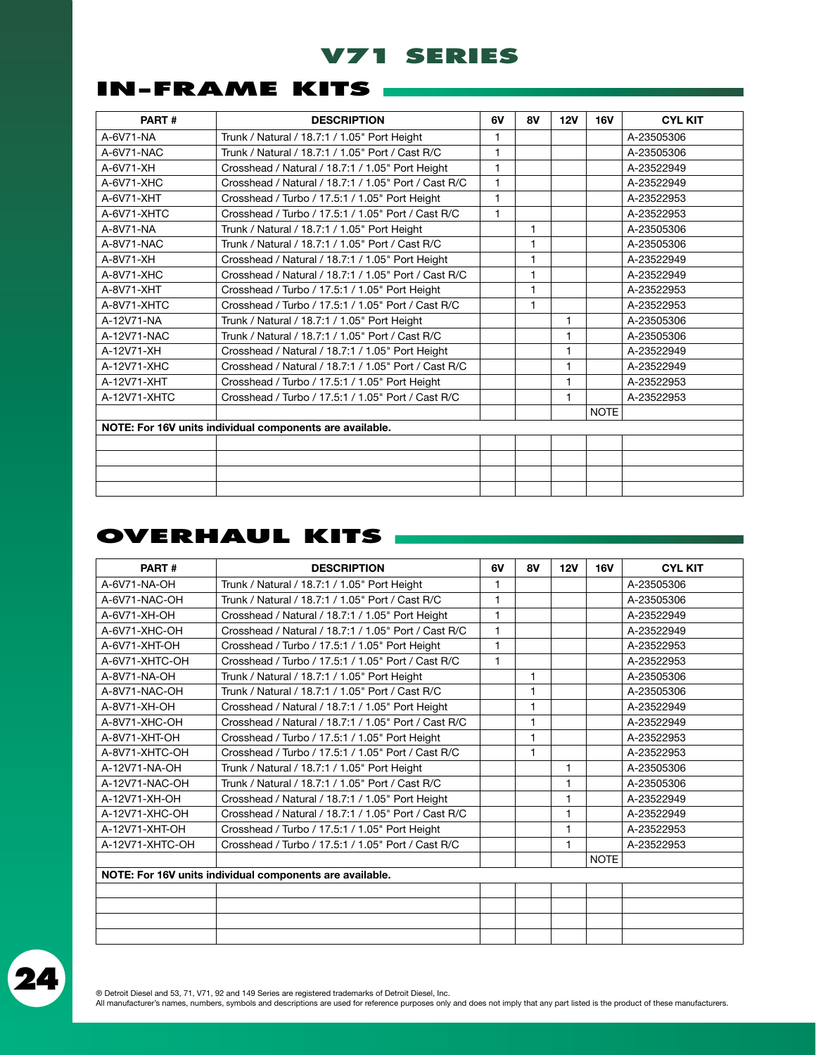# V71 SERIES

## IN-FRAME KITS

| PART # | DESCRIPTION | 6V | 8V | 12V | 16V | CYL KIT |
|---|---|---|---|---|---|---|
| A-6V71-NA | Trunk / Natural / 18.7:1 / 1.05" Port Height | 1 | | | | A-23505306 |
| A-6V71-NAC | Trunk / Natural / 18.7:1 / 1.05" Port / Cast R/C | 1 | | | | A-23505306 |
| A-6V71-XH | Crosshead / Natural / 18.7:1 / 1.05" Port Height | 1 | | | | A-23522949 |
| A-6V71-XHC | Crosshead / Natural / 18.7:1 / 1.05" Port / Cast R/C | 1 | | | | A-23522949 |
| A-6V71-XHT | Crosshead / Turbo / 17.5:1 / 1.05" Port Height | 1 | | | | A-23522953 |
| A-6V71-XHTC | Crosshead / Turbo / 17.5:1 / 1.05" Port / Cast R/C | 1 | | | | A-23522953 |
| A-8V71-NA | Trunk / Natural / 18.7:1 / 1.05" Port Height | | 1 | | | A-23505306 |
| A-8V71-NAC | Trunk / Natural / 18.7:1 / 1.05" Port / Cast R/C | | 1 | | | A-23505306 |
| A-8V71-XH | Crosshead / Natural / 18.7:1 / 1.05" Port Height | | 1 | | | A-23522949 |
| A-8V71-XHC | Crosshead / Natural / 18.7:1 / 1.05" Port / Cast R/C | | 1 | | | A-23522949 |
| A-8V71-XHT | Crosshead / Turbo / 17.5:1 / 1.05" Port Height | | 1 | | | A-23522953 |
| A-8V71-XHTC | Crosshead / Turbo / 17.5:1 / 1.05" Port / Cast R/C | | 1 | | | A-23522953 |
| A-12V71-NA | Trunk / Natural / 18.7:1 / 1.05" Port Height | | | 1 | | A-23505306 |
| A-12V71-NAC | Trunk / Natural / 18.7:1 / 1.05" Port / Cast R/C | | | 1 | | A-23505306 |
| A-12V71-XH | Crosshead / Natural / 18.7:1 / 1.05" Port Height | | | 1 | | A-23522949 |
| A-12V71-XHC | Crosshead / Natural / 18.7:1 / 1.05" Port / Cast R/C | | | 1 | | A-23522949 |
| A-12V71-XHT | Crosshead / Turbo / 17.5:1 / 1.05" Port Height | | | 1 | | A-23522953 |
| A-12V71-XHTC | Crosshead / Turbo / 17.5:1 / 1.05" Port / Cast R/C | | | 1 | | A-23522953 |
| | | | | | NOTE | |
| **NOTE: For 16V units individual components are available.** | | | | | | |

## OVERHAUL KITS

| PART # | DESCRIPTION | 6V | 8V | 12V | 16V | CYL KIT |
|---|---|---|---|---|---|---|
| A-6V71-NA-OH | Trunk / Natural / 18.7:1 / 1.05" Port Height | 1 | | | | A-23505306 |
| A-6V71-NAC-OH | Trunk / Natural / 18.7:1 / 1.05" Port / Cast R/C | 1 | | | | A-23505306 |
| A-6V71-XH-OH | Crosshead / Natural / 18.7:1 / 1.05" Port Height | 1 | | | | A-23522949 |
| A-6V71-XHC-OH | Crosshead / Natural / 18.7:1 / 1.05" Port / Cast R/C | 1 | | | | A-23522949 |
| A-6V71-XHT-OH | Crosshead / Turbo / 17.5:1 / 1.05" Port Height | 1 | | | | A-23522953 |
| A-6V71-XHTC-OH | Crosshead / Turbo / 17.5:1 / 1.05" Port / Cast R/C | 1 | | | | A-23522953 |
| A-8V71-NA-OH | Trunk / Natural / 18.7:1 / 1.05" Port Height | | 1 | | | A-23505306 |
| A-8V71-NAC-OH | Trunk / Natural / 18.7:1 / 1.05" Port / Cast R/C | | 1 | | | A-23505306 |
| A-8V71-XH-OH | Crosshead / Natural / 18.7:1 / 1.05" Port Height | | 1 | | | A-23522949 |
| A-8V71-XHC-OH | Crosshead / Natural / 18.7:1 / 1.05" Port / Cast R/C | | 1 | | | A-23522949 |
| A-8V71-XHT-OH | Crosshead / Turbo / 17.5:1 / 1.05" Port Height | | 1 | | | A-23522953 |
| A-8V71-XHTC-OH | Crosshead / Turbo / 17.5:1 / 1.05" Port / Cast R/C | | 1 | | | A-23522953 |
| A-12V71-NA-OH | Trunk / Natural / 18.7:1 / 1.05" Port Height | | | 1 | | A-23505306 |
| A-12V71-NAC-OH | Trunk / Natural / 18.7:1 / 1.05" Port / Cast R/C | | | 1 | | A-23505306 |
| A-12V71-XH-OH | Crosshead / Natural / 18.7:1 / 1.05" Port Height | | | 1 | | A-23522949 |
| A-12V71-XHC-OH | Crosshead / Natural / 18.7:1 / 1.05" Port / Cast R/C | | | 1 | | A-23522949 |
| A-12V71-XHT-OH | Crosshead / Turbo / 17.5:1 / 1.05" Port Height | | | 1 | | A-23522953 |
| A-12V71-XHTC-OH | Crosshead / Turbo / 17.5:1 / 1.05" Port / Cast R/C | | | 1 | | A-23522953 |
| | | | | | NOTE | |
| **NOTE: For 16V units individual components are available.** | | | | | | |

® Detroit Diesel and 53, 71, V71, 92 and 149 Series are registered trademarks of Detroit Diesel, Inc.
All manufacturer's names, numbers, symbols and descriptions are used for reference purposes only and does not imply that any part listed is the product of these manufacturers.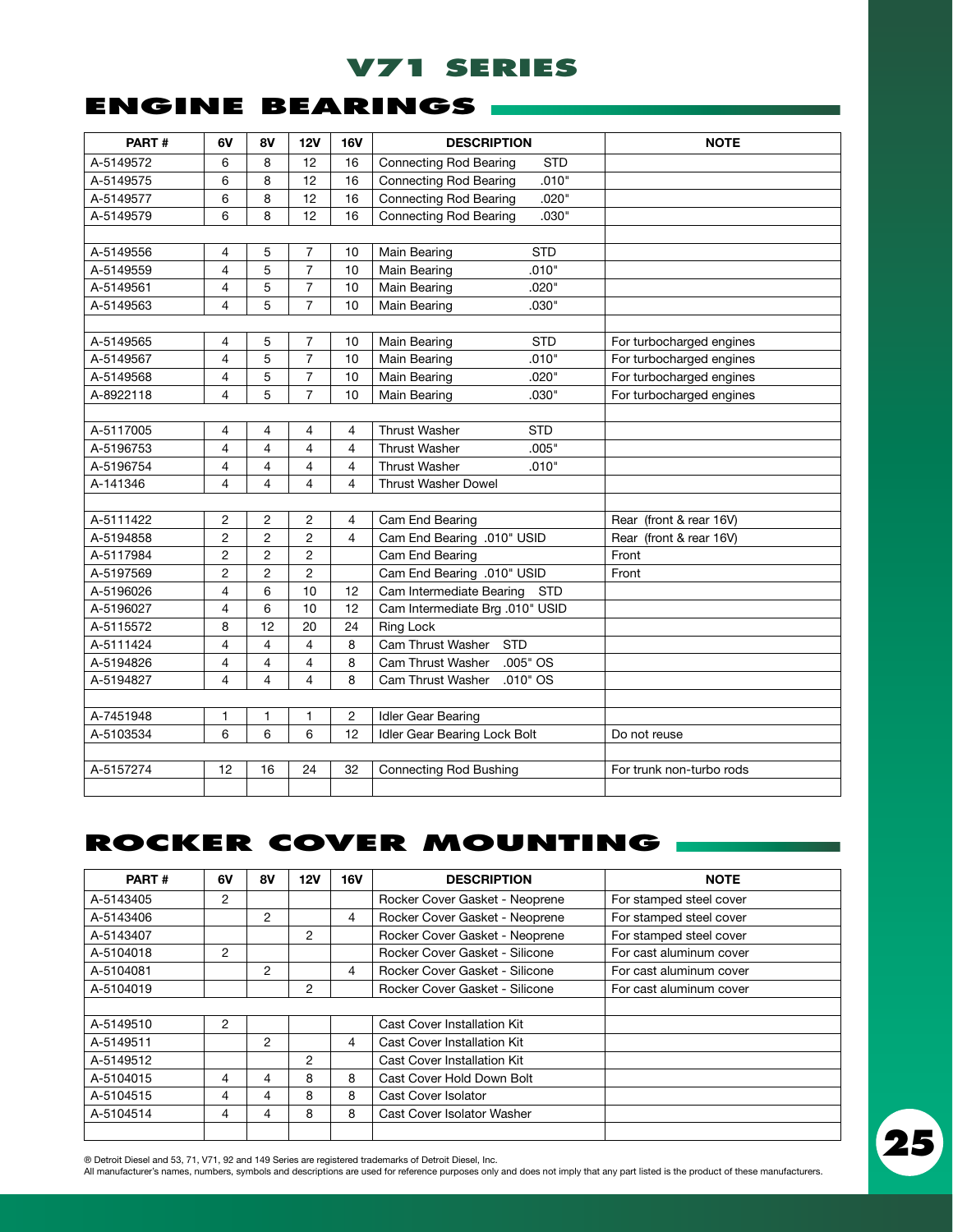# V71 SERIES

## ENGINE BEARINGS

| PART # | 6V | 8V | 12V | 16V | DESCRIPTION | NOTE |
|---|---|---|---|---|---|---|
| A-5149572 | 6 | 8 | 12 | 16 | Connecting Rod Bearing STD | |
| A-5149575 | 6 | 8 | 12 | 16 | Connecting Rod Bearing .010" | |
| A-5149577 | 6 | 8 | 12 | 16 | Connecting Rod Bearing .020" | |
| A-5149579 | 6 | 8 | 12 | 16 | Connecting Rod Bearing .030" | |
| | | | | | | |
| A-5149556 | 4 | 5 | 7 | 10 | Main Bearing STD | |
| A-5149559 | 4 | 5 | 7 | 10 | Main Bearing .010" | |
| A-5149561 | 4 | 5 | 7 | 10 | Main Bearing .020" | |
| A-5149563 | 4 | 5 | 7 | 10 | Main Bearing .030" | |
| | | | | | | |
| A-5149565 | 4 | 5 | 7 | 10 | Main Bearing STD | For turbocharged engines |
| A-5149567 | 4 | 5 | 7 | 10 | Main Bearing .010" | For turbocharged engines |
| A-5149568 | 4 | 5 | 7 | 10 | Main Bearing .020" | For turbocharged engines |
| A-8922118 | 4 | 5 | 7 | 10 | Main Bearing .030" | For turbocharged engines |
| | | | | | | |
| A-5117005 | 4 | 4 | 4 | 4 | Thrust Washer STD | |
| A-5196753 | 4 | 4 | 4 | 4 | Thrust Washer .005" | |
| A-5196754 | 4 | 4 | 4 | 4 | Thrust Washer .010" | |
| A-141346 | 4 | 4 | 4 | 4 | Thrust Washer Dowel | |
| | | | | | | |
| A-5111422 | 2 | 2 | 2 | 4 | Cam End Bearing | Rear (front & rear 16V) |
| A-5194858 | 2 | 2 | 2 | 4 | Cam End Bearing .010" USID | Rear (front & rear 16V) |
| A-5117984 | 2 | 2 | 2 | | Cam End Bearing | Front |
| A-5197569 | 2 | 2 | 2 | | Cam End Bearing .010" USID | Front |
| A-5196026 | 4 | 6 | 10 | 12 | Cam Intermediate Bearing STD | |
| A-5196027 | 4 | 6 | 10 | 12 | Cam Intermediate Brg .010" USID | |
| A-5115572 | 8 | 12 | 20 | 24 | Ring Lock | |
| A-5111424 | 4 | 4 | 4 | 8 | Cam Thrust Washer STD | |
| A-5194826 | 4 | 4 | 4 | 8 | Cam Thrust Washer .005" OS | |
| A-5194827 | 4 | 4 | 4 | 8 | Cam Thrust Washer .010" OS | |
| | | | | | | |
| A-7451948 | 1 | 1 | 1 | 2 | Idler Gear Bearing | |
| A-5103534 | 6 | 6 | 6 | 12 | Idler Gear Bearing Lock Bolt | Do not reuse |
| | | | | | | |
| A-5157274 | 12 | 16 | 24 | 32 | Connecting Rod Bushing | For trunk non-turbo rods |
| | | | | | | |

## ROCKER COVER MOUNTING

| PART # | 6V | 8V | 12V | 16V | DESCRIPTION | NOTE |
|---|---|---|---|---|---|---|
| A-5143405 | 2 | | | | Rocker Cover Gasket - Neoprene | For stamped steel cover |
| A-5143406 | | 2 | | 4 | Rocker Cover Gasket - Neoprene | For stamped steel cover |
| A-5143407 | | | 2 | | Rocker Cover Gasket - Neoprene | For stamped steel cover |
| A-5104018 | 2 | | | | Rocker Cover Gasket - Silicone | For cast aluminum cover |
| A-5104081 | | 2 | | 4 | Rocker Cover Gasket - Silicone | For cast aluminum cover |
| A-5104019 | | | 2 | | Rocker Cover Gasket - Silicone | For cast aluminum cover |
| | | | | | | |
| A-5149510 | 2 | | | | Cast Cover Installation Kit | |
| A-5149511 | | 2 | | 4 | Cast Cover Installation Kit | |
| A-5149512 | | | 2 | | Cast Cover Installation Kit | |
| A-5104015 | 4 | 4 | 8 | 8 | Cast Cover Hold Down Bolt | |
| A-5104515 | 4 | 4 | 8 | 8 | Cast Cover Isolator | |
| A-5104514 | 4 | 4 | 8 | 8 | Cast Cover Isolator Washer | |
| | | | | | | |

® Detroit Diesel and 53, 71, V71, 92 and 149 Series are registered trademarks of Detroit Diesel, Inc.
All manufacturer's names, numbers, symbols and descriptions are used for reference purposes only and does not imply that any part listed is the product of these manufacturers.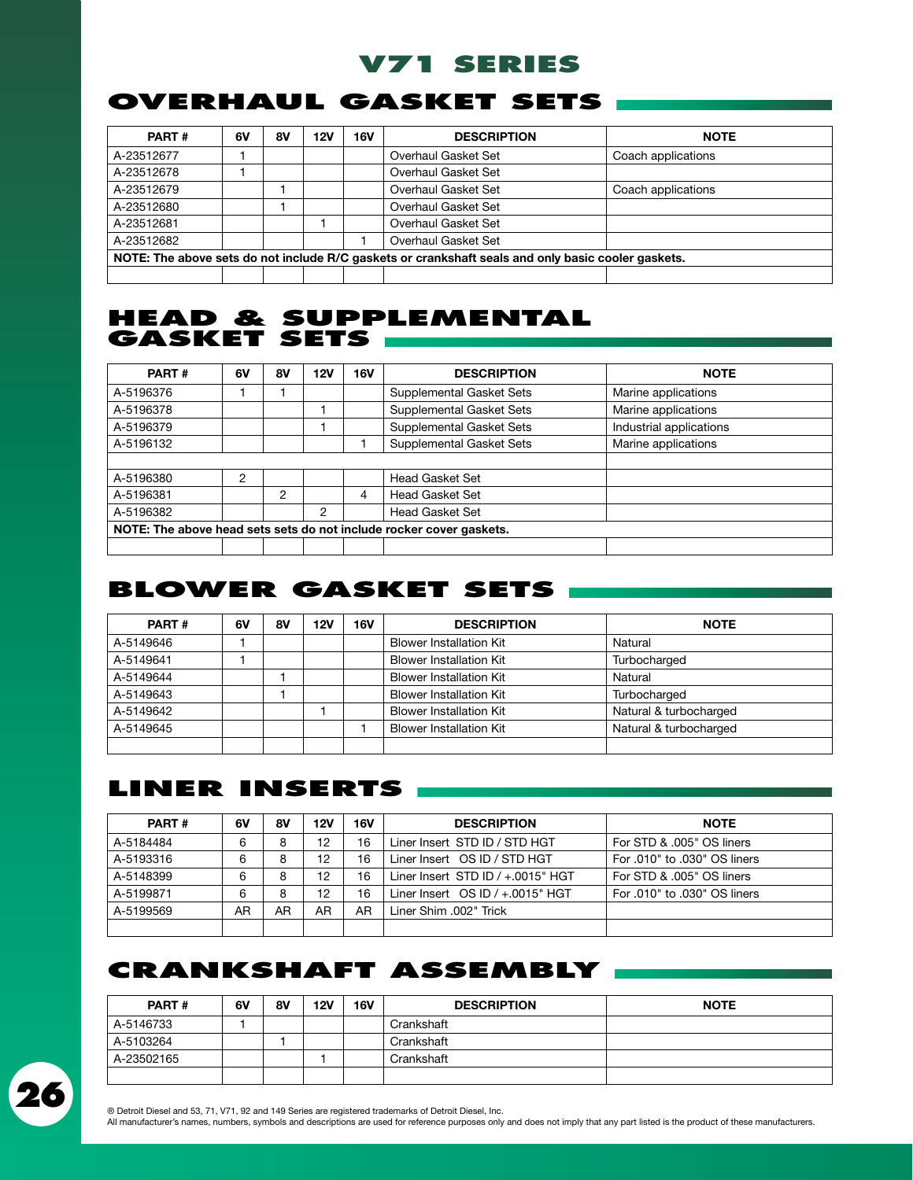# V71 SERIES

## OVERHAUL GASKET SETS

| PART # | 6V | 8V | 12V | 16V | DESCRIPTION | NOTE |
|---|---|---|---|---|---|---|
| A-23512677 | 1 | | | | Overhaul Gasket Set | Coach applications |
| A-23512678 | 1 | | | | Overhaul Gasket Set | |
| A-23512679 | | 1 | | | Overhaul Gasket Set | Coach applications |
| A-23512680 | | 1 | | | Overhaul Gasket Set | |
| A-23512681 | | | 1 | | Overhaul Gasket Set | |
| A-23512682 | | | | 1 | Overhaul Gasket Set | |
| **NOTE: The above sets do not include R/C gaskets or crankshaft seals and only basic cooler gaskets.** | | | | | | |
| | | | | | | |

## HEAD & SUPPLEMENTAL GASKET SETS

| PART # | 6V | 8V | 12V | 16V | DESCRIPTION | NOTE |
|---|---|---|---|---|---|---|
| A-5196376 | 1 | 1 | | | Supplemental Gasket Sets | Marine applications |
| A-5196378 | | | 1 | | Supplemental Gasket Sets | Marine applications |
| A-5196379 | | | 1 | | Supplemental Gasket Sets | Industrial applications |
| A-5196132 | | | | 1 | Supplemental Gasket Sets | Marine applications |
| | | | | | | |
| A-5196380 | 2 | | | | Head Gasket Set | |
| A-5196381 | | 2 | | 4 | Head Gasket Set | |
| A-5196382 | | | 2 | | Head Gasket Set | |
| **NOTE: The above head sets sets do not include rocker cover gaskets.** | | | | | | |
| | | | | | | |

## BLOWER GASKET SETS

| PART # | 6V | 8V | 12V | 16V | DESCRIPTION | NOTE |
|---|---|---|---|---|---|---|
| A-5149646 | 1 | | | | Blower Installation Kit | Natural |
| A-5149641 | 1 | | | | Blower Installation Kit | Turbocharged |
| A-5149644 | | 1 | | | Blower Installation Kit | Natural |
| A-5149643 | | 1 | | | Blower Installation Kit | Turbocharged |
| A-5149642 | | | 1 | | Blower Installation Kit | Natural & turbocharged |
| A-5149645 | | | | 1 | Blower Installation Kit | Natural & turbocharged |
| | | | | | | |

## LINER INSERTS

| PART # | 6V | 8V | 12V | 16V | DESCRIPTION | NOTE |
|---|---|---|---|---|---|---|
| A-5184484 | 6 | 8 | 12 | 16 | Liner Insert STD ID / STD HGT | For STD & .005" OS liners |
| A-5193316 | 6 | 8 | 12 | 16 | Liner Insert OS ID / STD HGT | For .010" to .030" OS liners |
| A-5148399 | 6 | 8 | 12 | 16 | Liner Insert STD ID / +.0015" HGT | For STD & .005" OS liners |
| A-5199871 | 6 | 8 | 12 | 16 | Liner Insert OS ID / +.0015" HGT | For .010" to .030" OS liners |
| A-5199569 | AR | AR | AR | AR | Liner Shim .002" Trick | |
| | | | | | | |

## CRANKSHAFT ASSEMBLY

| PART # | 6V | 8V | 12V | 16V | DESCRIPTION | NOTE |
|---|---|---|---|---|---|---|
| A-5146733 | 1 | | | | Crankshaft | |
| A-5103264 | | 1 | | | Crankshaft | |
| A-23502165 | | | 1 | | Crankshaft | |
| | | | | | | |

® Detroit Diesel and 53, 71, V71, 92 and 149 Series are registered trademarks of Detroit Diesel, Inc.
All manufacturer's names, numbers, symbols and descriptions are used for reference purposes only and does not imply that any part listed is the product of these manufacturers.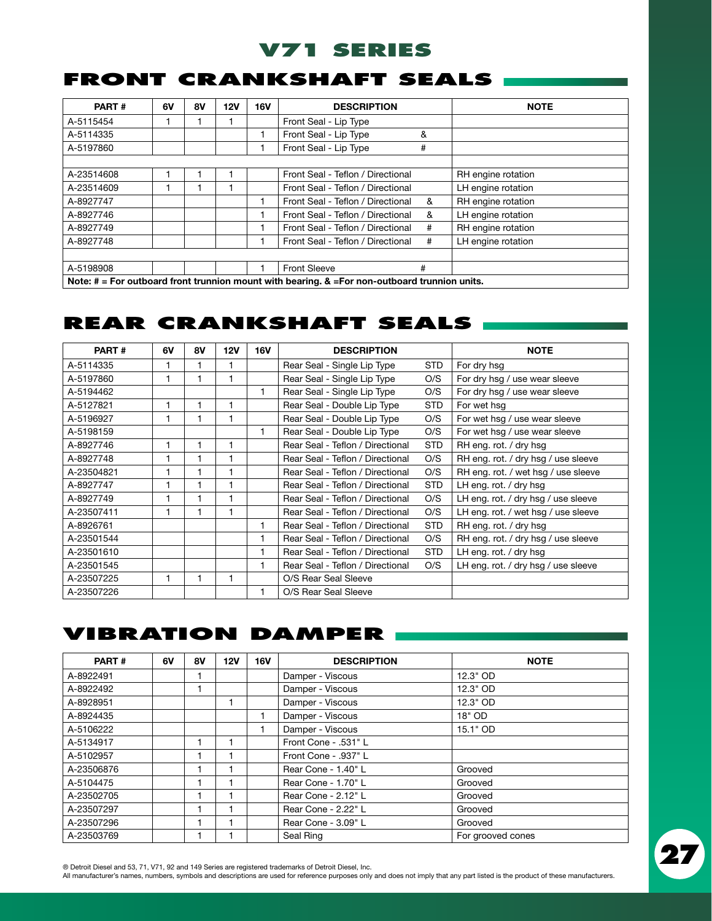# V71 SERIES

## FRONT CRANKSHAFT SEALS

| PART # | 6V | 8V | 12V | 16V | DESCRIPTION | | NOTE |
|---|---|---|---|---|---|---|---|
| A-5115454 | 1 | 1 | 1 | | Front Seal - Lip Type | | |
| A-5114335 | | | | 1 | Front Seal - Lip Type | & | |
| A-5197860 | | | | 1 | Front Seal - Lip Type | # | |
| | | | | | | | |
| A-23514608 | 1 | 1 | 1 | | Front Seal - Teflon / Directional | | RH engine rotation |
| A-23514609 | 1 | 1 | 1 | | Front Seal - Teflon / Directional | | LH engine rotation |
| A-8927747 | | | | 1 | Front Seal - Teflon / Directional | & | RH engine rotation |
| A-8927746 | | | | 1 | Front Seal - Teflon / Directional | & | LH engine rotation |
| A-8927749 | | | | 1 | Front Seal - Teflon / Directional | # | RH engine rotation |
| A-8927748 | | | | 1 | Front Seal - Teflon / Directional | # | LH engine rotation |
| | | | | | | | |
| A-5198908 | | | | 1 | Front Sleeve | # | |

**Note: # = For outboard front trunnion mount with bearing. & =For non-outboard trunnion units.**

## REAR CRANKSHAFT SEALS

| PART # | 6V | 8V | 12V | 16V | DESCRIPTION | | NOTE |
|---|---|---|---|---|---|---|---|
| A-5114335 | 1 | 1 | 1 | | Rear Seal - Single Lip Type | STD | For dry hsg |
| A-5197860 | 1 | 1 | 1 | | Rear Seal - Single Lip Type | O/S | For dry hsg / use wear sleeve |
| A-5194462 | | | | 1 | Rear Seal - Single Lip Type | O/S | For dry hsg / use wear sleeve |
| A-5127821 | 1 | 1 | 1 | | Rear Seal - Double Lip Type | STD | For wet hsg |
| A-5196927 | 1 | 1 | 1 | | Rear Seal - Double Lip Type | O/S | For wet hsg / use wear sleeve |
| A-5198159 | | | | 1 | Rear Seal - Double Lip Type | O/S | For wet hsg / use wear sleeve |
| A-8927746 | 1 | 1 | 1 | | Rear Seal - Teflon / Directional | STD | RH eng. rot. / dry hsg |
| A-8927748 | 1 | 1 | 1 | | Rear Seal - Teflon / Directional | O/S | RH eng. rot. / dry hsg / use sleeve |
| A-23504821 | 1 | 1 | 1 | | Rear Seal - Teflon / Directional | O/S | RH eng. rot. / wet hsg / use sleeve |
| A-8927747 | 1 | 1 | 1 | | Rear Seal - Teflon / Directional | STD | LH eng. rot. / dry hsg |
| A-8927749 | 1 | 1 | 1 | | Rear Seal - Teflon / Directional | O/S | LH eng. rot. / dry hsg / use sleeve |
| A-23507411 | 1 | 1 | 1 | | Rear Seal - Teflon / Directional | O/S | LH eng. rot. / wet hsg / use sleeve |
| A-8926761 | | | | 1 | Rear Seal - Teflon / Directional | STD | RH eng. rot. / dry hsg |
| A-23501544 | | | | 1 | Rear Seal - Teflon / Directional | O/S | RH eng. rot. / dry hsg / use sleeve |
| A-23501610 | | | | 1 | Rear Seal - Teflon / Directional | STD | LH eng. rot. / dry hsg |
| A-23501545 | | | | 1 | Rear Seal - Teflon / Directional | O/S | LH eng. rot. / dry hsg / use sleeve |
| A-23507225 | 1 | 1 | 1 | | O/S Rear Seal Sleeve | | |
| A-23507226 | | | | 1 | O/S Rear Seal Sleeve | | |

## VIBRATION DAMPER

| PART # | 6V | 8V | 12V | 16V | DESCRIPTION | NOTE |
|---|---|---|---|---|---|---|
| A-8922491 | | 1 | | | Damper - Viscous | 12.3" OD |
| A-8922492 | | 1 | | | Damper - Viscous | 12.3" OD |
| A-8928951 | | | 1 | | Damper - Viscous | 12.3" OD |
| A-8924435 | | | | 1 | Damper - Viscous | 18" OD |
| A-5106222 | | | | 1 | Damper - Viscous | 15.1" OD |
| A-5134917 | | 1 | 1 | | Front Cone - .531" L | |
| A-5102957 | | 1 | 1 | | Front Cone - .937" L | |
| A-23506876 | | 1 | 1 | | Rear Cone - 1.40" L | Grooved |
| A-5104475 | | 1 | 1 | | Rear Cone - 1.70" L | Grooved |
| A-23502705 | | 1 | 1 | | Rear Cone - 2.12" L | Grooved |
| A-23507297 | | 1 | 1 | | Rear Cone - 2.22" L | Grooved |
| A-23507296 | | 1 | 1 | | Rear Cone - 3.09" L | Grooved |
| A-23503769 | | 1 | 1 | | Seal Ring | For grooved cones |

® Detroit Diesel and 53, 71, V71, 92 and 149 Series are registered trademarks of Detroit Diesel, Inc.
All manufacturer's names, numbers, symbols and descriptions are used for reference purposes only and does not imply that any part listed is the product of these manufacturers.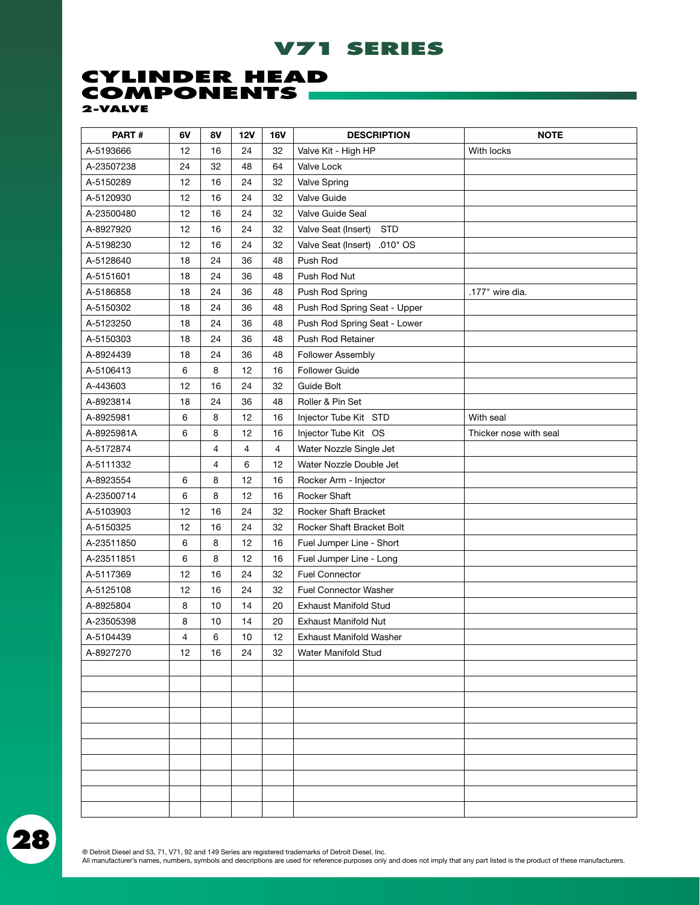# V71 SERIES

## CYLINDER HEAD COMPONENTS

### 2-VALVE

| PART # | 6V | 8V | 12V | 16V | DESCRIPTION | NOTE |
|---|---|---|---|---|---|---|
| A-5193666 | 12 | 16 | 24 | 32 | Valve Kit - High HP | With locks |
| A-23507238 | 24 | 32 | 48 | 64 | Valve Lock | |
| A-5150289 | 12 | 16 | 24 | 32 | Valve Spring | |
| A-5120930 | 12 | 16 | 24 | 32 | Valve Guide | |
| A-23500480 | 12 | 16 | 24 | 32 | Valve Guide Seal | |
| A-8927920 | 12 | 16 | 24 | 32 | Valve Seat (Insert) STD | |
| A-5198230 | 12 | 16 | 24 | 32 | Valve Seat (Insert) .010" OS | |
| A-5128640 | 18 | 24 | 36 | 48 | Push Rod | |
| A-5151601 | 18 | 24 | 36 | 48 | Push Rod Nut | |
| A-5186858 | 18 | 24 | 36 | 48 | Push Rod Spring | .177" wire dia. |
| A-5150302 | 18 | 24 | 36 | 48 | Push Rod Spring Seat - Upper | |
| A-5123250 | 18 | 24 | 36 | 48 | Push Rod Spring Seat - Lower | |
| A-5150303 | 18 | 24 | 36 | 48 | Push Rod Retainer | |
| A-8924439 | 18 | 24 | 36 | 48 | Follower Assembly | |
| A-5106413 | 6 | 8 | 12 | 16 | Follower Guide | |
| A-443603 | 12 | 16 | 24 | 32 | Guide Bolt | |
| A-8923814 | 18 | 24 | 36 | 48 | Roller & Pin Set | |
| A-8925981 | 6 | 8 | 12 | 16 | Injector Tube Kit STD | With seal |
| A-8925981A | 6 | 8 | 12 | 16 | Injector Tube Kit OS | Thicker nose with seal |
| A-5172874 | | 4 | 4 | 4 | Water Nozzle Single Jet | |
| A-5111332 | | 4 | 6 | 12 | Water Nozzle Double Jet | |
| A-8923554 | 6 | 8 | 12 | 16 | Rocker Arm - Injector | |
| A-23500714 | 6 | 8 | 12 | 16 | Rocker Shaft | |
| A-5103903 | 12 | 16 | 24 | 32 | Rocker Shaft Bracket | |
| A-5150325 | 12 | 16 | 24 | 32 | Rocker Shaft Bracket Bolt | |
| A-23511850 | 6 | 8 | 12 | 16 | Fuel Jumper Line - Short | |
| A-23511851 | 6 | 8 | 12 | 16 | Fuel Jumper Line - Long | |
| A-5117369 | 12 | 16 | 24 | 32 | Fuel Connector | |
| A-5125108 | 12 | 16 | 24 | 32 | Fuel Connector Washer | |
| A-8925804 | 8 | 10 | 14 | 20 | Exhaust Manifold Stud | |
| A-23505398 | 8 | 10 | 14 | 20 | Exhaust Manifold Nut | |
| A-5104439 | 4 | 6 | 10 | 12 | Exhaust Manifold Washer | |
| A-8927270 | 12 | 16 | 24 | 32 | Water Manifold Stud | |

® Detroit Diesel and 53, 71, V71, 92 and 149 Series are registered trademarks of Detroit Diesel, Inc.
All manufacturer's names, numbers, symbols and descriptions are used for reference purposes only and does not imply that any part listed is the product of these manufacturers.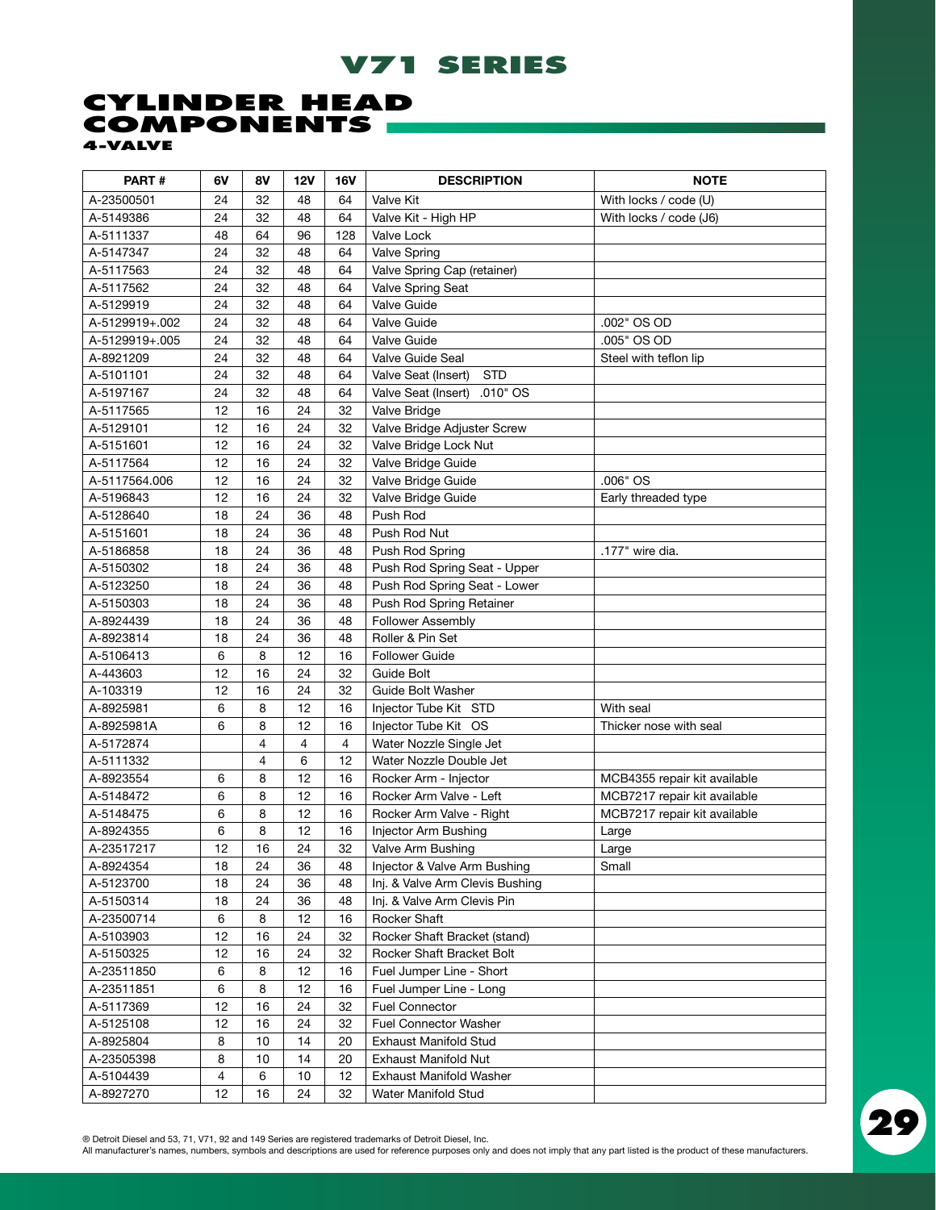# V71 SERIES

## CYLINDER HEAD COMPONENTS

### 4-VALVE

| PART # | 6V | 8V | 12V | 16V | DESCRIPTION | NOTE |
|---|---|---|---|---|---|---|
| A-23500501 | 24 | 32 | 48 | 64 | Valve Kit | With locks / code (U) |
| A-5149386 | 24 | 32 | 48 | 64 | Valve Kit - High HP | With locks / code (J6) |
| A-5111337 | 48 | 64 | 96 | 128 | Valve Lock | |
| A-5147347 | 24 | 32 | 48 | 64 | Valve Spring | |
| A-5117563 | 24 | 32 | 48 | 64 | Valve Spring Cap (retainer) | |
| A-5117562 | 24 | 32 | 48 | 64 | Valve Spring Seat | |
| A-5129919 | 24 | 32 | 48 | 64 | Valve Guide | |
| A-5129919+.002 | 24 | 32 | 48 | 64 | Valve Guide | .002" OS OD |
| A-5129919+.005 | 24 | 32 | 48 | 64 | Valve Guide | .005" OS OD |
| A-8921209 | 24 | 32 | 48 | 64 | Valve Guide Seal | Steel with teflon lip |
| A-5101101 | 24 | 32 | 48 | 64 | Valve Seat (Insert) STD | |
| A-5197167 | 24 | 32 | 48 | 64 | Valve Seat (Insert) .010" OS | |
| A-5117565 | 12 | 16 | 24 | 32 | Valve Bridge | |
| A-5129101 | 12 | 16 | 24 | 32 | Valve Bridge Adjuster Screw | |
| A-5151601 | 12 | 16 | 24 | 32 | Valve Bridge Lock Nut | |
| A-5117564 | 12 | 16 | 24 | 32 | Valve Bridge Guide | |
| A-5117564.006 | 12 | 16 | 24 | 32 | Valve Bridge Guide | .006" OS |
| A-5196843 | 12 | 16 | 24 | 32 | Valve Bridge Guide | Early threaded type |
| A-5128640 | 18 | 24 | 36 | 48 | Push Rod | |
| A-5151601 | 18 | 24 | 36 | 48 | Push Rod Nut | |
| A-5186858 | 18 | 24 | 36 | 48 | Push Rod Spring | .177" wire dia. |
| A-5150302 | 18 | 24 | 36 | 48 | Push Rod Spring Seat - Upper | |
| A-5123250 | 18 | 24 | 36 | 48 | Push Rod Spring Seat - Lower | |
| A-5150303 | 18 | 24 | 36 | 48 | Push Rod Spring Retainer | |
| A-8924439 | 18 | 24 | 36 | 48 | Follower Assembly | |
| A-8923814 | 18 | 24 | 36 | 48 | Roller & Pin Set | |
| A-5106413 | 6 | 8 | 12 | 16 | Follower Guide | |
| A-443603 | 12 | 16 | 24 | 32 | Guide Bolt | |
| A-103319 | 12 | 16 | 24 | 32 | Guide Bolt Washer | |
| A-8925981 | 6 | 8 | 12 | 16 | Injector Tube Kit STD | With seal |
| A-8925981A | 6 | 8 | 12 | 16 | Injector Tube Kit OS | Thicker nose with seal |
| A-5172874 | | 4 | 4 | 4 | Water Nozzle Single Jet | |
| A-5111332 | | 4 | 6 | 12 | Water Nozzle Double Jet | |
| A-8923554 | 6 | 8 | 12 | 16 | Rocker Arm - Injector | MCB4355 repair kit available |
| A-5148472 | 6 | 8 | 12 | 16 | Rocker Arm Valve - Left | MCB7217 repair kit available |
| A-5148475 | 6 | 8 | 12 | 16 | Rocker Arm Valve - Right | MCB7217 repair kit available |
| A-8924355 | 6 | 8 | 12 | 16 | Injector Arm Bushing | Large |
| A-23517217 | 12 | 16 | 24 | 32 | Valve Arm Bushing | Large |
| A-8924354 | 18 | 24 | 36 | 48 | Injector & Valve Arm Bushing | Small |
| A-5123700 | 18 | 24 | 36 | 48 | Inj. & Valve Arm Clevis Bushing | |
| A-5150314 | 18 | 24 | 36 | 48 | Inj. & Valve Arm Clevis Pin | |
| A-23500714 | 6 | 8 | 12 | 16 | Rocker Shaft | |
| A-5103903 | 12 | 16 | 24 | 32 | Rocker Shaft Bracket (stand) | |
| A-5150325 | 12 | 16 | 24 | 32 | Rocker Shaft Bracket Bolt | |
| A-23511850 | 6 | 8 | 12 | 16 | Fuel Jumper Line - Short | |
| A-23511851 | 6 | 8 | 12 | 16 | Fuel Jumper Line - Long | |
| A-5117369 | 12 | 16 | 24 | 32 | Fuel Connector | |
| A-5125108 | 12 | 16 | 24 | 32 | Fuel Connector Washer | |
| A-8925804 | 8 | 10 | 14 | 20 | Exhaust Manifold Stud | |
| A-23505398 | 8 | 10 | 14 | 20 | Exhaust Manifold Nut | |
| A-5104439 | 4 | 6 | 10 | 12 | Exhaust Manifold Washer | |
| A-8927270 | 12 | 16 | 24 | 32 | Water Manifold Stud | |

® Detroit Diesel and 53, 71, V71, 92 and 149 Series are registered trademarks of Detroit Diesel, Inc.
All manufacturer's names, numbers, symbols and descriptions are used for reference purposes only and does not imply that any part listed is the product of these manufacturers.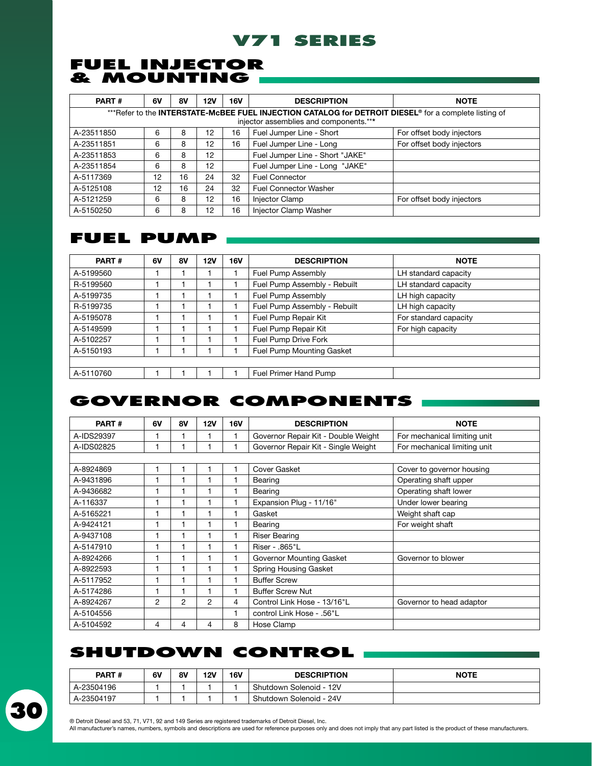# V71 SERIES

## FUEL INJECTOR & MOUNTING

| PART # | 6V | 8V | 12V | 16V | DESCRIPTION | NOTE |
|---|---|---|---|---|---|---|
| ***Refer to the **INTERSTATE-McBEE FUEL INJECTION CATALOG for DETROIT DIESEL®** for a complete listing of injector assemblies and components.*** | | | | | | |
| A-23511850 | 6 | 8 | 12 | 16 | Fuel Jumper Line - Short | For offset body injectors |
| A-23511851 | 6 | 8 | 12 | 16 | Fuel Jumper Line - Long | For offset body injectors |
| A-23511853 | 6 | 8 | 12 | | Fuel Jumper Line - Short "JAKE" | |
| A-23511854 | 6 | 8 | 12 | | Fuel Jumper Line - Long "JAKE" | |
| A-5117369 | 12 | 16 | 24 | 32 | Fuel Connector | |
| A-5125108 | 12 | 16 | 24 | 32 | Fuel Connector Washer | |
| A-5121259 | 6 | 8 | 12 | 16 | Injector Clamp | For offset body injectors |
| A-5150250 | 6 | 8 | 12 | 16 | Injector Clamp Washer | |

## FUEL PUMP

| PART # | 6V | 8V | 12V | 16V | DESCRIPTION | NOTE |
|---|---|---|---|---|---|---|
| A-5199560 | 1 | 1 | 1 | 1 | Fuel Pump Assembly | LH standard capacity |
| R-5199560 | 1 | 1 | 1 | 1 | Fuel Pump Assembly - Rebuilt | LH standard capacity |
| A-5199735 | 1 | 1 | 1 | 1 | Fuel Pump Assembly | LH high capacity |
| R-5199735 | 1 | 1 | 1 | 1 | Fuel Pump Assembly - Rebuilt | LH high capacity |
| A-5195078 | 1 | 1 | 1 | 1 | Fuel Pump Repair Kit | For standard capacity |
| A-5149599 | 1 | 1 | 1 | 1 | Fuel Pump Repair Kit | For high capacity |
| A-5102257 | 1 | 1 | 1 | 1 | Fuel Pump Drive Fork | |
| A-5150193 | 1 | 1 | 1 | 1 | Fuel Pump Mounting Gasket | |
| | | | | | | |
| A-5110760 | 1 | 1 | 1 | 1 | Fuel Primer Hand Pump | |

## GOVERNOR COMPONENTS

| PART # | 6V | 8V | 12V | 16V | DESCRIPTION | NOTE |
|---|---|---|---|---|---|---|
| A-IDS29397 | 1 | 1 | 1 | 1 | Governor Repair Kit - Double Weight | For mechanical limiting unit |
| A-IDS02825 | 1 | 1 | 1 | 1 | Governor Repair Kit - Single Weight | For mechanical limiting unit |
| | | | | | | |
| A-8924869 | 1 | 1 | 1 | 1 | Cover Gasket | Cover to governor housing |
| A-9431896 | 1 | 1 | 1 | 1 | Bearing | Operating shaft upper |
| A-9436682 | 1 | 1 | 1 | 1 | Bearing | Operating shaft lower |
| A-116337 | 1 | 1 | 1 | 1 | Expansion Plug - 11/16" | Under lower bearing |
| A-5165221 | 1 | 1 | 1 | 1 | Gasket | Weight shaft cap |
| A-9424121 | 1 | 1 | 1 | 1 | Bearing | For weight shaft |
| A-9437108 | 1 | 1 | 1 | 1 | Riser Bearing | |
| A-5147910 | 1 | 1 | 1 | 1 | Riser - .865"L | |
| A-8924266 | 1 | 1 | 1 | 1 | Governor Mounting Gasket | Governor to blower |
| A-8922593 | 1 | 1 | 1 | 1 | Spring Housing Gasket | |
| A-5117952 | 1 | 1 | 1 | 1 | Buffer Screw | |
| A-5174286 | 1 | 1 | 1 | 1 | Buffer Screw Nut | |
| A-8924267 | 2 | 2 | 2 | 4 | Control Link Hose - 13/16"L | Governor to head adaptor |
| A-5104556 | | | | 1 | control Link Hose - .56"L | |
| A-5104592 | 4 | 4 | 4 | 8 | Hose Clamp | |

## SHUTDOWN CONTROL

| PART # | 6V | 8V | 12V | 16V | DESCRIPTION | NOTE |
|---|---|---|---|---|---|---|
| A-23504196 | 1 | 1 | 1 | 1 | Shutdown Solenoid - 12V | |
| A-23504197 | 1 | 1 | 1 | 1 | Shutdown Solenoid - 24V | |

® Detroit Diesel and 53, 71, V71, 92 and 149 Series are registered trademarks of Detroit Diesel, Inc.
All manufacturer's names, numbers, symbols and descriptions are used for reference purposes only and does not imply that any part listed is the product of these manufacturers.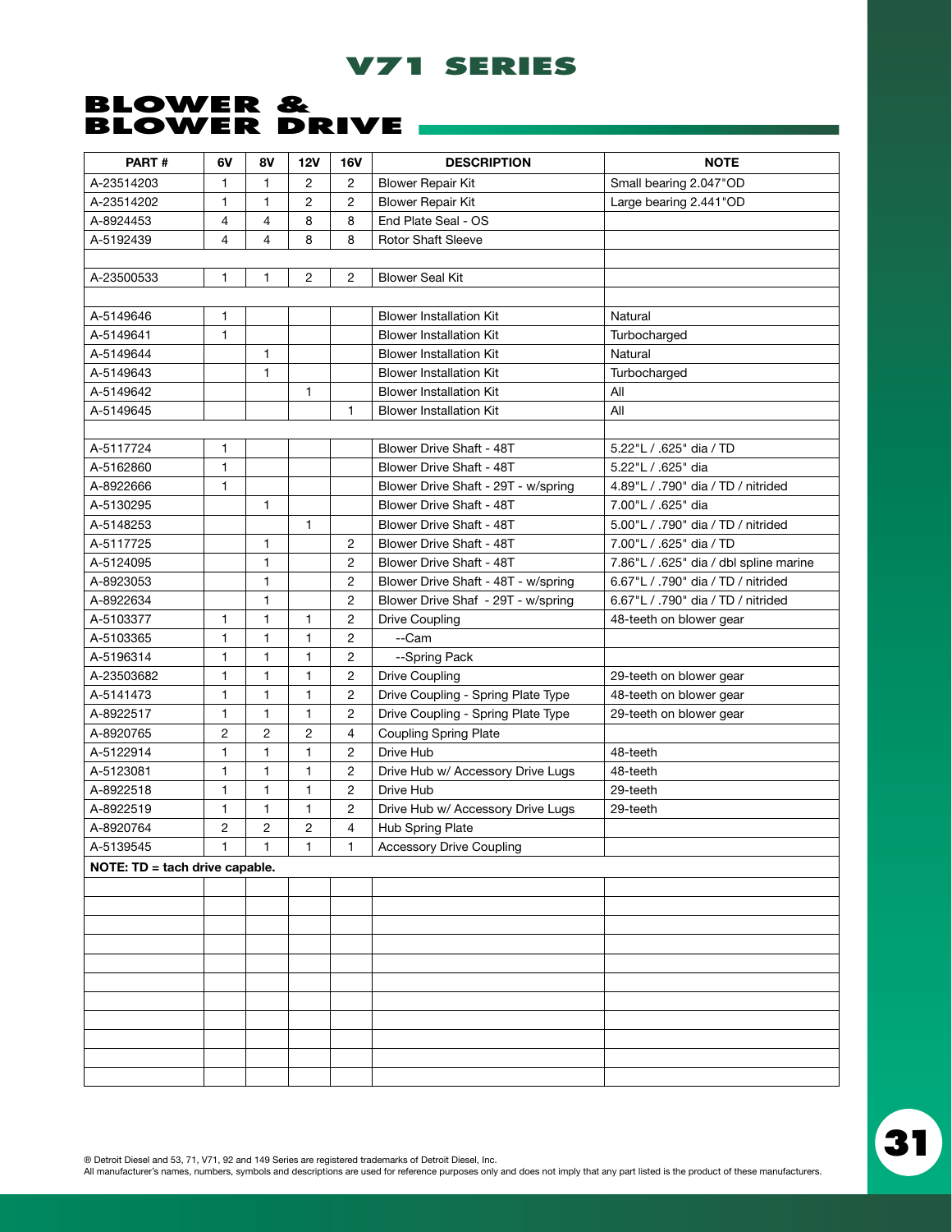# V71 SERIES

## BLOWER & BLOWER DRIVE

| PART # | 6V | 8V | 12V | 16V | DESCRIPTION | NOTE |
|---|---|---|---|---|---|---|
| A-23514203 | 1 | 1 | 2 | 2 | Blower Repair Kit | Small bearing 2.047"OD |
| A-23514202 | 1 | 1 | 2 | 2 | Blower Repair Kit | Large bearing 2.441"OD |
| A-8924453 | 4 | 4 | 8 | 8 | End Plate Seal - OS | |
| A-5192439 | 4 | 4 | 8 | 8 | Rotor Shaft Sleeve | |
| | | | | | | |
| A-23500533 | 1 | 1 | 2 | 2 | Blower Seal Kit | |
| | | | | | | |
| A-5149646 | 1 | | | | Blower Installation Kit | Natural |
| A-5149641 | 1 | | | | Blower Installation Kit | Turbocharged |
| A-5149644 | | 1 | | | Blower Installation Kit | Natural |
| A-5149643 | | 1 | | | Blower Installation Kit | Turbocharged |
| A-5149642 | | | 1 | | Blower Installation Kit | All |
| A-5149645 | | | | 1 | Blower Installation Kit | All |
| | | | | | | |
| A-5117724 | 1 | | | | Blower Drive Shaft - 48T | 5.22"L / .625" dia / TD |
| A-5162860 | 1 | | | | Blower Drive Shaft - 48T | 5.22"L / .625" dia |
| A-8922666 | 1 | | | | Blower Drive Shaft - 29T - w/spring | 4.89"L / .790" dia / TD / nitrided |
| A-5130295 | | 1 | | | Blower Drive Shaft - 48T | 7.00"L / .625" dia |
| A-5148253 | | | 1 | | Blower Drive Shaft - 48T | 5.00"L / .790" dia / TD / nitrided |
| A-5117725 | | 1 | | 2 | Blower Drive Shaft - 48T | 7.00"L / .625" dia / TD |
| A-5124095 | | 1 | | 2 | Blower Drive Shaft - 48T | 7.86"L / .625" dia / dbl spline marine |
| A-8923053 | | 1 | | 2 | Blower Drive Shaft - 48T - w/spring | 6.67"L / .790" dia / TD / nitrided |
| A-8922634 | | 1 | | 2 | Blower Drive Shaf - 29T - w/spring | 6.67"L / .790" dia / TD / nitrided |
| A-5103377 | 1 | 1 | 1 | 2 | Drive Coupling | 48-teeth on blower gear |
| A-5103365 | 1 | 1 | 1 | 2 | --Cam | |
| A-5196314 | 1 | 1 | 1 | 2 | --Spring Pack | |
| A-23503682 | 1 | 1 | 1 | 2 | Drive Coupling | 29-teeth on blower gear |
| A-5141473 | 1 | 1 | 1 | 2 | Drive Coupling - Spring Plate Type | 48-teeth on blower gear |
| A-8922517 | 1 | 1 | 1 | 2 | Drive Coupling - Spring Plate Type | 29-teeth on blower gear |
| A-8920765 | 2 | 2 | 2 | 4 | Coupling Spring Plate | |
| A-5122914 | 1 | 1 | 1 | 2 | Drive Hub | 48-teeth |
| A-5123081 | 1 | 1 | 1 | 2 | Drive Hub w/ Accessory Drive Lugs | 48-teeth |
| A-8922518 | 1 | 1 | 1 | 2 | Drive Hub | 29-teeth |
| A-8922519 | 1 | 1 | 1 | 2 | Drive Hub w/ Accessory Drive Lugs | 29-teeth |
| A-8920764 | 2 | 2 | 2 | 4 | Hub Spring Plate | |
| A-5139545 | 1 | 1 | 1 | 1 | Accessory Drive Coupling | |

**NOTE: TD = tach drive capable.**

® Detroit Diesel and 53, 71, V71, 92 and 149 Series are registered trademarks of Detroit Diesel, Inc.
All manufacturer's names, numbers, symbols and descriptions are used for reference purposes only and does not imply that any part listed is the product of these manufacturers.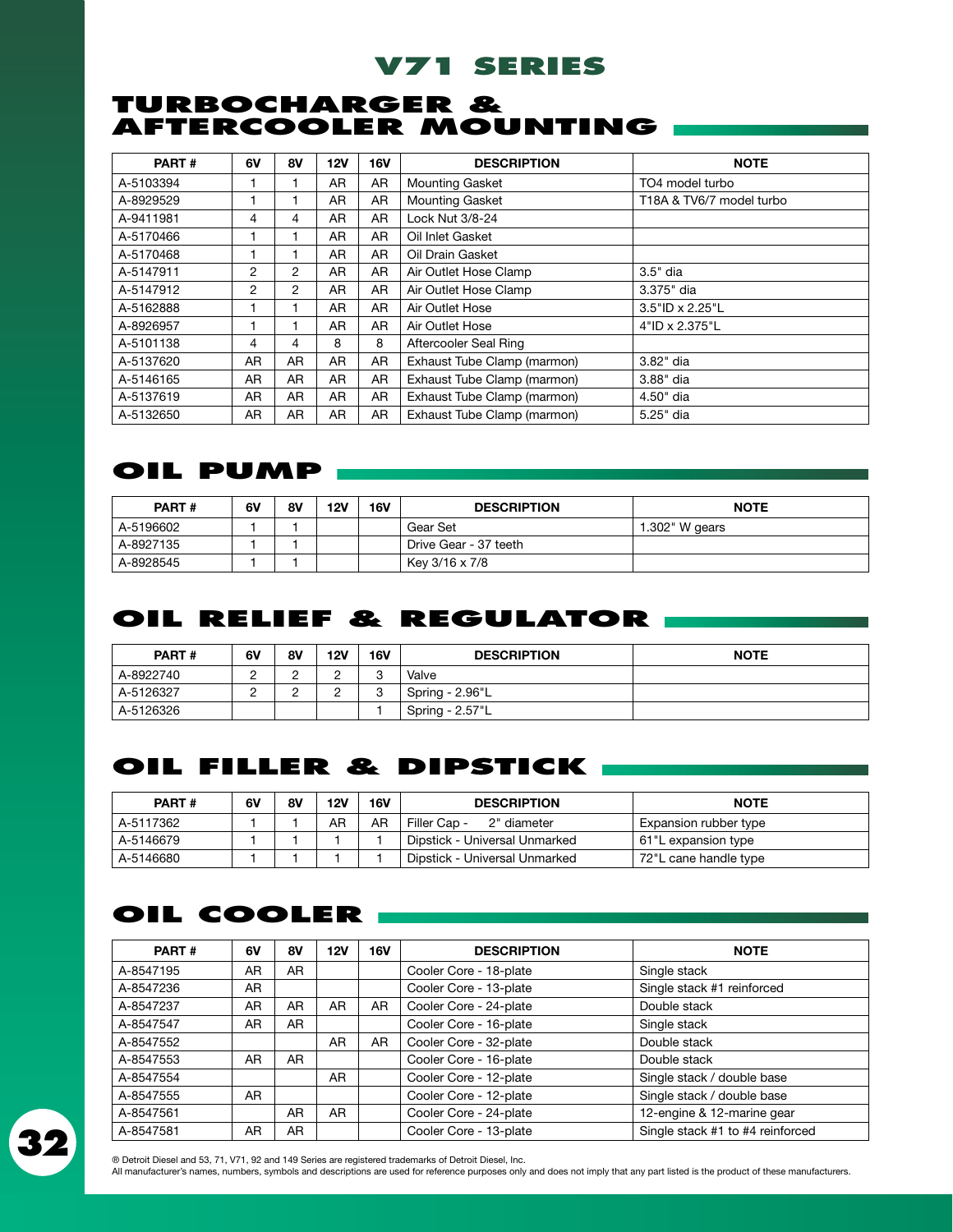# V71 SERIES

## TURBOCHARGER & AFTERCOOLER MOUNTING

| PART # | 6V | 8V | 12V | 16V | DESCRIPTION | NOTE |
|---|---|---|---|---|---|---|
| A-5103394 | 1 | 1 | AR | AR | Mounting Gasket | TO4 model turbo |
| A-8929529 | 1 | 1 | AR | AR | Mounting Gasket | T18A & TV6/7 model turbo |
| A-9411981 | 4 | 4 | AR | AR | Lock Nut 3/8-24 | |
| A-5170466 | 1 | 1 | AR | AR | Oil Inlet Gasket | |
| A-5170468 | 1 | 1 | AR | AR | Oil Drain Gasket | |
| A-5147911 | 2 | 2 | AR | AR | Air Outlet Hose Clamp | 3.5" dia |
| A-5147912 | 2 | 2 | AR | AR | Air Outlet Hose Clamp | 3.375" dia |
| A-5162888 | 1 | 1 | AR | AR | Air Outlet Hose | 3.5"ID x 2.25"L |
| A-8926957 | 1 | 1 | AR | AR | Air Outlet Hose | 4"ID x 2.375"L |
| A-5101138 | 4 | 4 | 8 | 8 | Aftercooler Seal Ring | |
| A-5137620 | AR | AR | AR | AR | Exhaust Tube Clamp (marmon) | 3.82" dia |
| A-5146165 | AR | AR | AR | AR | Exhaust Tube Clamp (marmon) | 3.88" dia |
| A-5137619 | AR | AR | AR | AR | Exhaust Tube Clamp (marmon) | 4.50" dia |
| A-5132650 | AR | AR | AR | AR | Exhaust Tube Clamp (marmon) | 5.25" dia |

## OIL PUMP

| PART # | 6V | 8V | 12V | 16V | DESCRIPTION | NOTE |
|---|---|---|---|---|---|---|
| A-5196602 | 1 | 1 | | | Gear Set | 1.302" W gears |
| A-8927135 | 1 | 1 | | | Drive Gear - 37 teeth | |
| A-8928545 | 1 | 1 | | | Key 3/16 x 7/8 | |

## OIL RELIEF & REGULATOR

| PART # | 6V | 8V | 12V | 16V | DESCRIPTION | NOTE |
|---|---|---|---|---|---|---|
| A-8922740 | 2 | 2 | 2 | 3 | Valve | |
| A-5126327 | 2 | 2 | 2 | 3 | Spring - 2.96"L | |
| A-5126326 | | | | 1 | Spring - 2.57"L | |

## OIL FILLER & DIPSTICK

| PART # | 6V | 8V | 12V | 16V | DESCRIPTION | NOTE |
|---|---|---|---|---|---|---|
| A-5117362 | 1 | 1 | AR | AR | Filler Cap - 2" diameter | Expansion rubber type |
| A-5146679 | 1 | 1 | 1 | 1 | Dipstick - Universal Unmarked | 61"L expansion type |
| A-5146680 | 1 | 1 | 1 | 1 | Dipstick - Universal Unmarked | 72"L cane handle type |

## OIL COOLER

| PART # | 6V | 8V | 12V | 16V | DESCRIPTION | NOTE |
|---|---|---|---|---|---|---|
| A-8547195 | AR | AR | | | Cooler Core - 18-plate | Single stack |
| A-8547236 | AR | | | | Cooler Core - 13-plate | Single stack #1 reinforced |
| A-8547237 | AR | AR | AR | AR | Cooler Core - 24-plate | Double stack |
| A-8547547 | AR | AR | | | Cooler Core - 16-plate | Single stack |
| A-8547552 | | | AR | AR | Cooler Core - 32-plate | Double stack |
| A-8547553 | AR | AR | | | Cooler Core - 16-plate | Double stack |
| A-8547554 | | | AR | | Cooler Core - 12-plate | Single stack / double base |
| A-8547555 | AR | | | | Cooler Core - 12-plate | Single stack / double base |
| A-8547561 | | AR | AR | | Cooler Core - 24-plate | 12-engine & 12-marine gear |
| A-8547581 | AR | AR | | | Cooler Core - 13-plate | Single stack #1 to #4 reinforced |

® Detroit Diesel and 53, 71, V71, 92 and 149 Series are registered trademarks of Detroit Diesel, Inc.
All manufacturer's names, numbers, symbols and descriptions are used for reference purposes only and does not imply that any part listed is the product of these manufacturers.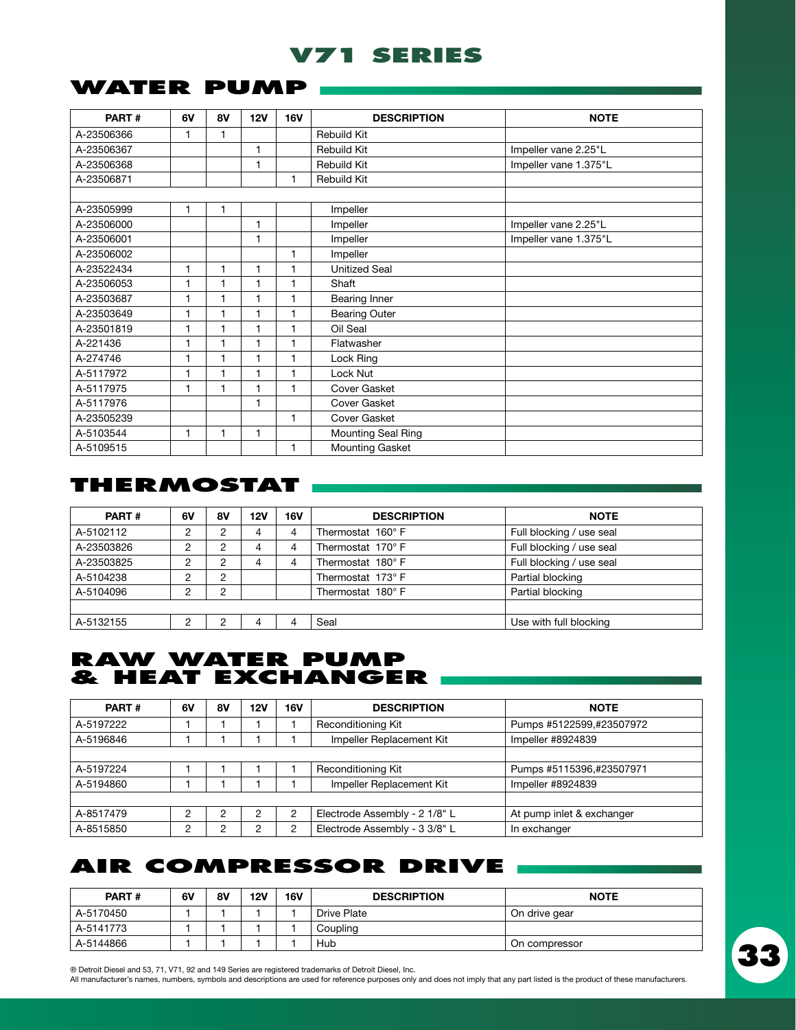# V71 SERIES

## WATER PUMP

| PART # | 6V | 8V | 12V | 16V | DESCRIPTION | NOTE |
|---|---|---|---|---|---|---|
| A-23506366 | 1 | 1 | | | Rebuild Kit | |
| A-23506367 | | | 1 | | Rebuild Kit | Impeller vane 2.25"L |
| A-23506368 | | | 1 | | Rebuild Kit | Impeller vane 1.375"L |
| A-23506871 | | | | 1 | Rebuild Kit | |
| | | | | | | |
| A-23505999 | 1 | 1 | | | Impeller | |
| A-23506000 | | | 1 | | Impeller | Impeller vane 2.25"L |
| A-23506001 | | | 1 | | Impeller | Impeller vane 1.375"L |
| A-23506002 | | | | 1 | Impeller | |
| A-23522434 | 1 | 1 | 1 | 1 | Unitized Seal | |
| A-23506053 | 1 | 1 | 1 | 1 | Shaft | |
| A-23503687 | 1 | 1 | 1 | 1 | Bearing Inner | |
| A-23503649 | 1 | 1 | 1 | 1 | Bearing Outer | |
| A-23501819 | 1 | 1 | 1 | 1 | Oil Seal | |
| A-221436 | 1 | 1 | 1 | 1 | Flatwasher | |
| A-274746 | 1 | 1 | 1 | 1 | Lock Ring | |
| A-5117972 | 1 | 1 | 1 | 1 | Lock Nut | |
| A-5117975 | 1 | 1 | 1 | 1 | Cover Gasket | |
| A-5117976 | | | 1 | | Cover Gasket | |
| A-23505239 | | | | 1 | Cover Gasket | |
| A-5103544 | 1 | 1 | 1 | | Mounting Seal Ring | |
| A-5109515 | | | | 1 | Mounting Gasket | |

## THERMOSTAT

| PART # | 6V | 8V | 12V | 16V | DESCRIPTION | NOTE |
|---|---|---|---|---|---|---|
| A-5102112 | 2 | 2 | 4 | 4 | Thermostat 160° F | Full blocking / use seal |
| A-23503826 | 2 | 2 | 4 | 4 | Thermostat 170° F | Full blocking / use seal |
| A-23503825 | 2 | 2 | 4 | 4 | Thermostat 180° F | Full blocking / use seal |
| A-5104238 | 2 | 2 | | | Thermostat 173° F | Partial blocking |
| A-5104096 | 2 | 2 | | | Thermostat 180° F | Partial blocking |
| | | | | | | |
| A-5132155 | 2 | 2 | 4 | 4 | Seal | Use with full blocking |

## RAW WATER PUMP & HEAT EXCHANGER

| PART # | 6V | 8V | 12V | 16V | DESCRIPTION | NOTE |
|---|---|---|---|---|---|---|
| A-5197222 | 1 | 1 | 1 | 1 | Reconditioning Kit | Pumps #5122599,#23507972 |
| A-5196846 | 1 | 1 | 1 | 1 | Impeller Replacement Kit | Impeller #8924839 |
| | | | | | | |
| A-5197224 | 1 | 1 | 1 | 1 | Reconditioning Kit | Pumps #5115396,#23507971 |
| A-5194860 | 1 | 1 | 1 | 1 | Impeller Replacement Kit | Impeller #8924839 |
| | | | | | | |
| A-8517479 | 2 | 2 | 2 | 2 | Electrode Assembly - 2 1/8" L | At pump inlet & exchanger |
| A-8515850 | 2 | 2 | 2 | 2 | Electrode Assembly - 3 3/8" L | In exchanger |

## AIR COMPRESSOR DRIVE

| PART # | 6V | 8V | 12V | 16V | DESCRIPTION | NOTE |
|---|---|---|---|---|---|---|
| A-5170450 | 1 | 1 | 1 | 1 | Drive Plate | On drive gear |
| A-5141773 | 1 | 1 | 1 | 1 | Coupling | |
| A-5144866 | 1 | 1 | 1 | 1 | Hub | On compressor |

® Detroit Diesel and 53, 71, V71, 92 and 149 Series are registered trademarks of Detroit Diesel, Inc.
All manufacturer's names, numbers, symbols and descriptions are used for reference purposes only and does not imply that any part listed is the product of these manufacturers.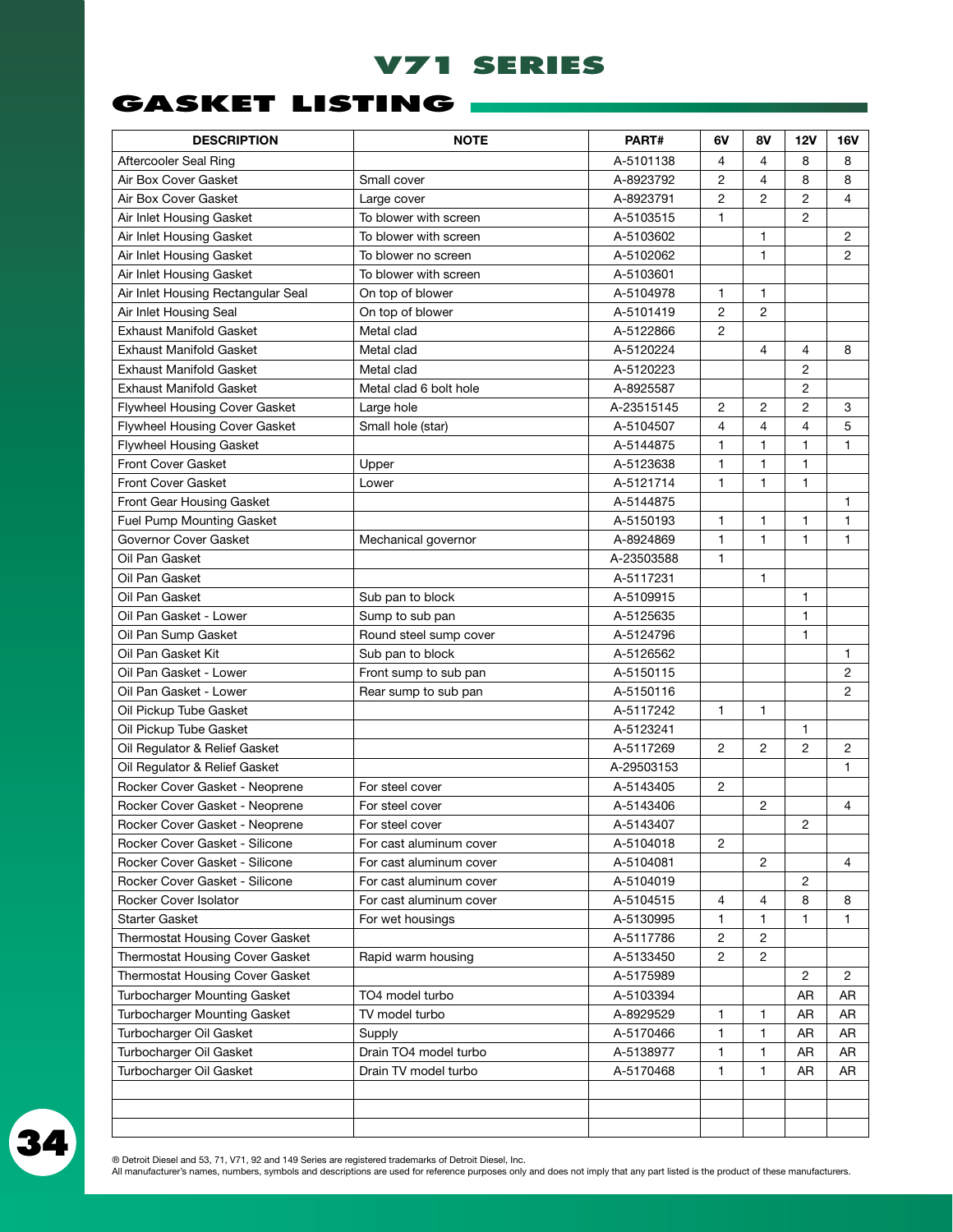# V71 SERIES

## GASKET LISTING

| DESCRIPTION | NOTE | PART# | 6V | 8V | 12V | 16V |
|---|---|---|---|---|---|---|
| Aftercooler Seal Ring | | A-5101138 | 4 | 4 | 8 | 8 |
| Air Box Cover Gasket | Small cover | A-8923792 | 2 | 4 | 8 | 8 |
| Air Box Cover Gasket | Large cover | A-8923791 | 2 | 2 | 2 | 4 |
| Air Inlet Housing Gasket | To blower with screen | A-5103515 | 1 | | 2 | |
| Air Inlet Housing Gasket | To blower with screen | A-5103602 | | 1 | | 2 |
| Air Inlet Housing Gasket | To blower no screen | A-5102062 | | 1 | | 2 |
| Air Inlet Housing Gasket | To blower with screen | A-5103601 | | | | |
| Air Inlet Housing Rectangular Seal | On top of blower | A-5104978 | 1 | 1 | | |
| Air Inlet Housing Seal | On top of blower | A-5101419 | 2 | 2 | | |
| Exhaust Manifold Gasket | Metal clad | A-5122866 | 2 | | | |
| Exhaust Manifold Gasket | Metal clad | A-5120224 | | 4 | 4 | 8 |
| Exhaust Manifold Gasket | Metal clad | A-5120223 | | | 2 | |
| Exhaust Manifold Gasket | Metal clad 6 bolt hole | A-8925587 | | | 2 | |
| Flywheel Housing Cover Gasket | Large hole | A-23515145 | 2 | 2 | 2 | 3 |
| Flywheel Housing Cover Gasket | Small hole (star) | A-5104507 | 4 | 4 | 4 | 5 |
| Flywheel Housing Gasket | | A-5144875 | 1 | 1 | 1 | 1 |
| Front Cover Gasket | Upper | A-5123638 | 1 | 1 | 1 | |
| Front Cover Gasket | Lower | A-5121714 | 1 | 1 | 1 | |
| Front Gear Housing Gasket | | A-5144875 | | | | 1 |
| Fuel Pump Mounting Gasket | | A-5150193 | 1 | 1 | 1 | 1 |
| Governor Cover Gasket | Mechanical governor | A-8924869 | 1 | 1 | 1 | 1 |
| Oil Pan Gasket | | A-23503588 | 1 | | | |
| Oil Pan Gasket | | A-5117231 | | 1 | | |
| Oil Pan Gasket | Sub pan to block | A-5109915 | | | 1 | |
| Oil Pan Gasket - Lower | Sump to sub pan | A-5125635 | | | 1 | |
| Oil Pan Sump Gasket | Round steel sump cover | A-5124796 | | | 1 | |
| Oil Pan Gasket Kit | Sub pan to block | A-5126562 | | | | 1 |
| Oil Pan Gasket - Lower | Front sump to sub pan | A-5150115 | | | | 2 |
| Oil Pan Gasket - Lower | Rear sump to sub pan | A-5150116 | | | | 2 |
| Oil Pickup Tube Gasket | | A-5117242 | 1 | 1 | | |
| Oil Pickup Tube Gasket | | A-5123241 | | | 1 | |
| Oil Regulator & Relief Gasket | | A-5117269 | 2 | 2 | 2 | 2 |
| Oil Regulator & Relief Gasket | | A-29503153 | | | | 1 |
| Rocker Cover Gasket - Neoprene | For steel cover | A-5143405 | 2 | | | |
| Rocker Cover Gasket - Neoprene | For steel cover | A-5143406 | | 2 | | 4 |
| Rocker Cover Gasket - Neoprene | For steel cover | A-5143407 | | | 2 | |
| Rocker Cover Gasket - Silicone | For cast aluminum cover | A-5104018 | 2 | | | |
| Rocker Cover Gasket - Silicone | For cast aluminum cover | A-5104081 | | 2 | | 4 |
| Rocker Cover Gasket - Silicone | For cast aluminum cover | A-5104019 | | | 2 | |
| Rocker Cover Isolator | For cast aluminum cover | A-5104515 | 4 | 4 | 8 | 8 |
| Starter Gasket | For wet housings | A-5130995 | 1 | 1 | 1 | 1 |
| Thermostat Housing Cover Gasket | | A-5117786 | 2 | 2 | | |
| Thermostat Housing Cover Gasket | Rapid warm housing | A-5133450 | 2 | 2 | | |
| Thermostat Housing Cover Gasket | | A-5175989 | | | 2 | 2 |
| Turbocharger Mounting Gasket | TO4 model turbo | A-5103394 | | | AR | AR |
| Turbocharger Mounting Gasket | TV model turbo | A-8929529 | 1 | 1 | AR | AR |
| Turbocharger Oil Gasket | Supply | A-5170466 | 1 | 1 | AR | AR |
| Turbocharger Oil Gasket | Drain TO4 model turbo | A-5138977 | 1 | 1 | AR | AR |
| Turbocharger Oil Gasket | Drain TV model turbo | A-5170468 | 1 | 1 | AR | AR |
| | | | | | | |
| | | | | | | |
| | | | | | | |

® Detroit Diesel and 53, 71, V71, 92 and 149 Series are registered trademarks of Detroit Diesel, Inc.
All manufacturer's names, numbers, symbols and descriptions are used for reference purposes only and does not imply that any part listed is the product of these manufacturers.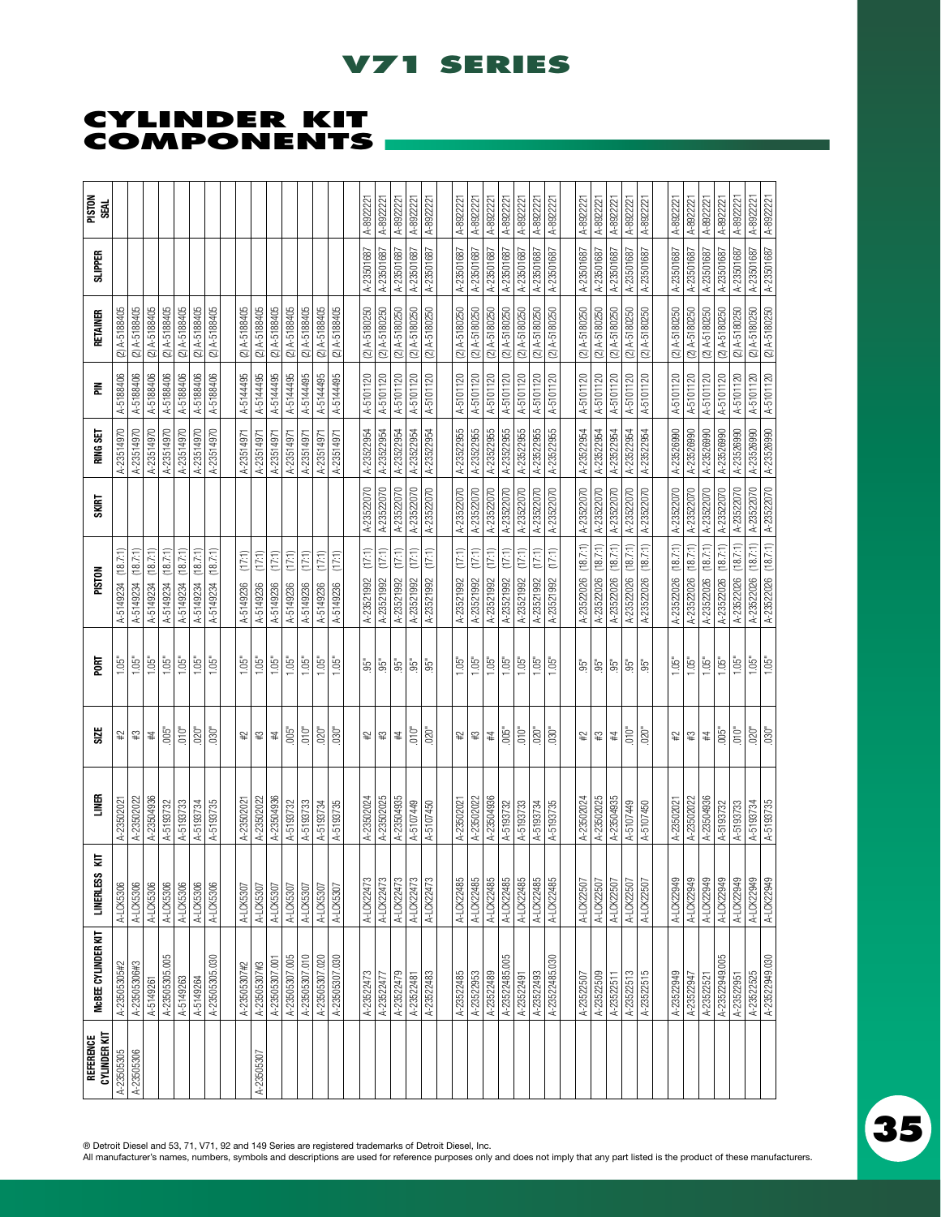# V71 SERIES

## CYLINDER KIT COMPONENTS

| REFERENCE CYLINDER KIT | McBEE CYLINDER KIT | LINERLESS KIT | LINER | SIZE | PORT | PISTON | SKIRT | RING SET | PIN | RETAINER | SLIPPER | PISTON SEAL |
|---|---|---|---|---|---|---|---|---|---|---|---|---|
| A-23505305 | A-23505305#2 | A-LCK5306 | A-23502021 | #2 | 1.05" | A-5149234 (18.7:1) | | A-23514970 | A-5188406 | (2) A-5188405 | | |
| A-23505306 | A-23505306#3 | A-LCK5306 | A-23502022 | #3 | 1.05" | A-5149234 (18.7:1) | | A-23514970 | A-5188406 | (2) A-5188405 | | |
| | A-5149261 | A-LCK5306 | A-23504936 | #4 | 1.05" | A-5149234 (18.7:1) | | A-23514970 | A-5188406 | (2) A-5188405 | | |
| | A-23505305.005 | A-LCK5306 | A-5193732 | .005" | 1.05" | A-5149234 (18.7:1) | | A-23514970 | A-5188406 | (2) A-5188405 | | |
| | A-5149263 | A-LCK5306 | A-5193733 | .010" | 1.05" | A-5149234 (18.7:1) | | A-23514970 | A-5188406 | (2) A-5188405 | | |
| | A-5149264 | A-LCK5306 | A-5193734 | .020" | 1.05" | A-5149234 (18.7:1) | | A-23514970 | A-5188406 | (2) A-5188405 | | |
| | A-23505305.030 | A-LCK5306 | A-5193735 | .030" | 1.05" | A-5149234 (18.7:1) | | A-23514970 | A-5188406 | (2) A-5188405 | | |
| | | | | | | | | | | | | |
| | A-23505307#2 | A-LCK5307 | A-23502021 | #2 | 1.05" | A-5149236 (17:1) | | A-23514971 | A-5144495 | (2) A-5188405 | | |
| A-23505307 | A-23505307#3 | A-LCK5307 | A-23502022 | #3 | 1.05" | A-5149236 (17:1) | | A-23514971 | A-5144495 | (2) A-5188405 | | |
| | A-23505307.001 | A-LCK5307 | A-23504936 | #4 | 1.05" | A-5149236 (17:1) | | A-23514971 | A-5144495 | (2) A-5188405 | | |
| | A-23505307.005 | A-LCK5307 | A-5193732 | .005" | 1.05" | A-5149236 (17:1) | | A-23514971 | A-5144495 | (2) A-5188405 | | |
| | A-23505307.010 | A-LCK5307 | A-5193733 | .010" | 1.05" | A-5149236 (17:1) | | A-23514971 | A-5144495 | (2) A-5188405 | | |
| | A-23505307.020 | A-LCK5307 | A-5193734 | .020" | 1.05" | A-5149236 (17:1) | | A-23514971 | A-5144495 | (2) A-5188405 | | |
| | A-23505307.030 | A-LCK5307 | A-5193735 | .030" | 1.05" | A-5149236 (17:1) | | A-23514971 | A-5144495 | (2) A-5188405 | | |
| | | | | | | | | | | | | |
| | A-23522473 | A-LCK22473 | A-23502024 | #2 | .95" | A-23521992 (17:1) | A-23522070 | A-23522954 | A-5101120 | (2) A-5180250 | A-23501687 | A-8922221 |
| | A-23522477 | A-LCK22473 | A-23502025 | #3 | .95" | A-23521992 (17:1) | A-23522070 | A-23522954 | A-5101120 | (2) A-5180250 | A-23501687 | A-8922221 |
| | A-23522479 | A-LCK22473 | A-23504935 | #4 | .95" | A-23521992 (17:1) | A-23522070 | A-23522954 | A-5101120 | (2) A-5180250 | A-23501687 | A-8922221 |
| | A-23522481 | A-LCK22473 | A-5107449 | .010" | .95" | A-23521992 (17:1) | A-23522070 | A-23522954 | A-5101120 | (2) A-5180250 | A-23501687 | A-8922221 |
| | A-23522483 | A-LCK22473 | A-5107450 | .020" | .95" | A-23521992 (17:1) | A-23522070 | A-23522954 | A-5101120 | (2) A-5180250 | A-23501687 | A-8922221 |
| | | | | | | | | | | | | |
| | A-23522485 | A-LCK22485 | A-23502021 | #2 | 1.05" | A-23521992 (17:1) | A-23522070 | A-23522955 | A-5101120 | (2) A-5180250 | A-23501687 | A-8922221 |
| | A-23522953 | A-LCK22485 | A-23502022 | #3 | 1.05" | A-23521992 (17:1) | A-23522070 | A-23522955 | A-5101120 | (2) A-5180250 | A-23501687 | A-8922221 |
| | A-23522489 | A-LCK22485 | A-23504936 | #4 | 1.05" | A-23521992 (17:1) | A-23522070 | A-23522955 | A-5101120 | (2) A-5180250 | A-23501687 | A-8922221 |
| | A-23522485.005 | A-LCK22485 | A-5193732 | .005" | 1.05" | A-23521992 (17:1) | A-23522070 | A-23522955 | A-5101120 | (2) A-5180250 | A-23501687 | A-8922221 |
| | A-23522491 | A-LCK22485 | A-5193733 | .010" | 1.05" | A-23521992 (17:1) | A-23522070 | A-23522955 | A-5101120 | (2) A-5180250 | A-23501687 | A-8922221 |
| | A-23522493 | A-LCK22485 | A-5193734 | .020" | 1.05" | A-23521992 (17:1) | A-23522070 | A-23522955 | A-5101120 | (2) A-5180250 | A-23501687 | A-8922221 |
| | A-23522485.030 | A-LCK22485 | A-5193735 | .030" | 1.05" | A-23521992 (17:1) | A-23522070 | A-23522955 | A-5101120 | (2) A-5180250 | A-23501687 | A-8922221 |
| | | | | | | | | | | | | |
| | A-23522507 | A-LCK22507 | A-23502024 | #2 | .95" | A-23522026 (18.7:1) | A-23522070 | A-23522954 | A-5101120 | (2) A-5180250 | A-23501687 | A-8922221 |
| | A-23522509 | A-LCK22507 | A-23502025 | #3 | .95" | A-23522026 (18.7:1) | A-23522070 | A-23522954 | A-5101120 | (2) A-5180250 | A-23501687 | A-8922221 |
| | A-23522511 | A-LCK22507 | A-23504935 | #4 | .95" | A-23522026 (18.7:1) | A-23522070 | A-23522954 | A-5101120 | (2) A-5180250 | A-23501687 | A-8922221 |
| | A-23522513 | A-LCK22507 | A-5107449 | .010" | .95" | A-23522026 (18.7:1) | A-23522070 | A-23522954 | A-5101120 | (2) A-5180250 | A-23501687 | A-8922221 |
| | A-23522515 | A-LCK22507 | A-5107450 | .020" | .95" | A-23522026 (18.7:1) | A-23522070 | A-23522954 | A-5101120 | (2) A-5180250 | A-23501687 | A-8922221 |
| | | | | | | | | | | | | |
| | A-23522949 | A-LCK22949 | A-23502021 | #2 | 1.05" | A-23522026 (18.7:1) | A-23522070 | A-23526990 | A-5101120 | (2) A-5180250 | A-23501687 | A-8922221 |
| | A-23522947 | A-LCK22949 | A-23502022 | #3 | 1.05" | A-23522026 (18.7:1) | A-23522070 | A-23526990 | A-5101120 | (2) A-5180250 | A-23501687 | A-8922221 |
| | A-23522521 | A-LCK22949 | A-23504936 | #4 | 1.05" | A-23522026 (18.7:1) | A-23522070 | A-23526990 | A-5101120 | (2) A-5180250 | A-23501687 | A-8922221 |
| | A-23522949.005 | A-LCK22949 | A-5193732 | .005" | 1.05" | A-23522026 (18.7:1) | A-23522070 | A-23526990 | A-5101120 | (2) A-5180250 | A-23501687 | A-8922221 |
| | A-23522951 | A-LCK22949 | A-5193733 | .010" | 1.05" | A-23522026 (18.7:1) | A-23522070 | A-23526990 | A-5101120 | (2) A-5180250 | A-23501687 | A-8922221 |
| | A-23522525 | A-LCK22949 | A-5193734 | .020" | 1.05" | A-23522026 (18.7:1) | A-23522070 | A-23526990 | A-5101120 | (2) A-5180250 | A-23501687 | A-8922221 |
| | A-23522949.030 | A-LCK22949 | A-5193735 | .030" | 1.05" | A-23522026 (18.7:1) | A-23522070 | A-23526990 | A-5101120 | (2) A-5180250 | A-23501687 | A-8922221 |

® Detroit Diesel and 53, 71, V71, 92 and 149 Series are registered trademarks of Detroit Diesel, Inc.
All manufacturer's names, numbers, symbols and descriptions are used for reference purposes only and does not imply that any part listed is the product of these manufacturers.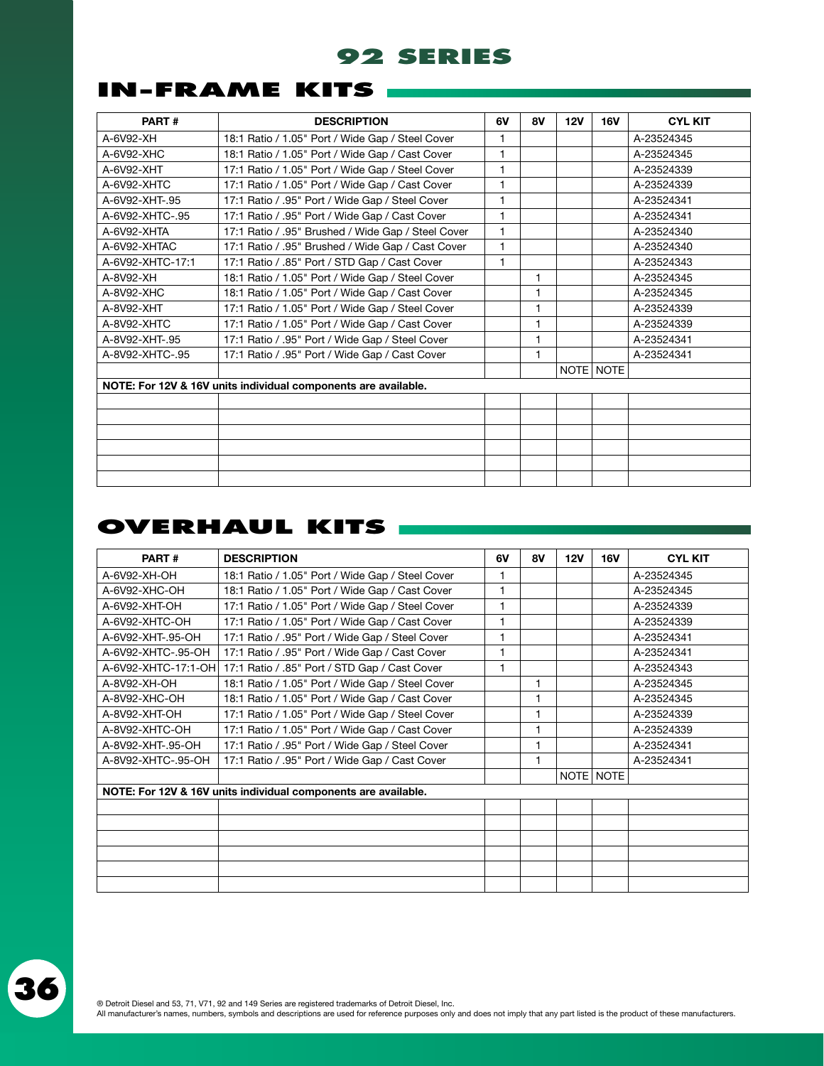# 92 SERIES

## IN-FRAME KITS

| PART # | DESCRIPTION | 6V | 8V | 12V | 16V | CYL KIT |
|---|---|---|---|---|---|---|
| A-6V92-XH | 18:1 Ratio / 1.05" Port / Wide Gap / Steel Cover | 1 | | | | A-23524345 |
| A-6V92-XHC | 18:1 Ratio / 1.05" Port / Wide Gap / Cast Cover | 1 | | | | A-23524345 |
| A-6V92-XHT | 17:1 Ratio / 1.05" Port / Wide Gap / Steel Cover | 1 | | | | A-23524339 |
| A-6V92-XHTC | 17:1 Ratio / 1.05" Port / Wide Gap / Cast Cover | 1 | | | | A-23524339 |
| A-6V92-XHT-.95 | 17:1 Ratio / .95" Port / Wide Gap / Steel Cover | 1 | | | | A-23524341 |
| A-6V92-XHTC-.95 | 17:1 Ratio / .95" Port / Wide Gap / Cast Cover | 1 | | | | A-23524341 |
| A-6V92-XHTA | 17:1 Ratio / .95" Brushed / Wide Gap / Steel Cover | 1 | | | | A-23524340 |
| A-6V92-XHTAC | 17:1 Ratio / .95" Brushed / Wide Gap / Cast Cover | 1 | | | | A-23524340 |
| A-6V92-XHTC-17:1 | 17:1 Ratio / .85" Port / STD Gap / Cast Cover | 1 | | | | A-23524343 |
| A-8V92-XH | 18:1 Ratio / 1.05" Port / Wide Gap / Steel Cover | | 1 | | | A-23524345 |
| A-8V92-XHC | 18:1 Ratio / 1.05" Port / Wide Gap / Cast Cover | | 1 | | | A-23524345 |
| A-8V92-XHT | 17:1 Ratio / 1.05" Port / Wide Gap / Steel Cover | | 1 | | | A-23524339 |
| A-8V92-XHTC | 17:1 Ratio / 1.05" Port / Wide Gap / Cast Cover | | 1 | | | A-23524339 |
| A-8V92-XHT-.95 | 17:1 Ratio / .95" Port / Wide Gap / Steel Cover | | 1 | | | A-23524341 |
| A-8V92-XHTC-.95 | 17:1 Ratio / .95" Port / Wide Gap / Cast Cover | | 1 | | | A-23524341 |
| | | | | NOTE | NOTE | |

**NOTE: For 12V & 16V units individual components are available.**

## OVERHAUL KITS

| PART # | DESCRIPTION | 6V | 8V | 12V | 16V | CYL KIT |
|---|---|---|---|---|---|---|
| A-6V92-XH-OH | 18:1 Ratio / 1.05" Port / Wide Gap / Steel Cover | 1 | | | | A-23524345 |
| A-6V92-XHC-OH | 18:1 Ratio / 1.05" Port / Wide Gap / Cast Cover | 1 | | | | A-23524345 |
| A-6V92-XHT-OH | 17:1 Ratio / 1.05" Port / Wide Gap / Steel Cover | 1 | | | | A-23524339 |
| A-6V92-XHTC-OH | 17:1 Ratio / 1.05" Port / Wide Gap / Cast Cover | 1 | | | | A-23524339 |
| A-6V92-XHT-.95-OH | 17:1 Ratio / .95" Port / Wide Gap / Steel Cover | 1 | | | | A-23524341 |
| A-6V92-XHTC-.95-OH | 17:1 Ratio / .95" Port / Wide Gap / Cast Cover | 1 | | | | A-23524341 |
| A-6V92-XHTC-17:1-OH | 17:1 Ratio / .85" Port / STD Gap / Cast Cover | 1 | | | | A-23524343 |
| A-8V92-XH-OH | 18:1 Ratio / 1.05" Port / Wide Gap / Steel Cover | | 1 | | | A-23524345 |
| A-8V92-XHC-OH | 18:1 Ratio / 1.05" Port / Wide Gap / Cast Cover | | 1 | | | A-23524345 |
| A-8V92-XHT-OH | 17:1 Ratio / 1.05" Port / Wide Gap / Steel Cover | | 1 | | | A-23524339 |
| A-8V92-XHTC-OH | 17:1 Ratio / 1.05" Port / Wide Gap / Cast Cover | | 1 | | | A-23524339 |
| A-8V92-XHT-.95-OH | 17:1 Ratio / .95" Port / Wide Gap / Steel Cover | | 1 | | | A-23524341 |
| A-8V92-XHTC-.95-OH | 17:1 Ratio / .95" Port / Wide Gap / Cast Cover | | 1 | | | A-23524341 |
| | | | | NOTE | NOTE | |

**NOTE: For 12V & 16V units individual components are available.**

® Detroit Diesel and 53, 71, V71, 92 and 149 Series are registered trademarks of Detroit Diesel, Inc.
All manufacturer's names, numbers, symbols and descriptions are used for reference purposes only and does not imply that any part listed is the product of these manufacturers.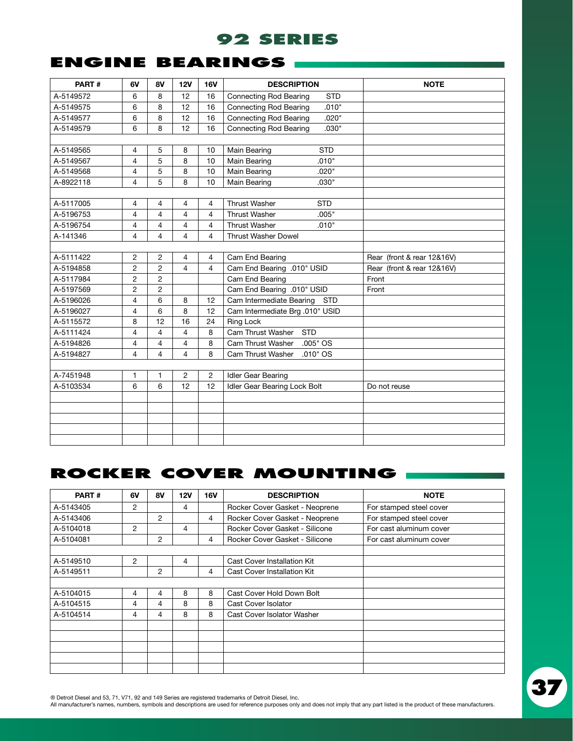# 92 SERIES

## ENGINE BEARINGS

| PART # | 6V | 8V | 12V | 16V | DESCRIPTION | NOTE |
|---|---|---|---|---|---|---|
| A-5149572 | 6 | 8 | 12 | 16 | Connecting Rod Bearing STD | |
| A-5149575 | 6 | 8 | 12 | 16 | Connecting Rod Bearing .010" | |
| A-5149577 | 6 | 8 | 12 | 16 | Connecting Rod Bearing .020" | |
| A-5149579 | 6 | 8 | 12 | 16 | Connecting Rod Bearing .030" | |
| | | | | | | |
| A-5149565 | 4 | 5 | 8 | 10 | Main Bearing STD | |
| A-5149567 | 4 | 5 | 8 | 10 | Main Bearing .010" | |
| A-5149568 | 4 | 5 | 8 | 10 | Main Bearing .020" | |
| A-8922118 | 4 | 5 | 8 | 10 | Main Bearing .030" | |
| | | | | | | |
| A-5117005 | 4 | 4 | 4 | 4 | Thrust Washer STD | |
| A-5196753 | 4 | 4 | 4 | 4 | Thrust Washer .005" | |
| A-5196754 | 4 | 4 | 4 | 4 | Thrust Washer .010" | |
| A-141346 | 4 | 4 | 4 | 4 | Thrust Washer Dowel | |
| | | | | | | |
| A-5111422 | 2 | 2 | 4 | 4 | Cam End Bearing | Rear (front & rear 12&16V) |
| A-5194858 | 2 | 2 | 4 | 4 | Cam End Bearing .010" USID | Rear (front & rear 12&16V) |
| A-5117984 | 2 | 2 | | | Cam End Bearing | Front |
| A-5197569 | 2 | 2 | | | Cam End Bearing .010" USID | Front |
| A-5196026 | 4 | 6 | 8 | 12 | Cam Intermediate Bearing STD | |
| A-5196027 | 4 | 6 | 8 | 12 | Cam Intermediate Brg .010" USID | |
| A-5115572 | 8 | 12 | 16 | 24 | Ring Lock | |
| A-5111424 | 4 | 4 | 4 | 8 | Cam Thrust Washer STD | |
| A-5194826 | 4 | 4 | 4 | 8 | Cam Thrust Washer .005" OS | |
| A-5194827 | 4 | 4 | 4 | 8 | Cam Thrust Washer .010" OS | |
| | | | | | | |
| A-7451948 | 1 | 1 | 2 | 2 | Idler Gear Bearing | |
| A-5103534 | 6 | 6 | 12 | 12 | Idler Gear Bearing Lock Bolt | Do not reuse |

## ROCKER COVER MOUNTING

| PART # | 6V | 8V | 12V | 16V | DESCRIPTION | NOTE |
|---|---|---|---|---|---|---|
| A-5143405 | 2 | | 4 | | Rocker Cover Gasket - Neoprene | For stamped steel cover |
| A-5143406 | | 2 | | 4 | Rocker Cover Gasket - Neoprene | For stamped steel cover |
| A-5104018 | 2 | | 4 | | Rocker Cover Gasket - Silicone | For cast aluminum cover |
| A-5104081 | | 2 | | 4 | Rocker Cover Gasket - Silicone | For cast aluminum cover |
| | | | | | | |
| A-5149510 | 2 | | 4 | | Cast Cover Installation Kit | |
| A-5149511 | | 2 | | 4 | Cast Cover Installation Kit | |
| | | | | | | |
| A-5104015 | 4 | 4 | 8 | 8 | Cast Cover Hold Down Bolt | |
| A-5104515 | 4 | 4 | 8 | 8 | Cast Cover Isolator | |
| A-5104514 | 4 | 4 | 8 | 8 | Cast Cover Isolator Washer | |

® Detroit Diesel and 53, 71, V71, 92 and 149 Series are registered trademarks of Detroit Diesel, Inc.
All manufacturer's names, numbers, symbols and descriptions are used for reference purposes only and does not imply that any part listed is the product of these manufacturers.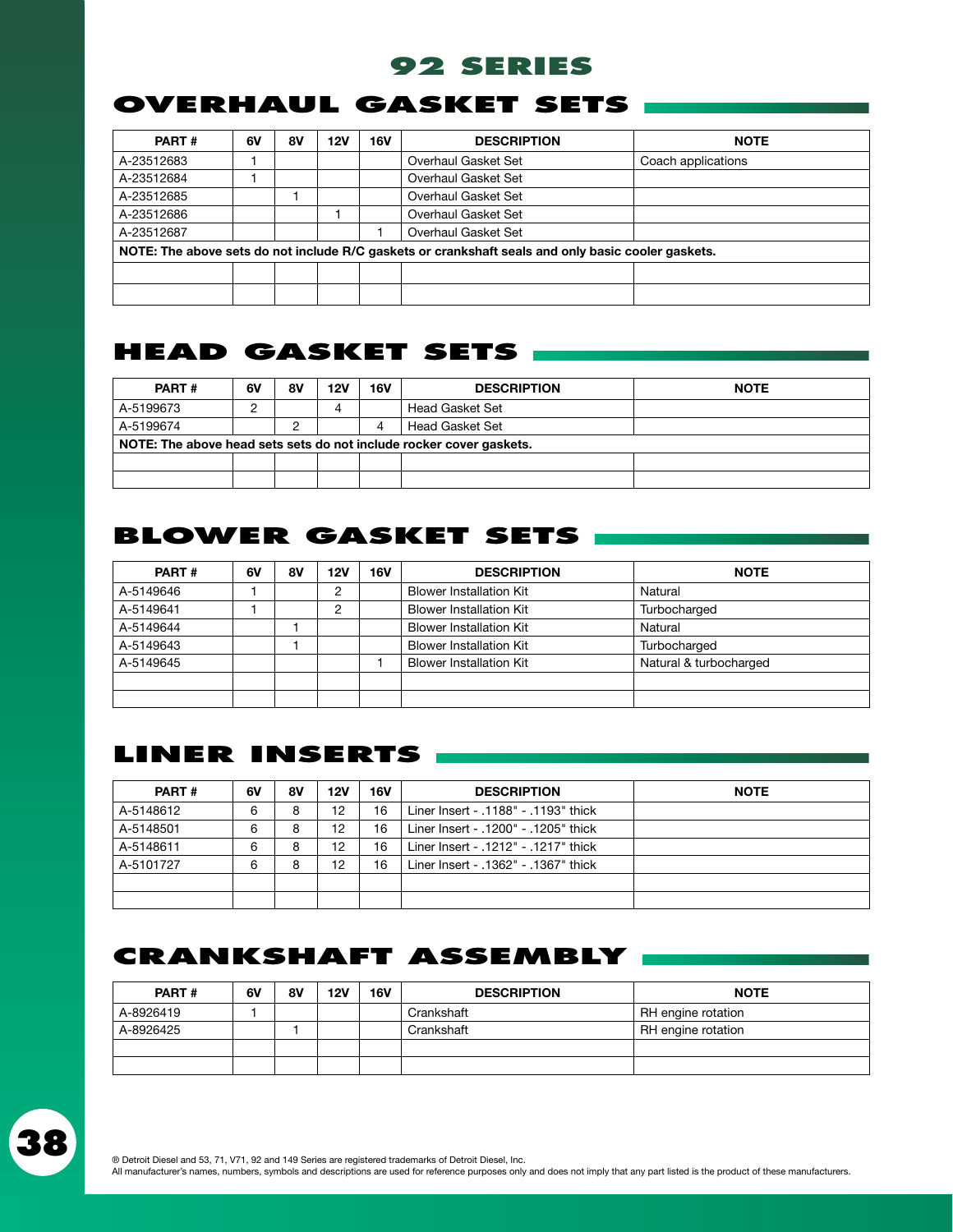# 92 SERIES

## OVERHAUL GASKET SETS

| PART # | 6V | 8V | 12V | 16V | DESCRIPTION | NOTE |
|---|---|---|---|---|---|---|
| A-23512683 | 1 | | | | Overhaul Gasket Set | Coach applications |
| A-23512684 | 1 | | | | Overhaul Gasket Set | |
| A-23512685 | | 1 | | | Overhaul Gasket Set | |
| A-23512686 | | | 1 | | Overhaul Gasket Set | |
| A-23512687 | | | | 1 | Overhaul Gasket Set | |
| **NOTE: The above sets do not include R/C gaskets or crankshaft seals and only basic cooler gaskets.** | | | | | | |
| | | | | | | |
| | | | | | | |

## HEAD GASKET SETS

| PART # | 6V | 8V | 12V | 16V | DESCRIPTION | NOTE |
|---|---|---|---|---|---|---|
| A-5199673 | 2 | | 4 | | Head Gasket Set | |
| A-5199674 | | 2 | | 4 | Head Gasket Set | |
| **NOTE: The above head sets sets do not include rocker cover gaskets.** | | | | | | |
| | | | | | | |
| | | | | | | |

## BLOWER GASKET SETS

| PART # | 6V | 8V | 12V | 16V | DESCRIPTION | NOTE |
|---|---|---|---|---|---|---|
| A-5149646 | 1 | | 2 | | Blower Installation Kit | Natural |
| A-5149641 | 1 | | 2 | | Blower Installation Kit | Turbocharged |
| A-5149644 | | 1 | | | Blower Installation Kit | Natural |
| A-5149643 | | 1 | | | Blower Installation Kit | Turbocharged |
| A-5149645 | | | | 1 | Blower Installation Kit | Natural & turbocharged |
| | | | | | | |
| | | | | | | |

## LINER INSERTS

| PART # | 6V | 8V | 12V | 16V | DESCRIPTION | NOTE |
|---|---|---|---|---|---|---|
| A-5148612 | 6 | 8 | 12 | 16 | Liner Insert - .1188" - .1193" thick | |
| A-5148501 | 6 | 8 | 12 | 16 | Liner Insert - .1200" - .1205" thick | |
| A-5148611 | 6 | 8 | 12 | 16 | Liner Insert - .1212" - .1217" thick | |
| A-5101727 | 6 | 8 | 12 | 16 | Liner Insert - .1362" - .1367" thick | |
| | | | | | | |
| | | | | | | |

## CRANKSHAFT ASSEMBLY

| PART # | 6V | 8V | 12V | 16V | DESCRIPTION | NOTE |
|---|---|---|---|---|---|---|
| A-8926419 | 1 | | | | Crankshaft | RH engine rotation |
| A-8926425 | | 1 | | | Crankshaft | RH engine rotation |
| | | | | | | |
| | | | | | | |

® Detroit Diesel and 53, 71, V71, 92 and 149 Series are registered trademarks of Detroit Diesel, Inc.
All manufacturer's names, numbers, symbols and descriptions are used for reference purposes only and does not imply that any part listed is the product of these manufacturers.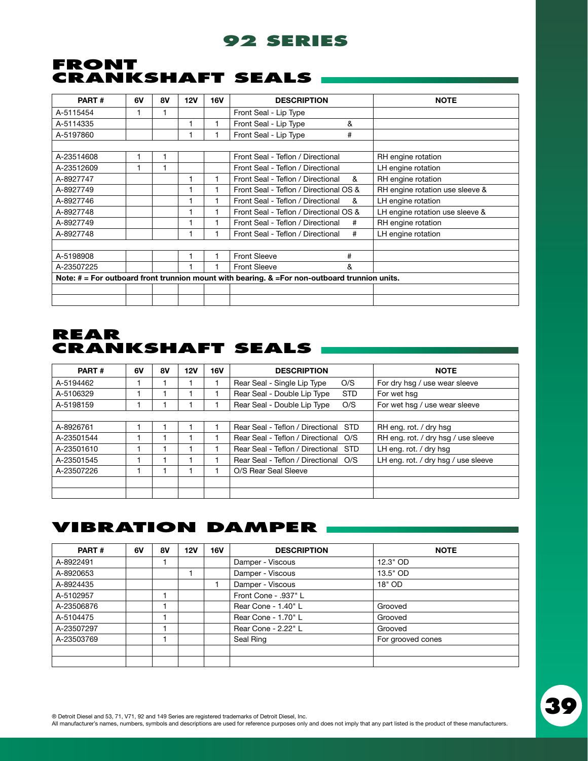# 92 SERIES

## FRONT CRANKSHAFT SEALS

| PART # | 6V | 8V | 12V | 16V | DESCRIPTION | NOTE |
|---|---|---|---|---|---|---|
| A-5115454 | 1 | 1 | | | Front Seal - Lip Type | |
| A-5114335 | | | 1 | 1 | Front Seal - Lip Type & | |
| A-5197860 | | | 1 | 1 | Front Seal - Lip Type # | |
| | | | | | | |
| A-23514608 | 1 | 1 | | | Front Seal - Teflon / Directional | RH engine rotation |
| A-23512609 | 1 | 1 | | | Front Seal - Teflon / Directional | LH engine rotation |
| A-8927747 | | | 1 | 1 | Front Seal - Teflon / Directional & | RH engine rotation |
| A-8927749 | | | 1 | 1 | Front Seal - Teflon / Directional OS & | RH engine rotation use sleeve & |
| A-8927746 | | | 1 | 1 | Front Seal - Teflon / Directional & | LH engine rotation |
| A-8927748 | | | 1 | 1 | Front Seal - Teflon / Directional OS & | LH engine rotation use sleeve & |
| A-8927749 | | | 1 | 1 | Front Seal - Teflon / Directional # | RH engine rotation |
| A-8927748 | | | 1 | 1 | Front Seal - Teflon / Directional # | LH engine rotation |
| | | | | | | |
| A-5198908 | | | 1 | 1 | Front Sleeve # | |
| A-23507225 | | | 1 | 1 | Front Sleeve & | |
| **Note: # = For outboard front trunnion mount with bearing. & =For non-outboard trunnion units.** | | | | | | |
| | | | | | | |
| | | | | | | |

## REAR CRANKSHAFT SEALS

| PART # | 6V | 8V | 12V | 16V | DESCRIPTION | NOTE |
|---|---|---|---|---|---|---|
| A-5194462 | 1 | 1 | 1 | 1 | Rear Seal - Single Lip Type O/S | For dry hsg / use wear sleeve |
| A-5106329 | 1 | 1 | 1 | 1 | Rear Seal - Double Lip Type STD | For wet hsg |
| A-5198159 | 1 | 1 | 1 | 1 | Rear Seal - Double Lip Type O/S | For wet hsg / use wear sleeve |
| | | | | | | |
| A-8926761 | 1 | 1 | 1 | 1 | Rear Seal - Teflon / Directional STD | RH eng. rot. / dry hsg |
| A-23501544 | 1 | 1 | 1 | 1 | Rear Seal - Teflon / Directional O/S | RH eng. rot. / dry hsg / use sleeve |
| A-23501610 | 1 | 1 | 1 | 1 | Rear Seal - Teflon / Directional STD | LH eng. rot. / dry hsg |
| A-23501545 | 1 | 1 | 1 | 1 | Rear Seal - Teflon / Directional O/S | LH eng. rot. / dry hsg / use sleeve |
| A-23507226 | 1 | 1 | 1 | 1 | O/S Rear Seal Sleeve | |
| | | | | | | |
| | | | | | | |

## VIBRATION DAMPER

| PART # | 6V | 8V | 12V | 16V | DESCRIPTION | NOTE |
|---|---|---|---|---|---|---|
| A-8922491 | | 1 | | | Damper - Viscous | 12.3" OD |
| A-8920653 | | | 1 | | Damper - Viscous | 13.5" OD |
| A-8924435 | | | | 1 | Damper - Viscous | 18" OD |
| A-5102957 | | 1 | | | Front Cone - .937" L | |
| A-23506876 | | 1 | | | Rear Cone - 1.40" L | Grooved |
| A-5104475 | | 1 | | | Rear Cone - 1.70" L | Grooved |
| A-23507297 | | 1 | | | Rear Cone - 2.22" L | Grooved |
| A-23503769 | | 1 | | | Seal Ring | For grooved cones |
| | | | | | | |
| | | | | | | |

® Detroit Diesel and 53, 71, V71, 92 and 149 Series are registered trademarks of Detroit Diesel, Inc.
All manufacturer's names, numbers, symbols and descriptions are used for reference purposes only and does not imply that any part listed is the product of these manufacturers.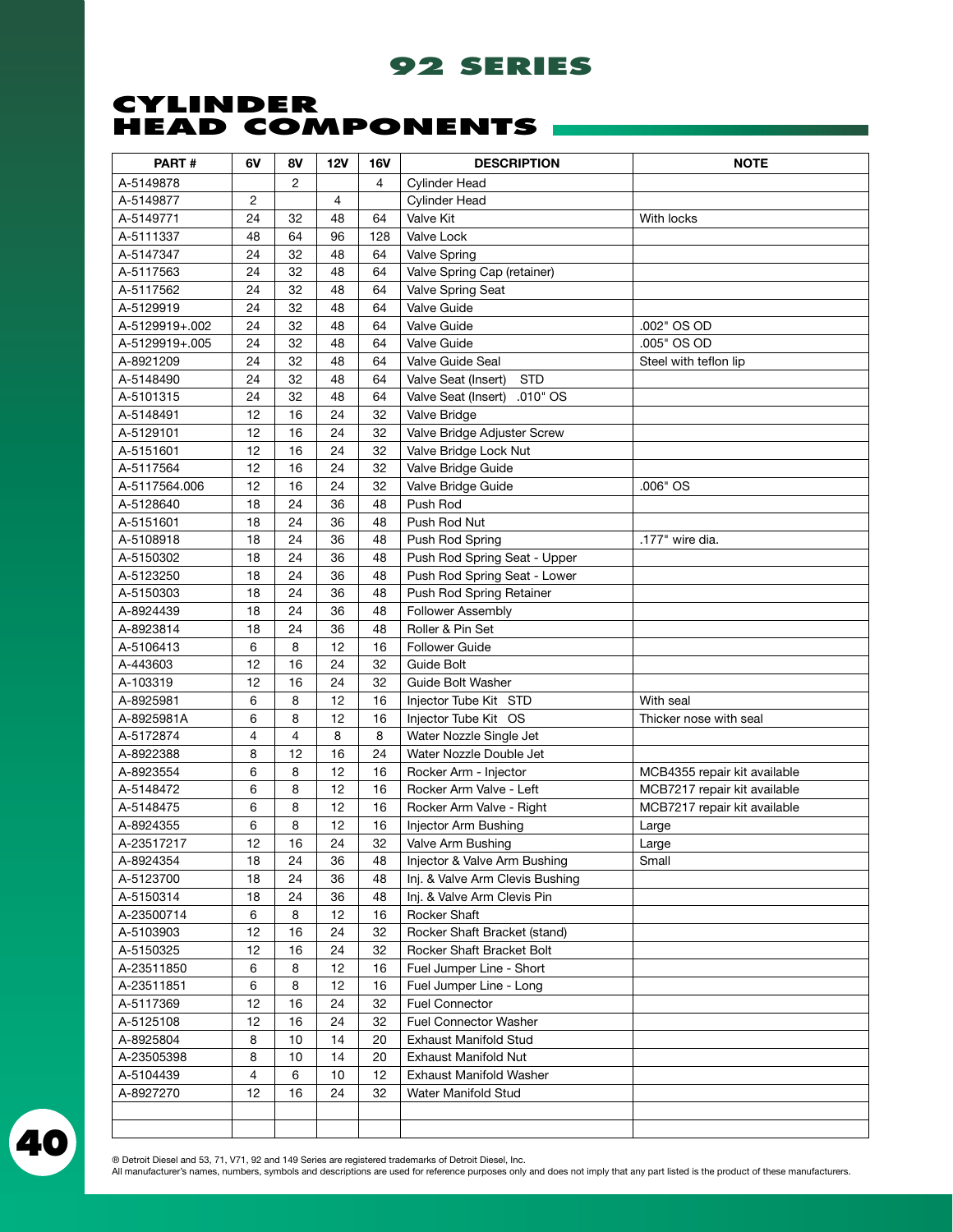# 92 SERIES

## CYLINDER HEAD COMPONENTS

| PART # | 6V | 8V | 12V | 16V | DESCRIPTION | NOTE |
|---|---|---|---|---|---|---|
| A-5149878 | | 2 | | 4 | Cylinder Head | |
| A-5149877 | 2 | | 4 | | Cylinder Head | |
| A-5149771 | 24 | 32 | 48 | 64 | Valve Kit | With locks |
| A-5111337 | 48 | 64 | 96 | 128 | Valve Lock | |
| A-5147347 | 24 | 32 | 48 | 64 | Valve Spring | |
| A-5117563 | 24 | 32 | 48 | 64 | Valve Spring Cap (retainer) | |
| A-5117562 | 24 | 32 | 48 | 64 | Valve Spring Seat | |
| A-5129919 | 24 | 32 | 48 | 64 | Valve Guide | |
| A-5129919+.002 | 24 | 32 | 48 | 64 | Valve Guide | .002" OS OD |
| A-5129919+.005 | 24 | 32 | 48 | 64 | Valve Guide | .005" OS OD |
| A-8921209 | 24 | 32 | 48 | 64 | Valve Guide Seal | Steel with teflon lip |
| A-5148490 | 24 | 32 | 48 | 64 | Valve Seat (Insert) STD | |
| A-5101315 | 24 | 32 | 48 | 64 | Valve Seat (Insert) .010" OS | |
| A-5148491 | 12 | 16 | 24 | 32 | Valve Bridge | |
| A-5129101 | 12 | 16 | 24 | 32 | Valve Bridge Adjuster Screw | |
| A-5151601 | 12 | 16 | 24 | 32 | Valve Bridge Lock Nut | |
| A-5117564 | 12 | 16 | 24 | 32 | Valve Bridge Guide | |
| A-5117564.006 | 12 | 16 | 24 | 32 | Valve Bridge Guide | .006" OS |
| A-5128640 | 18 | 24 | 36 | 48 | Push Rod | |
| A-5151601 | 18 | 24 | 36 | 48 | Push Rod Nut | |
| A-5108918 | 18 | 24 | 36 | 48 | Push Rod Spring | .177" wire dia. |
| A-5150302 | 18 | 24 | 36 | 48 | Push Rod Spring Seat - Upper | |
| A-5123250 | 18 | 24 | 36 | 48 | Push Rod Spring Seat - Lower | |
| A-5150303 | 18 | 24 | 36 | 48 | Push Rod Spring Retainer | |
| A-8924439 | 18 | 24 | 36 | 48 | Follower Assembly | |
| A-8923814 | 18 | 24 | 36 | 48 | Roller & Pin Set | |
| A-5106413 | 6 | 8 | 12 | 16 | Follower Guide | |
| A-443603 | 12 | 16 | 24 | 32 | Guide Bolt | |
| A-103319 | 12 | 16 | 24 | 32 | Guide Bolt Washer | |
| A-8925981 | 6 | 8 | 12 | 16 | Injector Tube Kit STD | With seal |
| A-8925981A | 6 | 8 | 12 | 16 | Injector Tube Kit OS | Thicker nose with seal |
| A-5172874 | 4 | 4 | 8 | 8 | Water Nozzle Single Jet | |
| A-8922388 | 8 | 12 | 16 | 24 | Water Nozzle Double Jet | |
| A-8923554 | 6 | 8 | 12 | 16 | Rocker Arm - Injector | MCB4355 repair kit available |
| A-5148472 | 6 | 8 | 12 | 16 | Rocker Arm Valve - Left | MCB7217 repair kit available |
| A-5148475 | 6 | 8 | 12 | 16 | Rocker Arm Valve - Right | MCB7217 repair kit available |
| A-8924355 | 6 | 8 | 12 | 16 | Injector Arm Bushing | Large |
| A-23517217 | 12 | 16 | 24 | 32 | Valve Arm Bushing | Large |
| A-8924354 | 18 | 24 | 36 | 48 | Injector & Valve Arm Bushing | Small |
| A-5123700 | 18 | 24 | 36 | 48 | Inj. & Valve Arm Clevis Bushing | |
| A-5150314 | 18 | 24 | 36 | 48 | Inj. & Valve Arm Clevis Pin | |
| A-23500714 | 6 | 8 | 12 | 16 | Rocker Shaft | |
| A-5103903 | 12 | 16 | 24 | 32 | Rocker Shaft Bracket (stand) | |
| A-5150325 | 12 | 16 | 24 | 32 | Rocker Shaft Bracket Bolt | |
| A-23511850 | 6 | 8 | 12 | 16 | Fuel Jumper Line - Short | |
| A-23511851 | 6 | 8 | 12 | 16 | Fuel Jumper Line - Long | |
| A-5117369 | 12 | 16 | 24 | 32 | Fuel Connector | |
| A-5125108 | 12 | 16 | 24 | 32 | Fuel Connector Washer | |
| A-8925804 | 8 | 10 | 14 | 20 | Exhaust Manifold Stud | |
| A-23505398 | 8 | 10 | 14 | 20 | Exhaust Manifold Nut | |
| A-5104439 | 4 | 6 | 10 | 12 | Exhaust Manifold Washer | |
| A-8927270 | 12 | 16 | 24 | 32 | Water Manifold Stud | |
| | | | | | | |
| | | | | | | |

® Detroit Diesel and 53, 71, V71, 92 and 149 Series are registered trademarks of Detroit Diesel, Inc.
All manufacturer's names, numbers, symbols and descriptions are used for reference purposes only and does not imply that any part listed is the product of these manufacturers.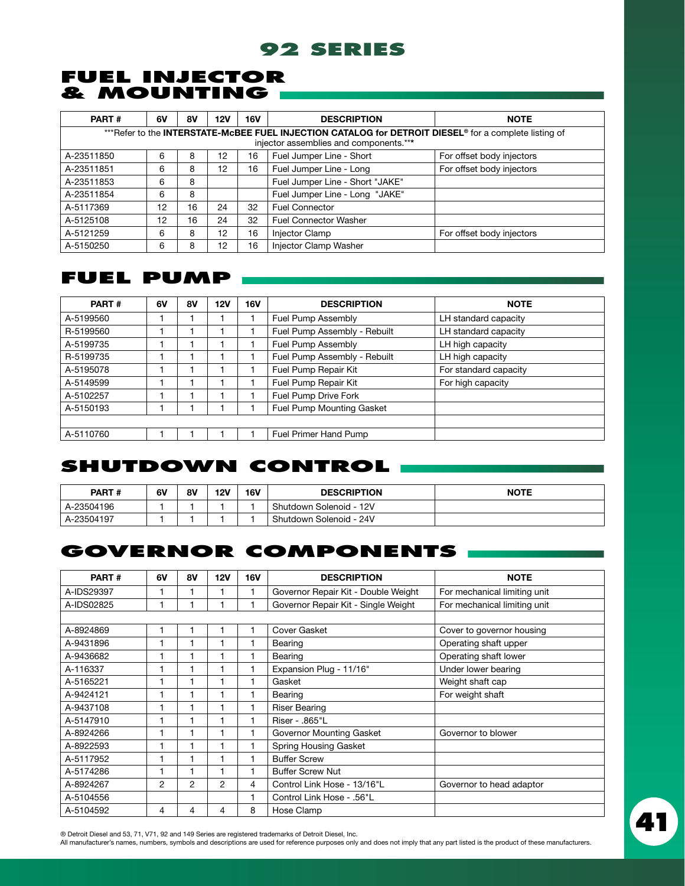# 92 SERIES

## FUEL INJECTOR & MOUNTING

| PART # | 6V | 8V | 12V | 16V | DESCRIPTION | NOTE |
|---|---|---|---|---|---|---|
| ***Refer to the **INTERSTATE-McBEE FUEL INJECTION CATALOG for DETROIT DIESEL®** for a complete listing of injector assemblies and components.*** | | | | | | |
| A-23511850 | 6 | 8 | 12 | 16 | Fuel Jumper Line - Short | For offset body injectors |
| A-23511851 | 6 | 8 | 12 | 16 | Fuel Jumper Line - Long | For offset body injectors |
| A-23511853 | 6 | 8 | | | Fuel Jumper Line - Short "JAKE" | |
| A-23511854 | 6 | 8 | | | Fuel Jumper Line - Long "JAKE" | |
| A-5117369 | 12 | 16 | 24 | 32 | Fuel Connector | |
| A-5125108 | 12 | 16 | 24 | 32 | Fuel Connector Washer | |
| A-5121259 | 6 | 8 | 12 | 16 | Injector Clamp | For offset body injectors |
| A-5150250 | 6 | 8 | 12 | 16 | Injector Clamp Washer | |

## FUEL PUMP

| PART # | 6V | 8V | 12V | 16V | DESCRIPTION | NOTE |
|---|---|---|---|---|---|---|
| A-5199560 | 1 | 1 | 1 | 1 | Fuel Pump Assembly | LH standard capacity |
| R-5199560 | 1 | 1 | 1 | 1 | Fuel Pump Assembly - Rebuilt | LH standard capacity |
| A-5199735 | 1 | 1 | 1 | 1 | Fuel Pump Assembly | LH high capacity |
| R-5199735 | 1 | 1 | 1 | 1 | Fuel Pump Assembly - Rebuilt | LH high capacity |
| A-5195078 | 1 | 1 | 1 | 1 | Fuel Pump Repair Kit | For standard capacity |
| A-5149599 | 1 | 1 | 1 | 1 | Fuel Pump Repair Kit | For high capacity |
| A-5102257 | 1 | 1 | 1 | 1 | Fuel Pump Drive Fork | |
| A-5150193 | 1 | 1 | 1 | 1 | Fuel Pump Mounting Gasket | |
| | | | | | | |
| A-5110760 | 1 | 1 | 1 | 1 | Fuel Primer Hand Pump | |

## SHUTDOWN CONTROL

| PART # | 6V | 8V | 12V | 16V | DESCRIPTION | NOTE |
|---|---|---|---|---|---|---|
| A-23504196 | 1 | 1 | 1 | 1 | Shutdown Solenoid - 12V | |
| A-23504197 | 1 | 1 | 1 | 1 | Shutdown Solenoid - 24V | |

## GOVERNOR COMPONENTS

| PART # | 6V | 8V | 12V | 16V | DESCRIPTION | NOTE |
|---|---|---|---|---|---|---|
| A-IDS29397 | 1 | 1 | 1 | 1 | Governor Repair Kit - Double Weight | For mechanical limiting unit |
| A-IDS02825 | 1 | 1 | 1 | 1 | Governor Repair Kit - Single Weight | For mechanical limiting unit |
| | | | | | | |
| A-8924869 | 1 | 1 | 1 | 1 | Cover Gasket | Cover to governor housing |
| A-9431896 | 1 | 1 | 1 | 1 | Bearing | Operating shaft upper |
| A-9436682 | 1 | 1 | 1 | 1 | Bearing | Operating shaft lower |
| A-116337 | 1 | 1 | 1 | 1 | Expansion Plug - 11/16" | Under lower bearing |
| A-5165221 | 1 | 1 | 1 | 1 | Gasket | Weight shaft cap |
| A-9424121 | 1 | 1 | 1 | 1 | Bearing | For weight shaft |
| A-9437108 | 1 | 1 | 1 | 1 | Riser Bearing | |
| A-5147910 | 1 | 1 | 1 | 1 | Riser - .865"L | |
| A-8924266 | 1 | 1 | 1 | 1 | Governor Mounting Gasket | Governor to blower |
| A-8922593 | 1 | 1 | 1 | 1 | Spring Housing Gasket | |
| A-5117952 | 1 | 1 | 1 | 1 | Buffer Screw | |
| A-5174286 | 1 | 1 | 1 | 1 | Buffer Screw Nut | |
| A-8924267 | 2 | 2 | 2 | 4 | Control Link Hose - 13/16"L | Governor to head adaptor |
| A-5104556 | | | | 1 | Control Link Hose - .56"L | |
| A-5104592 | 4 | 4 | 4 | 8 | Hose Clamp | |

® Detroit Diesel and 53, 71, V71, 92 and 149 Series are registered trademarks of Detroit Diesel, Inc.
All manufacturer's names, numbers, symbols and descriptions are used for reference purposes only and does not imply that any part listed is the product of these manufacturers.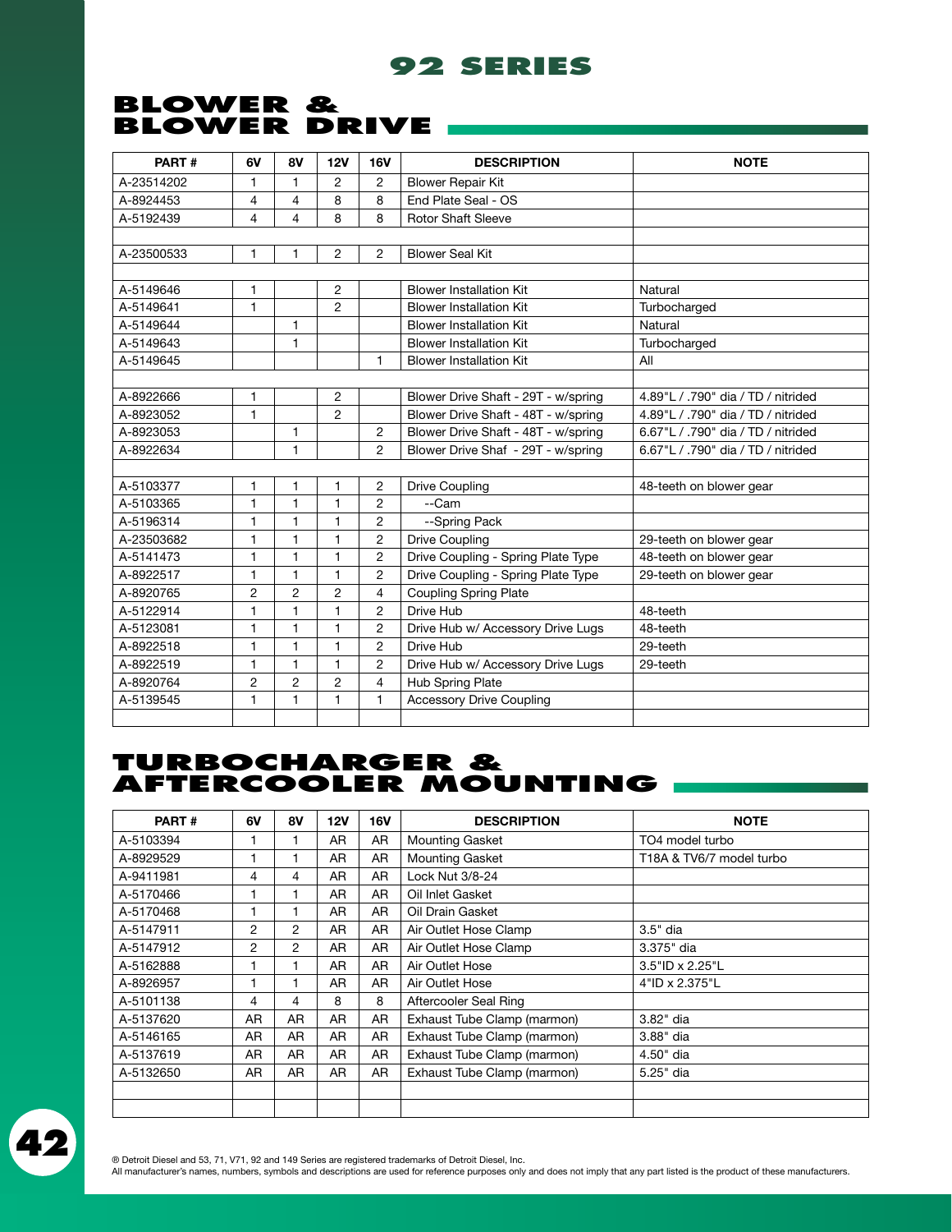# 92 SERIES

## BLOWER & BLOWER DRIVE

| PART # | 6V | 8V | 12V | 16V | DESCRIPTION | NOTE |
|---|---|---|---|---|---|---|
| A-23514202 | 1 | 1 | 2 | 2 | Blower Repair Kit | |
| A-8924453 | 4 | 4 | 8 | 8 | End Plate Seal - OS | |
| A-5192439 | 4 | 4 | 8 | 8 | Rotor Shaft Sleeve | |
| | | | | | | |
| A-23500533 | 1 | 1 | 2 | 2 | Blower Seal Kit | |
| | | | | | | |
| A-5149646 | 1 | | 2 | | Blower Installation Kit | Natural |
| A-5149641 | 1 | | 2 | | Blower Installation Kit | Turbocharged |
| A-5149644 | | 1 | | | Blower Installation Kit | Natural |
| A-5149643 | | 1 | | | Blower Installation Kit | Turbocharged |
| A-5149645 | | | | 1 | Blower Installation Kit | All |
| | | | | | | |
| A-8922666 | 1 | | 2 | | Blower Drive Shaft - 29T - w/spring | 4.89"L / .790" dia / TD / nitrided |
| A-8923052 | 1 | | 2 | | Blower Drive Shaft - 48T - w/spring | 4.89"L / .790" dia / TD / nitrided |
| A-8923053 | | 1 | | 2 | Blower Drive Shaft - 48T - w/spring | 6.67"L / .790" dia / TD / nitrided |
| A-8922634 | | 1 | | 2 | Blower Drive Shaf - 29T - w/spring | 6.67"L / .790" dia / TD / nitrided |
| | | | | | | |
| A-5103377 | 1 | 1 | 1 | 2 | Drive Coupling | 48-teeth on blower gear |
| A-5103365 | 1 | 1 | 1 | 2 | --Cam | |
| A-5196314 | 1 | 1 | 1 | 2 | --Spring Pack | |
| A-23503682 | 1 | 1 | 1 | 2 | Drive Coupling | 29-teeth on blower gear |
| A-5141473 | 1 | 1 | 1 | 2 | Drive Coupling - Spring Plate Type | 48-teeth on blower gear |
| A-8922517 | 1 | 1 | 1 | 2 | Drive Coupling - Spring Plate Type | 29-teeth on blower gear |
| A-8920765 | 2 | 2 | 2 | 4 | Coupling Spring Plate | |
| A-5122914 | 1 | 1 | 1 | 2 | Drive Hub | 48-teeth |
| A-5123081 | 1 | 1 | 1 | 2 | Drive Hub w/ Accessory Drive Lugs | 48-teeth |
| A-8922518 | 1 | 1 | 1 | 2 | Drive Hub | 29-teeth |
| A-8922519 | 1 | 1 | 1 | 2 | Drive Hub w/ Accessory Drive Lugs | 29-teeth |
| A-8920764 | 2 | 2 | 2 | 4 | Hub Spring Plate | |
| A-5139545 | 1 | 1 | 1 | 1 | Accessory Drive Coupling | |
| | | | | | | |

## TURBOCHARGER & AFTERCOOLER MOUNTING

| PART # | 6V | 8V | 12V | 16V | DESCRIPTION | NOTE |
|---|---|---|---|---|---|---|
| A-5103394 | 1 | 1 | AR | AR | Mounting Gasket | TO4 model turbo |
| A-8929529 | 1 | 1 | AR | AR | Mounting Gasket | T18A & TV6/7 model turbo |
| A-9411981 | 4 | 4 | AR | AR | Lock Nut 3/8-24 | |
| A-5170466 | 1 | 1 | AR | AR | Oil Inlet Gasket | |
| A-5170468 | 1 | 1 | AR | AR | Oil Drain Gasket | |
| A-5147911 | 2 | 2 | AR | AR | Air Outlet Hose Clamp | 3.5" dia |
| A-5147912 | 2 | 2 | AR | AR | Air Outlet Hose Clamp | 3.375" dia |
| A-5162888 | 1 | 1 | AR | AR | Air Outlet Hose | 3.5"ID x 2.25"L |
| A-8926957 | 1 | 1 | AR | AR | Air Outlet Hose | 4"ID x 2.375"L |
| A-5101138 | 4 | 4 | 8 | 8 | Aftercooler Seal Ring | |
| A-5137620 | AR | AR | AR | AR | Exhaust Tube Clamp (marmon) | 3.82" dia |
| A-5146165 | AR | AR | AR | AR | Exhaust Tube Clamp (marmon) | 3.88" dia |
| A-5137619 | AR | AR | AR | AR | Exhaust Tube Clamp (marmon) | 4.50" dia |
| A-5132650 | AR | AR | AR | AR | Exhaust Tube Clamp (marmon) | 5.25" dia |
| | | | | | | |
| | | | | | | |

® Detroit Diesel and 53, 71, V71, 92 and 149 Series are registered trademarks of Detroit Diesel, Inc.
All manufacturer's names, numbers, symbols and descriptions are used for reference purposes only and does not imply that any part listed is the product of these manufacturers.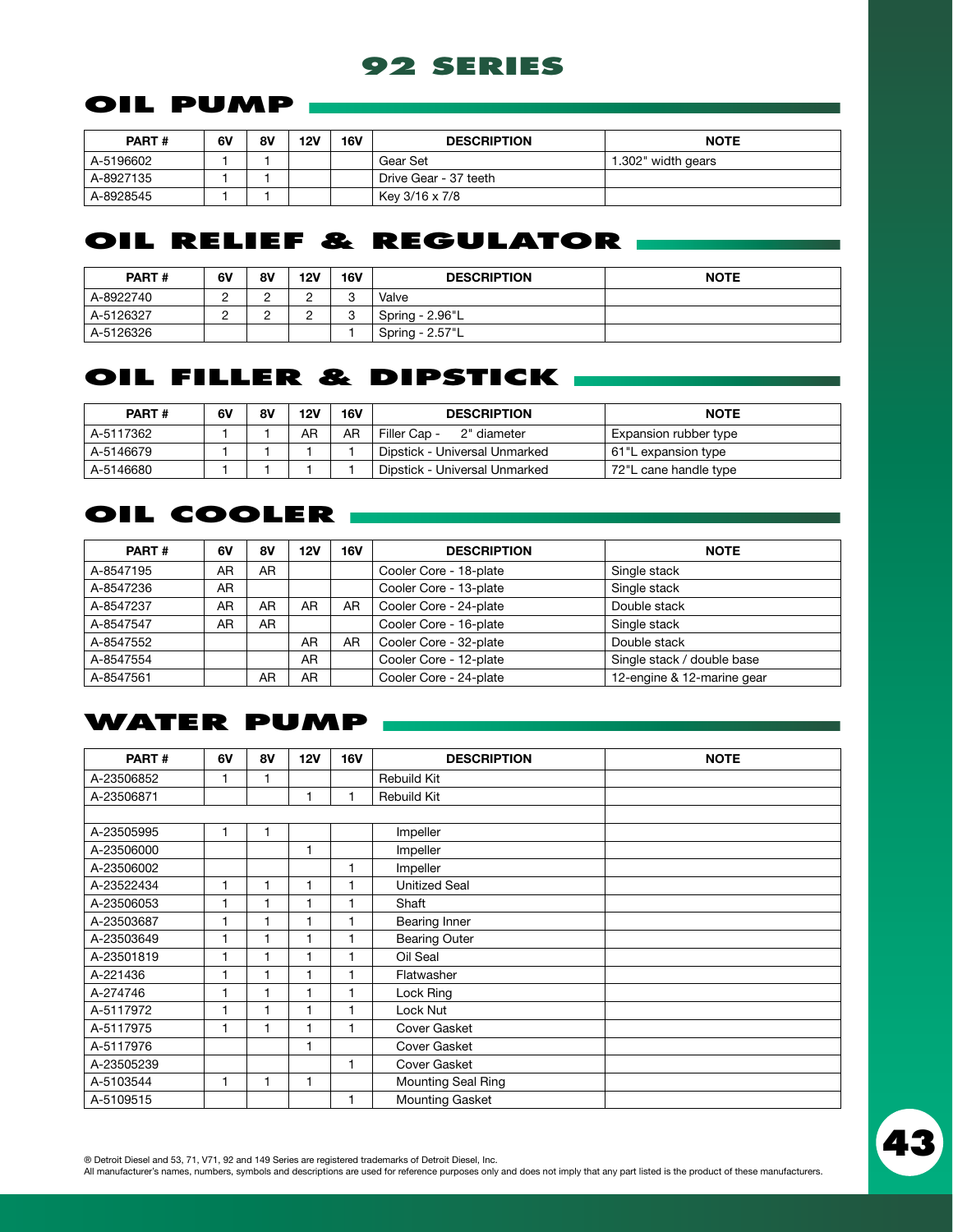# 92 SERIES

## OIL PUMP

| PART # | 6V | 8V | 12V | 16V | DESCRIPTION | NOTE |
|---|---|---|---|---|---|---|
| A-5196602 | 1 | 1 | | | Gear Set | 1.302" width gears |
| A-8927135 | 1 | 1 | | | Drive Gear - 37 teeth | |
| A-8928545 | 1 | 1 | | | Key 3/16 x 7/8 | |

## OIL RELIEF & REGULATOR

| PART # | 6V | 8V | 12V | 16V | DESCRIPTION | NOTE |
|---|---|---|---|---|---|---|
| A-8922740 | 2 | 2 | 2 | 3 | Valve | |
| A-5126327 | 2 | 2 | 2 | 3 | Spring - 2.96"L | |
| A-5126326 | | | | 1 | Spring - 2.57"L | |

## OIL FILLER & DIPSTICK

| PART # | 6V | 8V | 12V | 16V | DESCRIPTION | NOTE |
|---|---|---|---|---|---|---|
| A-5117362 | 1 | 1 | AR | AR | Filler Cap - 2" diameter | Expansion rubber type |
| A-5146679 | 1 | 1 | 1 | 1 | Dipstick - Universal Unmarked | 61"L expansion type |
| A-5146680 | 1 | 1 | 1 | 1 | Dipstick - Universal Unmarked | 72"L cane handle type |

## OIL COOLER

| PART # | 6V | 8V | 12V | 16V | DESCRIPTION | NOTE |
|---|---|---|---|---|---|---|
| A-8547195 | AR | AR | | | Cooler Core - 18-plate | Single stack |
| A-8547236 | AR | | | | Cooler Core - 13-plate | Single stack |
| A-8547237 | AR | AR | AR | AR | Cooler Core - 24-plate | Double stack |
| A-8547547 | AR | AR | | | Cooler Core - 16-plate | Single stack |
| A-8547552 | | | AR | AR | Cooler Core - 32-plate | Double stack |
| A-8547554 | | | AR | | Cooler Core - 12-plate | Single stack / double base |
| A-8547561 | | AR | AR | | Cooler Core - 24-plate | 12-engine & 12-marine gear |

## WATER PUMP

| PART # | 6V | 8V | 12V | 16V | DESCRIPTION | NOTE |
|---|---|---|---|---|---|---|
| A-23506852 | 1 | 1 | | | Rebuild Kit | |
| A-23506871 | | | 1 | 1 | Rebuild Kit | |
| | | | | | | |
| A-23505995 | 1 | 1 | | | Impeller | |
| A-23506000 | | | 1 | | Impeller | |
| A-23506002 | | | | 1 | Impeller | |
| A-23522434 | 1 | 1 | 1 | 1 | Unitized Seal | |
| A-23506053 | 1 | 1 | 1 | 1 | Shaft | |
| A-23503687 | 1 | 1 | 1 | 1 | Bearing Inner | |
| A-23503649 | 1 | 1 | 1 | 1 | Bearing Outer | |
| A-23501819 | 1 | 1 | 1 | 1 | Oil Seal | |
| A-221436 | 1 | 1 | 1 | 1 | Flatwasher | |
| A-274746 | 1 | 1 | 1 | 1 | Lock Ring | |
| A-5117972 | 1 | 1 | 1 | 1 | Lock Nut | |
| A-5117975 | 1 | 1 | 1 | 1 | Cover Gasket | |
| A-5117976 | | | 1 | | Cover Gasket | |
| A-23505239 | | | | 1 | Cover Gasket | |
| A-5103544 | 1 | 1 | 1 | | Mounting Seal Ring | |
| A-5109515 | | | | 1 | Mounting Gasket | |

® Detroit Diesel and 53, 71, V71, 92 and 149 Series are registered trademarks of Detroit Diesel, Inc.
All manufacturer's names, numbers, symbols and descriptions are used for reference purposes only and does not imply that any part listed is the product of these manufacturers.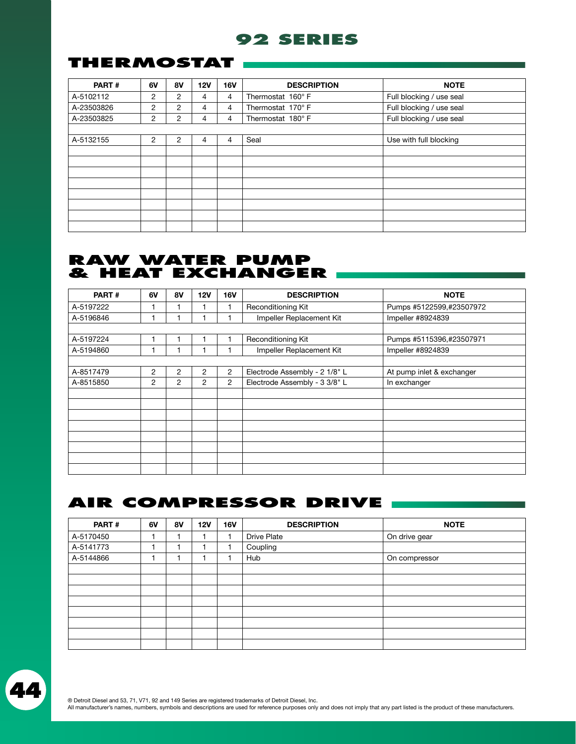# 92 SERIES

## THERMOSTAT

| PART # | 6V | 8V | 12V | 16V | DESCRIPTION | NOTE |
|---|---|---|---|---|---|---|
| A-5102112 | 2 | 2 | 4 | 4 | Thermostat 160° F | Full blocking / use seal |
| A-23503826 | 2 | 2 | 4 | 4 | Thermostat 170° F | Full blocking / use seal |
| A-23503825 | 2 | 2 | 4 | 4 | Thermostat 180° F | Full blocking / use seal |
| | | | | | | |
| A-5132155 | 2 | 2 | 4 | 4 | Seal | Use with full blocking |

## RAW WATER PUMP & HEAT EXCHANGER

| PART # | 6V | 8V | 12V | 16V | DESCRIPTION | NOTE |
|---|---|---|---|---|---|---|
| A-5197222 | 1 | 1 | 1 | 1 | Reconditioning Kit | Pumps #5122599,#23507972 |
| A-5196846 | 1 | 1 | 1 | 1 | Impeller Replacement Kit | Impeller #8924839 |
| | | | | | | |
| A-5197224 | 1 | 1 | 1 | 1 | Reconditioning Kit | Pumps #5115396,#23507971 |
| A-5194860 | 1 | 1 | 1 | 1 | Impeller Replacement Kit | Impeller #8924839 |
| | | | | | | |
| A-8517479 | 2 | 2 | 2 | 2 | Electrode Assembly - 2 1/8" L | At pump inlet & exchanger |
| A-8515850 | 2 | 2 | 2 | 2 | Electrode Assembly - 3 3/8" L | In exchanger |

## AIR COMPRESSOR DRIVE

| PART # | 6V | 8V | 12V | 16V | DESCRIPTION | NOTE |
|---|---|---|---|---|---|---|
| A-5170450 | 1 | 1 | 1 | 1 | Drive Plate | On drive gear |
| A-5141773 | 1 | 1 | 1 | 1 | Coupling | |
| A-5144866 | 1 | 1 | 1 | 1 | Hub | On compressor |

® Detroit Diesel and 53, 71, V71, 92 and 149 Series are registered trademarks of Detroit Diesel, Inc.
All manufacturer's names, numbers, symbols and descriptions are used for reference purposes only and does not imply that any part listed is the product of these manufacturers.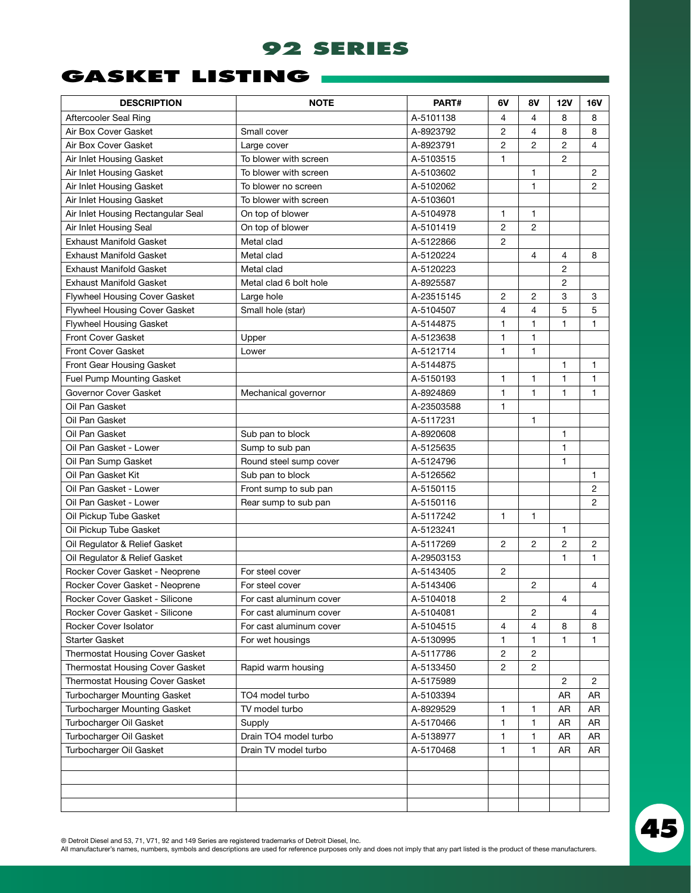# 92 SERIES

## GASKET LISTING

| DESCRIPTION | NOTE | PART# | 6V | 8V | 12V | 16V |
|---|---|---|---|---|---|---|
| Aftercooler Seal Ring | | A-5101138 | 4 | 4 | 8 | 8 |
| Air Box Cover Gasket | Small cover | A-8923792 | 2 | 4 | 8 | 8 |
| Air Box Cover Gasket | Large cover | A-8923791 | 2 | 2 | 2 | 4 |
| Air Inlet Housing Gasket | To blower with screen | A-5103515 | 1 | | 2 | |
| Air Inlet Housing Gasket | To blower with screen | A-5103602 | | 1 | | 2 |
| Air Inlet Housing Gasket | To blower no screen | A-5102062 | | 1 | | 2 |
| Air Inlet Housing Gasket | To blower with screen | A-5103601 | | | | |
| Air Inlet Housing Rectangular Seal | On top of blower | A-5104978 | 1 | 1 | | |
| Air Inlet Housing Seal | On top of blower | A-5101419 | 2 | 2 | | |
| Exhaust Manifold Gasket | Metal clad | A-5122866 | 2 | | | |
| Exhaust Manifold Gasket | Metal clad | A-5120224 | | 4 | 4 | 8 |
| Exhaust Manifold Gasket | Metal clad | A-5120223 | | | 2 | |
| Exhaust Manifold Gasket | Metal clad 6 bolt hole | A-8925587 | | | 2 | |
| Flywheel Housing Cover Gasket | Large hole | A-23515145 | 2 | 2 | 3 | 3 |
| Flywheel Housing Cover Gasket | Small hole (star) | A-5104507 | 4 | 4 | 5 | 5 |
| Flywheel Housing Gasket | | A-5144875 | 1 | 1 | 1 | 1 |
| Front Cover Gasket | Upper | A-5123638 | 1 | 1 | | |
| Front Cover Gasket | Lower | A-5121714 | 1 | 1 | | |
| Front Gear Housing Gasket | | A-5144875 | | | 1 | 1 |
| Fuel Pump Mounting Gasket | | A-5150193 | 1 | 1 | 1 | 1 |
| Governor Cover Gasket | Mechanical governor | A-8924869 | 1 | 1 | 1 | 1 |
| Oil Pan Gasket | | A-23503588 | 1 | | | |
| Oil Pan Gasket | | A-5117231 | | 1 | | |
| Oil Pan Gasket | Sub pan to block | A-8920608 | | | 1 | |
| Oil Pan Gasket - Lower | Sump to sub pan | A-5125635 | | | 1 | |
| Oil Pan Sump Gasket | Round steel sump cover | A-5124796 | | | 1 | |
| Oil Pan Gasket Kit | Sub pan to block | A-5126562 | | | | 1 |
| Oil Pan Gasket - Lower | Front sump to sub pan | A-5150115 | | | | 2 |
| Oil Pan Gasket - Lower | Rear sump to sub pan | A-5150116 | | | | 2 |
| Oil Pickup Tube Gasket | | A-5117242 | 1 | 1 | | |
| Oil Pickup Tube Gasket | | A-5123241 | | | 1 | |
| Oil Regulator & Relief Gasket | | A-5117269 | 2 | 2 | 2 | 2 |
| Oil Regulator & Relief Gasket | | A-29503153 | | | 1 | 1 |
| Rocker Cover Gasket - Neoprene | For steel cover | A-5143405 | 2 | | | |
| Rocker Cover Gasket - Neoprene | For steel cover | A-5143406 | | 2 | | 4 |
| Rocker Cover Gasket - Silicone | For cast aluminum cover | A-5104018 | 2 | | 4 | |
| Rocker Cover Gasket - Silicone | For cast aluminum cover | A-5104081 | | 2 | | 4 |
| Rocker Cover Isolator | For cast aluminum cover | A-5104515 | 4 | 4 | 8 | 8 |
| Starter Gasket | For wet housings | A-5130995 | 1 | 1 | 1 | 1 |
| Thermostat Housing Cover Gasket | | A-5117786 | 2 | 2 | | |
| Thermostat Housing Cover Gasket | Rapid warm housing | A-5133450 | 2 | 2 | | |
| Thermostat Housing Cover Gasket | | A-5175989 | | | 2 | 2 |
| Turbocharger Mounting Gasket | TO4 model turbo | A-5103394 | | | AR | AR |
| Turbocharger Mounting Gasket | TV model turbo | A-8929529 | 1 | 1 | AR | AR |
| Turbocharger Oil Gasket | Supply | A-5170466 | 1 | 1 | AR | AR |
| Turbocharger Oil Gasket | Drain TO4 model turbo | A-5138977 | 1 | 1 | AR | AR |
| Turbocharger Oil Gasket | Drain TV model turbo | A-5170468 | 1 | 1 | AR | AR |
| | | | | | | |
| | | | | | | |
| | | | | | | |
| | | | | | | |

® Detroit Diesel and 53, 71, V71, 92 and 149 Series are registered trademarks of Detroit Diesel, Inc.
All manufacturer's names, numbers, symbols and descriptions are used for reference purposes only and does not imply that any part listed is the product of these manufacturers.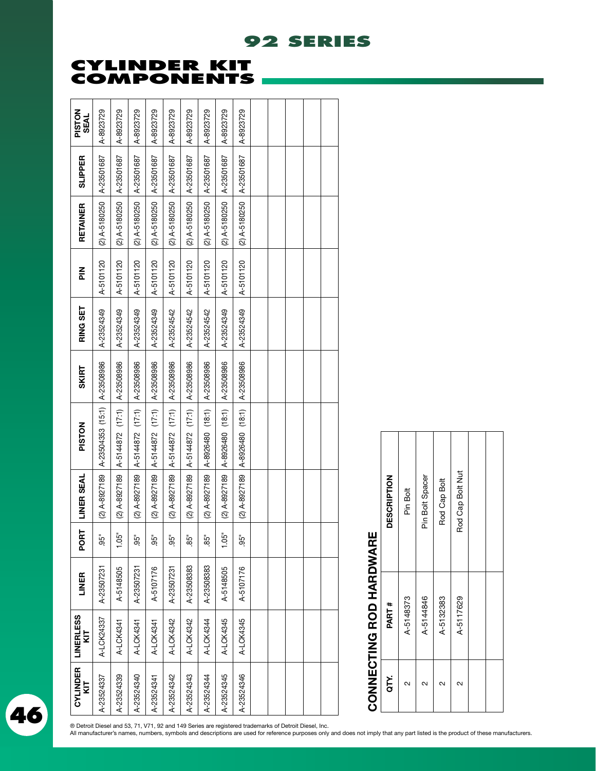# 92 SERIES

## CYLINDER KIT COMPONENTS

| CYLINDER KIT | LINERLESS KIT | LINER | PORT | LINER SEAL | PISTON | SKIRT | RING SET | PIN | RETAINER | SLIPPER | PISTON SEAL |
|---|---|---|---|---|---|---|---|---|---|---|---|
| A-23524337 | A-LCK24337 | A-23507231 | .95" | (2) A-8927189 | A-23504353 (15:1) | A-23508986 | A-23524349 | A-5101120 | (2) A-5180250 | A-23501687 | A-8923729 |
| A-23524339 | A-LCK4341 | A-5148505 | 1.05" | (2) A-8927189 | A-5144872 (17:1) | A-23508986 | A-23524349 | A-5101120 | (2) A-5180250 | A-23501687 | A-8923729 |
| A-23524340 | A-LCK4341 | A-23507231 | .95" | (2) A-8927189 | A-5144872 (17:1) | A-23508986 | A-23524349 | A-5101120 | (2) A-5180250 | A-23501687 | A-8923729 |
| A-23524341 | A-LCK4341 | A-5107176 | .95" | (2) A-8927189 | A-5144872 (17:1) | A-23508986 | A-23524349 | A-5101120 | (2) A-5180250 | A-23501687 | A-8923729 |
| A-23524342 | A-LCK4342 | A-23507231 | .95" | (2) A-8927189 | A-5144872 (17:1) | A-23508986 | A-23524542 | A-5101120 | (2) A-5180250 | A-23501687 | A-8923729 |
| A-23524343 | A-LCK4342 | A-23508383 | .85" | (2) A-8927189 | A-5144872 (17:1) | A-23508986 | A-23524542 | A-5101120 | (2) A-5180250 | A-23501687 | A-8923729 |
| A-23524344 | A-LCK4344 | A-23508383 | .85" | (2) A-8927189 | A-8926480 (18:1) | A-23508986 | A-23524542 | A-5101120 | (2) A-5180250 | A-23501687 | A-8923729 |
| A-23524345 | A-LCK4345 | A-5148505 | 1.05" | (2) A-8927189 | A-8926480 (18:1) | A-23508986 | A-23524349 | A-5101120 | (2) A-5180250 | A-23501687 | A-8923729 |
| A-23524346 | A-LCK4345 | A-5107176 | .95" | (2) A-8927189 | A-8926480 (18:1) | A-23508986 | A-23524349 | A-5101120 | (2) A-5180250 | A-23501687 | A-8923729 |

## CONNECTING ROD HARDWARE

| QTY. | PART # | DESCRIPTION |
|---|---|---|
| 2 | A-5148373 | Pin Bolt |
| 2 | A-5144846 | Pin Bolt Spacer |
| 2 | A-5132383 | Rod Cap Bolt |
| 2 | A-5117629 | Rod Cap Bolt Nut |

® Detroit Diesel and 53, 71, V71, 92 and 149 Series are registered trademarks of Detroit Diesel, Inc.
All manufacturer's names, numbers, symbols and descriptions are used for reference purposes only and does not imply that any part listed is the product of these manufacturers.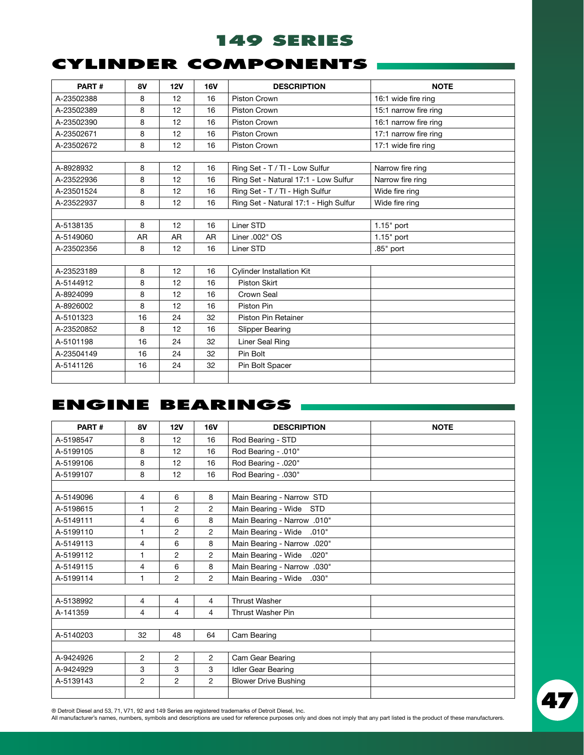# 149 SERIES

## CYLINDER COMPONENTS

| PART # | 8V | 12V | 16V | DESCRIPTION | NOTE |
|---|---|---|---|---|---|
| A-23502388 | 8 | 12 | 16 | Piston Crown | 16:1 wide fire ring |
| A-23502389 | 8 | 12 | 16 | Piston Crown | 15:1 narrow fire ring |
| A-23502390 | 8 | 12 | 16 | Piston Crown | 16:1 narrow fire ring |
| A-23502671 | 8 | 12 | 16 | Piston Crown | 17:1 narrow fire ring |
| A-23502672 | 8 | 12 | 16 | Piston Crown | 17:1 wide fire ring |
| | | | | | |
| A-8928932 | 8 | 12 | 16 | Ring Set - T / TI - Low Sulfur | Narrow fire ring |
| A-23522936 | 8 | 12 | 16 | Ring Set - Natural 17:1 - Low Sulfur | Narrow fire ring |
| A-23501524 | 8 | 12 | 16 | Ring Set - T / TI - High Sulfur | Wide fire ring |
| A-23522937 | 8 | 12 | 16 | Ring Set - Natural 17:1 - High Sulfur | Wide fire ring |
| | | | | | |
| A-5138135 | 8 | 12 | 16 | Liner STD | 1.15" port |
| A-5149060 | AR | AR | AR | Liner .002" OS | 1.15" port |
| A-23502356 | 8 | 12 | 16 | Liner STD | .85" port |
| | | | | | |
| A-23523189 | 8 | 12 | 16 | Cylinder Installation Kit | |
| A-5144912 | 8 | 12 | 16 | Piston Skirt | |
| A-8924099 | 8 | 12 | 16 | Crown Seal | |
| A-8926002 | 8 | 12 | 16 | Piston Pin | |
| A-5101323 | 16 | 24 | 32 | Piston Pin Retainer | |
| A-23520852 | 8 | 12 | 16 | Slipper Bearing | |
| A-5101198 | 16 | 24 | 32 | Liner Seal Ring | |
| A-23504149 | 16 | 24 | 32 | Pin Bolt | |
| A-5141126 | 16 | 24 | 32 | Pin Bolt Spacer | |

## ENGINE BEARINGS

| PART # | 8V | 12V | 16V | DESCRIPTION | NOTE |
|---|---|---|---|---|---|
| A-5198547 | 8 | 12 | 16 | Rod Bearing - STD | |
| A-5199105 | 8 | 12 | 16 | Rod Bearing - .010" | |
| A-5199106 | 8 | 12 | 16 | Rod Bearing - .020" | |
| A-5199107 | 8 | 12 | 16 | Rod Bearing - .030" | |
| | | | | | |
| A-5149096 | 4 | 6 | 8 | Main Bearing - Narrow STD | |
| A-5198615 | 1 | 2 | 2 | Main Bearing - Wide STD | |
| A-5149111 | 4 | 6 | 8 | Main Bearing - Narrow .010" | |
| A-5199110 | 1 | 2 | 2 | Main Bearing - Wide .010" | |
| A-5149113 | 4 | 6 | 8 | Main Bearing - Narrow .020" | |
| A-5199112 | 1 | 2 | 2 | Main Bearing - Wide .020" | |
| A-5149115 | 4 | 6 | 8 | Main Bearing - Narrow .030" | |
| A-5199114 | 1 | 2 | 2 | Main Bearing - Wide .030" | |
| | | | | | |
| A-5138992 | 4 | 4 | 4 | Thrust Washer | |
| A-141359 | 4 | 4 | 4 | Thrust Washer Pin | |
| | | | | | |
| A-5140203 | 32 | 48 | 64 | Cam Bearing | |
| | | | | | |
| A-9424926 | 2 | 2 | 2 | Cam Gear Bearing | |
| A-9424929 | 3 | 3 | 3 | Idler Gear Bearing | |
| A-5139143 | 2 | 2 | 2 | Blower Drive Bushing | |

® Detroit Diesel and 53, 71, V71, 92 and 149 Series are registered trademarks of Detroit Diesel, Inc.
All manufacturer's names, numbers, symbols and descriptions are used for reference purposes only and does not imply that any part listed is the product of these manufacturers.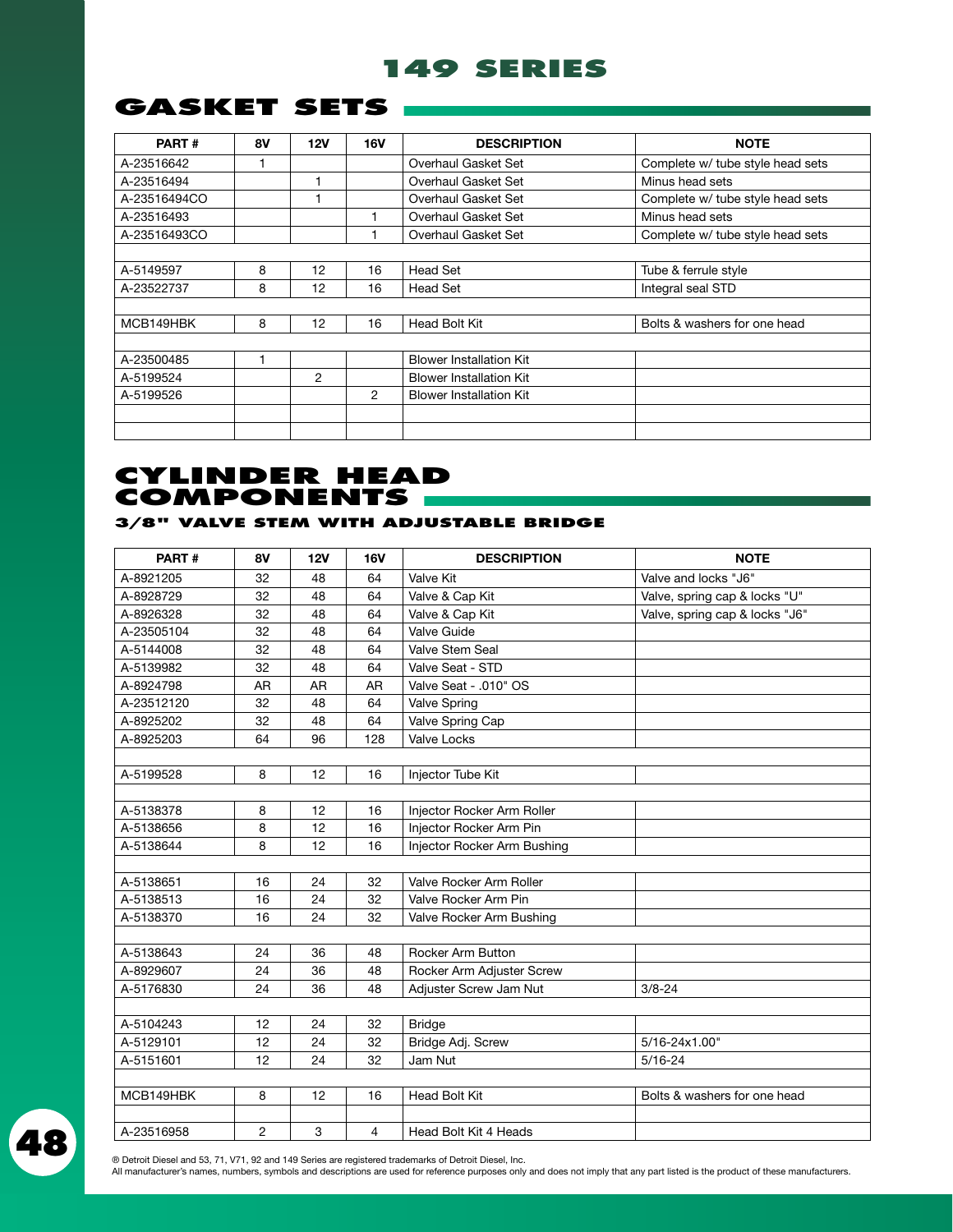# 149 SERIES

## GASKET SETS

| PART # | 8V | 12V | 16V | DESCRIPTION | NOTE |
|---|---|---|---|---|---|
| A-23516642 | 1 | | | Overhaul Gasket Set | Complete w/ tube style head sets |
| A-23516494 | | 1 | | Overhaul Gasket Set | Minus head sets |
| A-23516494CO | | 1 | | Overhaul Gasket Set | Complete w/ tube style head sets |
| A-23516493 | | | 1 | Overhaul Gasket Set | Minus head sets |
| A-23516493CO | | | 1 | Overhaul Gasket Set | Complete w/ tube style head sets |
| | | | | | |
| A-5149597 | 8 | 12 | 16 | Head Set | Tube & ferrule style |
| A-23522737 | 8 | 12 | 16 | Head Set | Integral seal STD |
| | | | | | |
| MCB149HBK | 8 | 12 | 16 | Head Bolt Kit | Bolts & washers for one head |
| | | | | | |
| A-23500485 | 1 | | | Blower Installation Kit | |
| A-5199524 | | 2 | | Blower Installation Kit | |
| A-5199526 | | | 2 | Blower Installation Kit | |
| | | | | | |
| | | | | | |

## CYLINDER HEAD COMPONENTS

### 3/8" VALVE STEM WITH ADJUSTABLE BRIDGE

| PART # | 8V | 12V | 16V | DESCRIPTION | NOTE |
|---|---|---|---|---|---|
| A-8921205 | 32 | 48 | 64 | Valve Kit | Valve and locks "J6" |
| A-8928729 | 32 | 48 | 64 | Valve & Cap Kit | Valve, spring cap & locks "U" |
| A-8926328 | 32 | 48 | 64 | Valve & Cap Kit | Valve, spring cap & locks "J6" |
| A-23505104 | 32 | 48 | 64 | Valve Guide | |
| A-5144008 | 32 | 48 | 64 | Valve Stem Seal | |
| A-5139982 | 32 | 48 | 64 | Valve Seat - STD | |
| A-8924798 | AR | AR | AR | Valve Seat - .010" OS | |
| A-23512120 | 32 | 48 | 64 | Valve Spring | |
| A-8925202 | 32 | 48 | 64 | Valve Spring Cap | |
| A-8925203 | 64 | 96 | 128 | Valve Locks | |
| | | | | | |
| A-5199528 | 8 | 12 | 16 | Injector Tube Kit | |
| | | | | | |
| A-5138378 | 8 | 12 | 16 | Injector Rocker Arm Roller | |
| A-5138656 | 8 | 12 | 16 | Injector Rocker Arm Pin | |
| A-5138644 | 8 | 12 | 16 | Injector Rocker Arm Bushing | |
| | | | | | |
| A-5138651 | 16 | 24 | 32 | Valve Rocker Arm Roller | |
| A-5138513 | 16 | 24 | 32 | Valve Rocker Arm Pin | |
| A-5138370 | 16 | 24 | 32 | Valve Rocker Arm Bushing | |
| | | | | | |
| A-5138643 | 24 | 36 | 48 | Rocker Arm Button | |
| A-8929607 | 24 | 36 | 48 | Rocker Arm Adjuster Screw | |
| A-5176830 | 24 | 36 | 48 | Adjuster Screw Jam Nut | 3/8-24 |
| | | | | | |
| A-5104243 | 12 | 24 | 32 | Bridge | |
| A-5129101 | 12 | 24 | 32 | Bridge Adj. Screw | 5/16-24x1.00" |
| A-5151601 | 12 | 24 | 32 | Jam Nut | 5/16-24 |
| | | | | | |
| MCB149HBK | 8 | 12 | 16 | Head Bolt Kit | Bolts & washers for one head |
| | | | | | |
| A-23516958 | 2 | 3 | 4 | Head Bolt Kit 4 Heads | |

® Detroit Diesel and 53, 71, V71, 92 and 149 Series are registered trademarks of Detroit Diesel, Inc.
All manufacturer's names, numbers, symbols and descriptions are used for reference purposes only and does not imply that any part listed is the product of these manufacturers.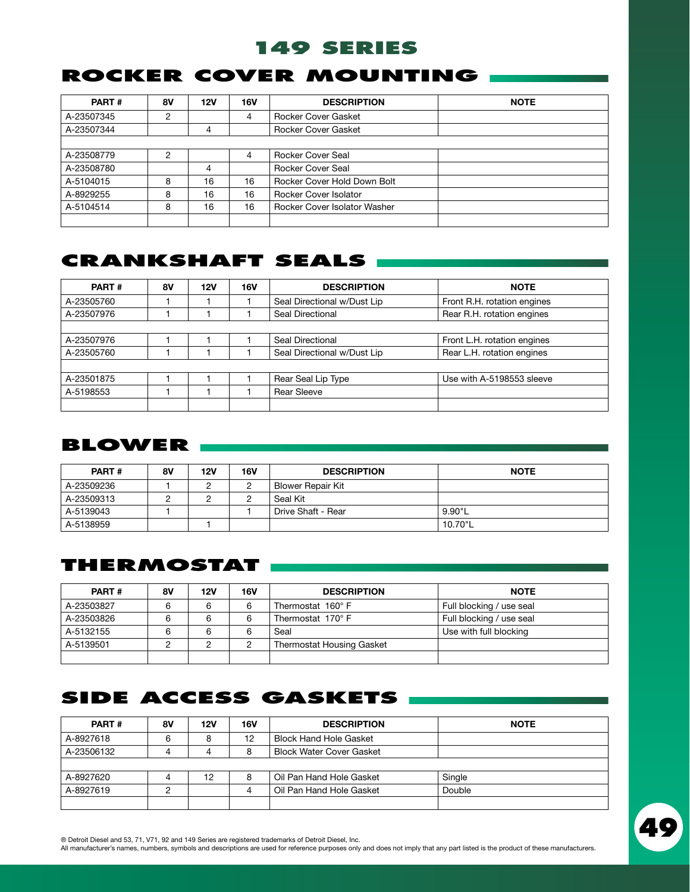# 149 SERIES

## ROCKER COVER MOUNTING

| PART # | 8V | 12V | 16V | DESCRIPTION | NOTE |
|---|---|---|---|---|---|
| A-23507345 | 2 | | 4 | Rocker Cover Gasket | |
| A-23507344 | | 4 | | Rocker Cover Gasket | |
| | | | | | |
| A-23508779 | 2 | | 4 | Rocker Cover Seal | |
| A-23508780 | | 4 | | Rocker Cover Seal | |
| A-5104015 | 8 | 16 | 16 | Rocker Cover Hold Down Bolt | |
| A-8929255 | 8 | 16 | 16 | Rocker Cover Isolator | |
| A-5104514 | 8 | 16 | 16 | Rocker Cover Isolator Washer | |
| | | | | | |

## CRANKSHAFT SEALS

| PART # | 8V | 12V | 16V | DESCRIPTION | NOTE |
|---|---|---|---|---|---|
| A-23505760 | 1 | 1 | 1 | Seal Directional w/Dust Lip | Front R.H. rotation engines |
| A-23507976 | 1 | 1 | 1 | Seal Directional | Rear R.H. rotation engines |
| | | | | | |
| A-23507976 | 1 | 1 | 1 | Seal Directional | Front L.H. rotation engines |
| A-23505760 | 1 | 1 | 1 | Seal Directional w/Dust Lip | Rear L.H. rotation engines |
| | | | | | |
| A-23501875 | 1 | 1 | 1 | Rear Seal Lip Type | Use with A-5198553 sleeve |
| A-5198553 | 1 | 1 | 1 | Rear Sleeve | |
| | | | | | |

## BLOWER

| PART # | 8V | 12V | 16V | DESCRIPTION | NOTE |
|---|---|---|---|---|---|
| A-23509236 | 1 | 2 | 2 | Blower Repair Kit | |
| A-23509313 | 2 | 2 | 2 | Seal Kit | |
| A-5139043 | 1 | | 1 | Drive Shaft - Rear | 9.90"L |
| A-5138959 | | 1 | | | 10.70"L |

## THERMOSTAT

| PART # | 8V | 12V | 16V | DESCRIPTION | NOTE |
|---|---|---|---|---|---|
| A-23503827 | 6 | 6 | 6 | Thermostat 160° F | Full blocking / use seal |
| A-23503826 | 6 | 6 | 6 | Thermostat 170° F | Full blocking / use seal |
| A-5132155 | 6 | 6 | 6 | Seal | Use with full blocking |
| A-5139501 | 2 | 2 | 2 | Thermostat Housing Gasket | |
| | | | | | |

## SIDE ACCESS GASKETS

| PART # | 8V | 12V | 16V | DESCRIPTION | NOTE |
|---|---|---|---|---|---|
| A-8927618 | 6 | 8 | 12 | Block Hand Hole Gasket | |
| A-23506132 | 4 | 4 | 8 | Block Water Cover Gasket | |
| | | | | | |
| A-8927620 | 4 | 12 | 8 | Oil Pan Hand Hole Gasket | Single |
| A-8927619 | 2 | | 4 | Oil Pan Hand Hole Gasket | Double |
| | | | | | |

® Detroit Diesel and 53, 71, V71, 92 and 149 Series are registered trademarks of Detroit Diesel, Inc.
All manufacturer's names, numbers, symbols and descriptions are used for reference purposes only and does not imply that any part listed is the product of these manufacturers.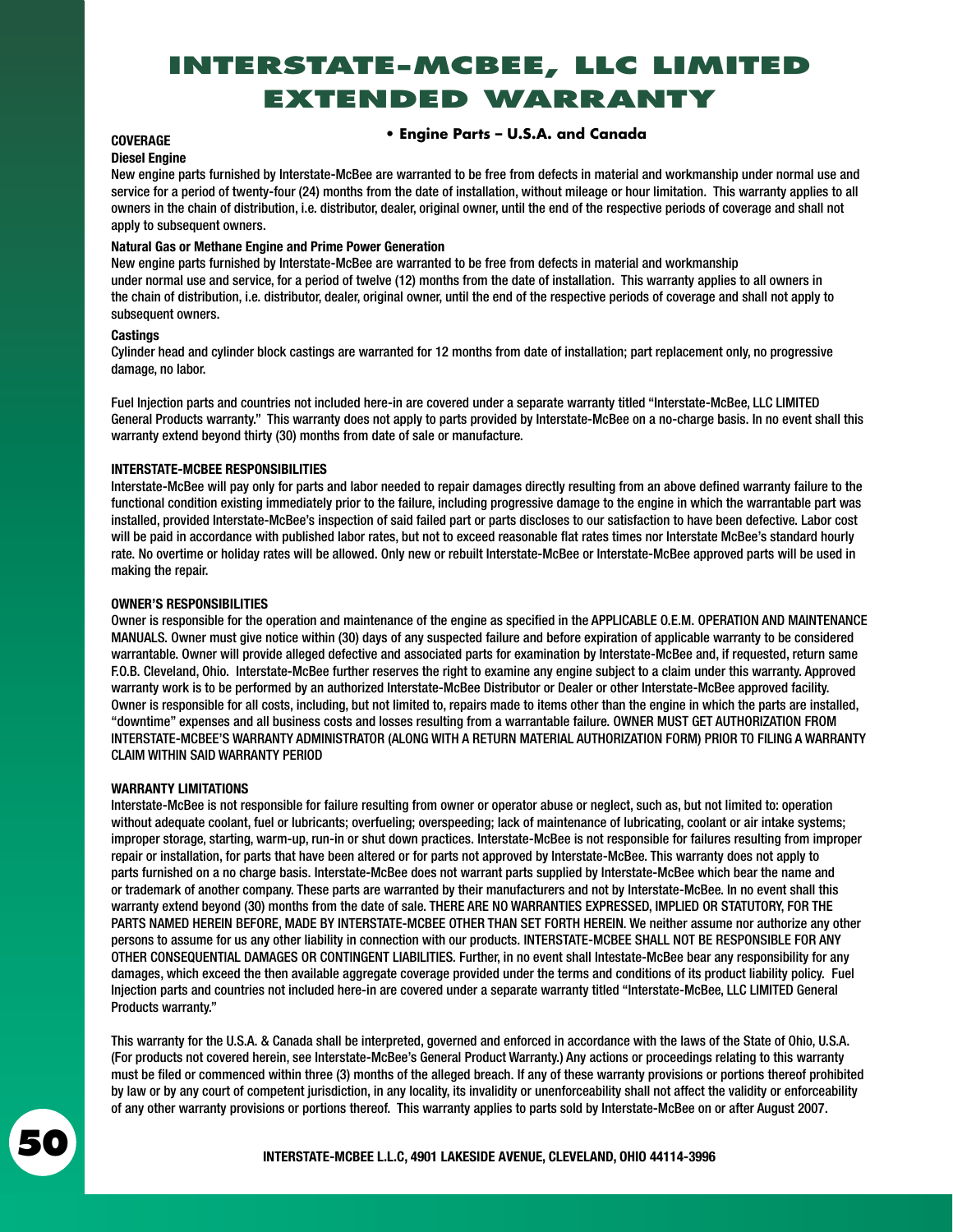# INTERSTATE-MCBEE, LLC LIMITED EXTENDED WARRANTY

**• Engine Parts – U.S.A. and Canada**

**COVERAGE**

**Diesel Engine**

New engine parts furnished by Interstate-McBee are warranted to be free from defects in material and workmanship under normal use and service for a period of twenty-four (24) months from the date of installation, without mileage or hour limitation. This warranty applies to all owners in the chain of distribution, i.e. distributor, dealer, original owner, until the end of the respective periods of coverage and shall not apply to subsequent owners.

**Natural Gas or Methane Engine and Prime Power Generation**

New engine parts furnished by Interstate-McBee are warranted to be free from defects in material and workmanship under normal use and service, for a period of twelve (12) months from the date of installation. This warranty applies to all owners in the chain of distribution, i.e. distributor, dealer, original owner, until the end of the respective periods of coverage and shall not apply to subsequent owners.

**Castings**

Cylinder head and cylinder block castings are warranted for 12 months from date of installation; part replacement only, no progressive damage, no labor.

Fuel Injection parts and countries not included here-in are covered under a separate warranty titled "Interstate-McBee, LLC LIMITED General Products warranty." This warranty does not apply to parts provided by Interstate-McBee on a no-charge basis. In no event shall this warranty extend beyond thirty (30) months from date of sale or manufacture.

**INTERSTATE-MCBEE RESPONSIBILITIES**

Interstate-McBee will pay only for parts and labor needed to repair damages directly resulting from an above defined warranty failure to the functional condition existing immediately prior to the failure, including progressive damage to the engine in which the warrantable part was installed, provided Interstate-McBee's inspection of said failed part or parts discloses to our satisfaction to have been defective. Labor cost will be paid in accordance with published labor rates, but not to exceed reasonable flat rates times nor Interstate McBee's standard hourly rate. No overtime or holiday rates will be allowed. Only new or rebuilt Interstate-McBee or Interstate-McBee approved parts will be used in making the repair.

**OWNER'S RESPONSIBILITIES**

Owner is responsible for the operation and maintenance of the engine as specified in the APPLICABLE O.E.M. OPERATION AND MAINTENANCE MANUALS. Owner must give notice within (30) days of any suspected failure and before expiration of applicable warranty to be considered warrantable. Owner will provide alleged defective and associated parts for examination by Interstate-McBee and, if requested, return same F.O.B. Cleveland, Ohio. Interstate-McBee further reserves the right to examine any engine subject to a claim under this warranty. Approved warranty work is to be performed by an authorized Interstate-McBee Distributor or Dealer or other Interstate-McBee approved facility. Owner is responsible for all costs, including, but not limited to, repairs made to items other than the engine in which the parts are installed, "downtime" expenses and all business costs and losses resulting from a warrantable failure. OWNER MUST GET AUTHORIZATION FROM INTERSTATE-MCBEE'S WARRANTY ADMINISTRATOR (ALONG WITH A RETURN MATERIAL AUTHORIZATION FORM) PRIOR TO FILING A WARRANTY CLAIM WITHIN SAID WARRANTY PERIOD

**WARRANTY LIMITATIONS**

Interstate-McBee is not responsible for failure resulting from owner or operator abuse or neglect, such as, but not limited to: operation without adequate coolant, fuel or lubricants; overfueling; overspeeding; lack of maintenance of lubricating, coolant or air intake systems; improper storage, starting, warm-up, run-in or shut down practices. Interstate-McBee is not responsible for failures resulting from improper repair or installation, for parts that have been altered or for parts not approved by Interstate-McBee. This warranty does not apply to parts furnished on a no charge basis. Interstate-McBee does not warrant parts supplied by Interstate-McBee which bear the name and or trademark of another company. These parts are warranted by their manufacturers and not by Interstate-McBee. In no event shall this warranty extend beyond (30) months from the date of sale. THERE ARE NO WARRANTIES EXPRESSED, IMPLIED OR STATUTORY, FOR THE PARTS NAMED HEREIN BEFORE, MADE BY INTERSTATE-MCBEE OTHER THAN SET FORTH HEREIN. We neither assume nor authorize any other persons to assume for us any other liability in connection with our products. INTERSTATE-MCBEE SHALL NOT BE RESPONSIBLE FOR ANY OTHER CONSEQUENTIAL DAMAGES OR CONTINGENT LIABILITIES. Further, in no event shall Intestate-McBee bear any responsibility for any damages, which exceed the then available aggregate coverage provided under the terms and conditions of its product liability policy. Fuel Injection parts and countries not included here-in are covered under a separate warranty titled "Interstate-McBee, LLC LIMITED General Products warranty."

This warranty for the U.S.A. & Canada shall be interpreted, governed and enforced in accordance with the laws of the State of Ohio, U.S.A. (For products not covered herein, see Interstate-McBee's General Product Warranty.) Any actions or proceedings relating to this warranty must be filed or commenced within three (3) months of the alleged breach. If any of these warranty provisions or portions thereof prohibited by law or by any court of competent jurisdiction, in any locality, its invalidity or unenforceability shall not affect the validity or enforceability of any other warranty provisions or portions thereof. This warranty applies to parts sold by Interstate-McBee on or after August 2007.

INTERSTATE-MCBEE L.L.C, 4901 LAKESIDE AVENUE, CLEVELAND, OHIO 44114-3996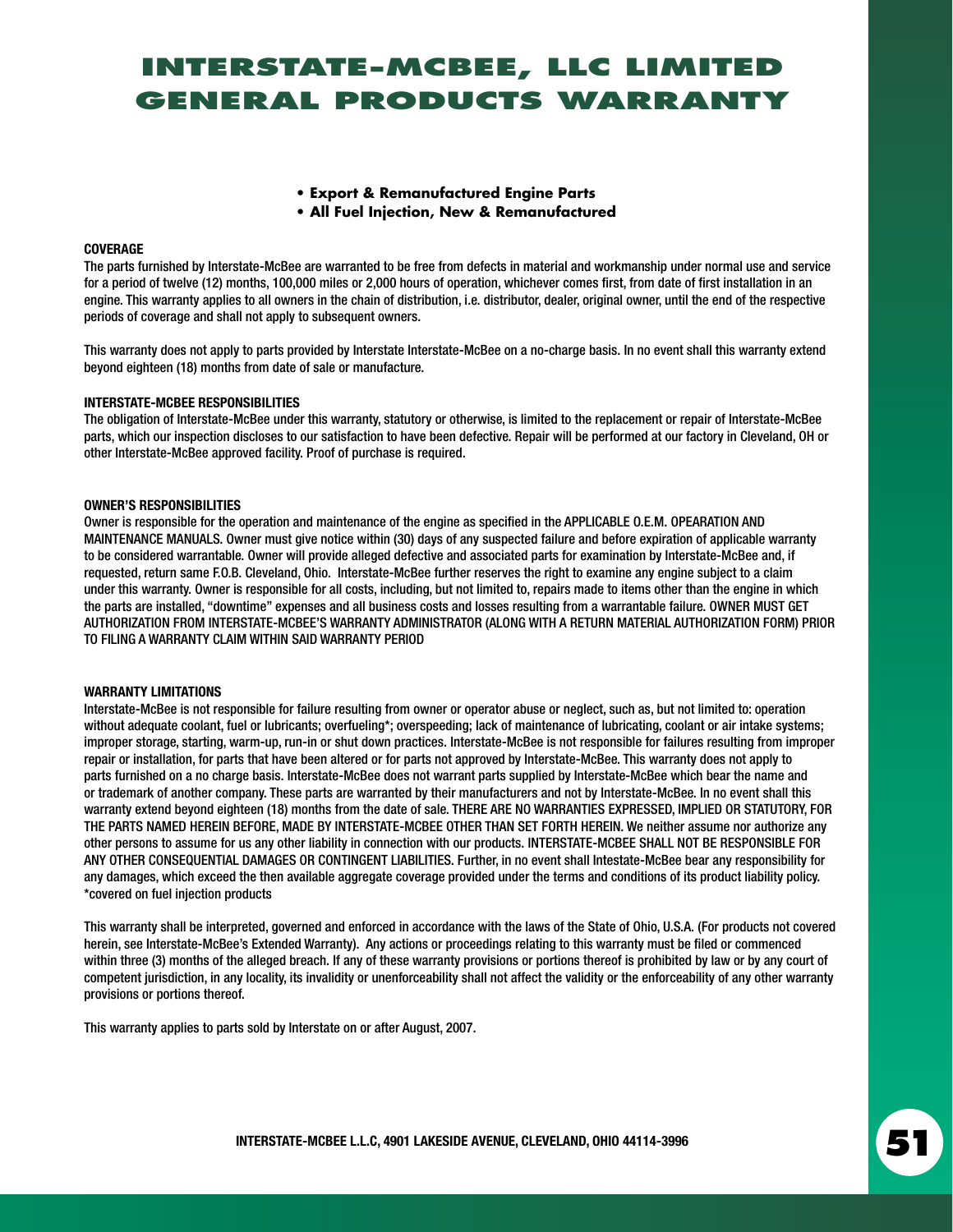# INTERSTATE-MCBEE, LLC LIMITED GENERAL PRODUCTS WARRANTY

- **Export & Remanufactured Engine Parts**
- **All Fuel Injection, New & Remanufactured**

**COVERAGE**

The parts furnished by Interstate-McBee are warranted to be free from defects in material and workmanship under normal use and service for a period of twelve (12) months, 100,000 miles or 2,000 hours of operation, whichever comes first, from date of first installation in an engine. This warranty applies to all owners in the chain of distribution, i.e. distributor, dealer, original owner, until the end of the respective periods of coverage and shall not apply to subsequent owners.

This warranty does not apply to parts provided by Interstate Interstate-McBee on a no-charge basis. In no event shall this warranty extend beyond eighteen (18) months from date of sale or manufacture.

**INTERSTATE-MCBEE RESPONSIBILITIES**

The obligation of Interstate-McBee under this warranty, statutory or otherwise, is limited to the replacement or repair of Interstate-McBee parts, which our inspection discloses to our satisfaction to have been defective. Repair will be performed at our factory in Cleveland, OH or other Interstate-McBee approved facility. Proof of purchase is required.

**OWNER'S RESPONSIBILITIES**

Owner is responsible for the operation and maintenance of the engine as specified in the APPLICABLE O.E.M. OPEARATION AND MAINTENANCE MANUALS. Owner must give notice within (30) days of any suspected failure and before expiration of applicable warranty to be considered warrantable. Owner will provide alleged defective and associated parts for examination by Interstate-McBee and, if requested, return same F.O.B. Cleveland, Ohio. Interstate-McBee further reserves the right to examine any engine subject to a claim under this warranty. Owner is responsible for all costs, including, but not limited to, repairs made to items other than the engine in which the parts are installed, "downtime" expenses and all business costs and losses resulting from a warrantable failure. OWNER MUST GET AUTHORIZATION FROM INTERSTATE-MCBEE'S WARRANTY ADMINISTRATOR (ALONG WITH A RETURN MATERIAL AUTHORIZATION FORM) PRIOR TO FILING A WARRANTY CLAIM WITHIN SAID WARRANTY PERIOD

**WARRANTY LIMITATIONS**

Interstate-McBee is not responsible for failure resulting from owner or operator abuse or neglect, such as, but not limited to: operation without adequate coolant, fuel or lubricants; overfueling*; overspeeding; lack of maintenance of lubricating, coolant or air intake systems; improper storage, starting, warm-up, run-in or shut down practices. Interstate-McBee is not responsible for failures resulting from improper repair or installation, for parts that have been altered or for parts not approved by Interstate-McBee. This warranty does not apply to parts furnished on a no charge basis. Interstate-McBee does not warrant parts supplied by Interstate-McBee which bear the name and or trademark of another company. These parts are warranted by their manufacturers and not by Interstate-McBee. In no event shall this warranty extend beyond eighteen (18) months from the date of sale. THERE ARE NO WARRANTIES EXPRESSED, IMPLIED OR STATUTORY, FOR THE PARTS NAMED HEREIN BEFORE, MADE BY INTERSTATE-MCBEE OTHER THAN SET FORTH HEREIN. We neither assume nor authorize any other persons to assume for us any other liability in connection with our products. INTERSTATE-MCBEE SHALL NOT BE RESPONSIBLE FOR ANY OTHER CONSEQUENTIAL DAMAGES OR CONTINGENT LIABILITIES. Further, in no event shall Intestate-McBee bear any responsibility for any damages, which exceed the then available aggregate coverage provided under the terms and conditions of its product liability policy.
*covered on fuel injection products

This warranty shall be interpreted, governed and enforced in accordance with the laws of the State of Ohio, U.S.A. (For products not covered herein, see Interstate-McBee's Extended Warranty). Any actions or proceedings relating to this warranty must be filed or commenced within three (3) months of the alleged breach. If any of these warranty provisions or portions thereof is prohibited by law or by any court of competent jurisdiction, in any locality, its invalidity or unenforceability shall not affect the validity or the enforceability of any other warranty provisions or portions thereof.

This warranty applies to parts sold by Interstate on or after August, 2007.

**INTERSTATE-MCBEE L.L.C, 4901 LAKESIDE AVENUE, CLEVELAND, OHIO 44114-3996**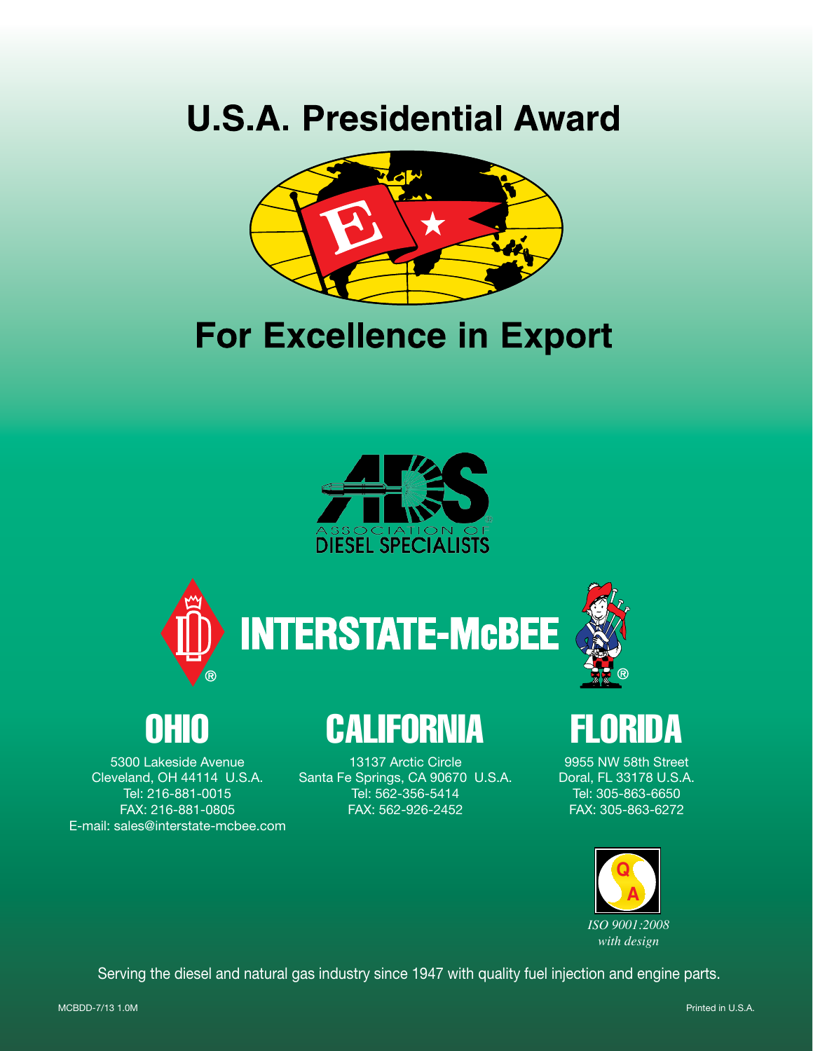# U.S.A. Presidential Award

## For Excellence in Export

ASSOCIATION OF DIESEL SPECIALISTS

INTERSTATE-McBEE

## OHIO

5300 Lakeside Avenue
Cleveland, OH 44114 U.S.A.
Tel: 216-881-0015
FAX: 216-881-0805
E-mail: sales@interstate-mcbee.com

## CALIFORNIA

13137 Arctic Circle
Santa Fe Springs, CA 90670 U.S.A.
Tel: 562-356-5414
FAX: 562-926-2452

## FLORIDA

9955 NW 58th Street
Doral, FL 33178 U.S.A.
Tel: 305-863-6650
FAX: 305-863-6272

*ISO 9001:2008*
*with design*

Serving the diesel and natural gas industry since 1947 with quality fuel injection and engine parts.

MCBDD-7/13 1.0M

Printed in U.S.A.